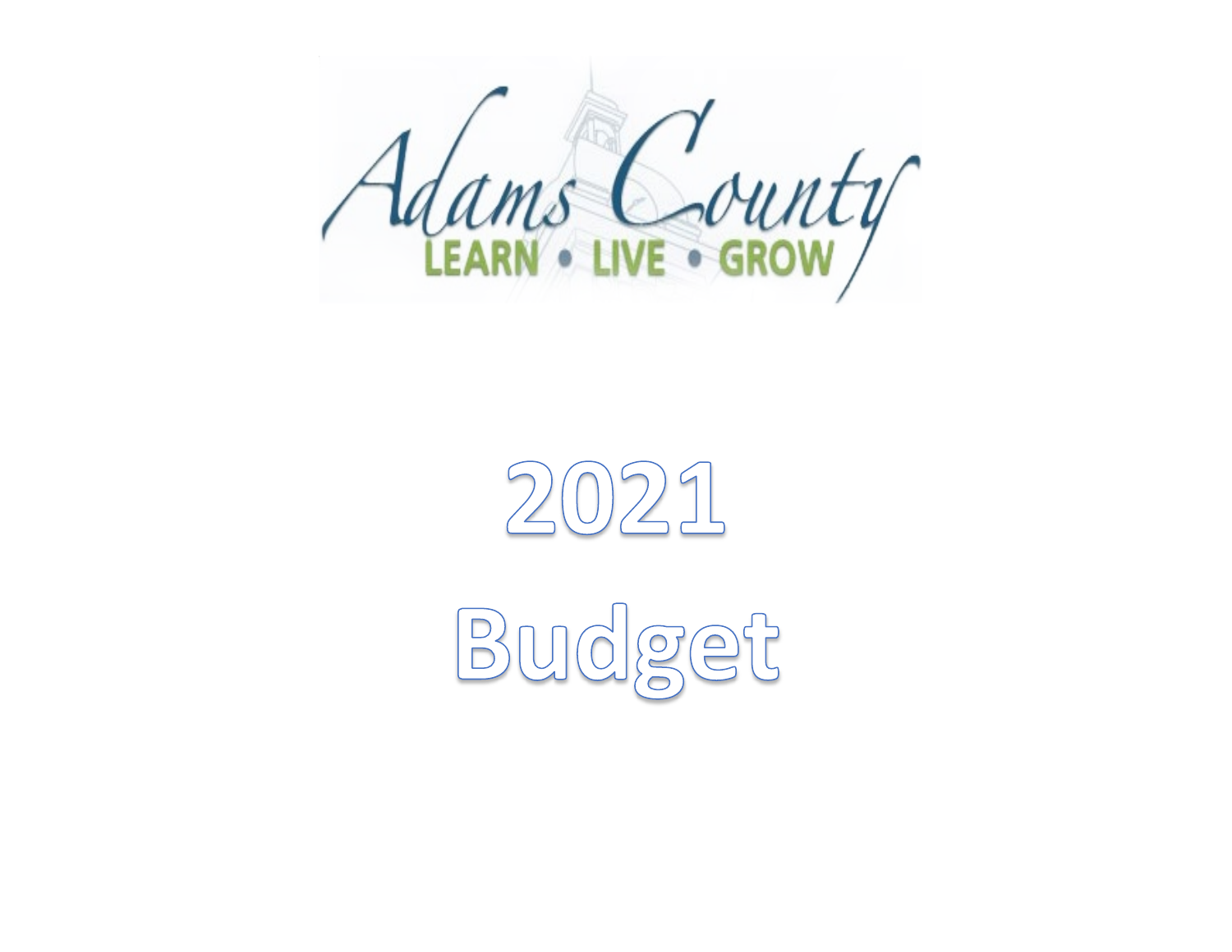Adams County

LEARN • LIVE • GROW

# 2021

# Budget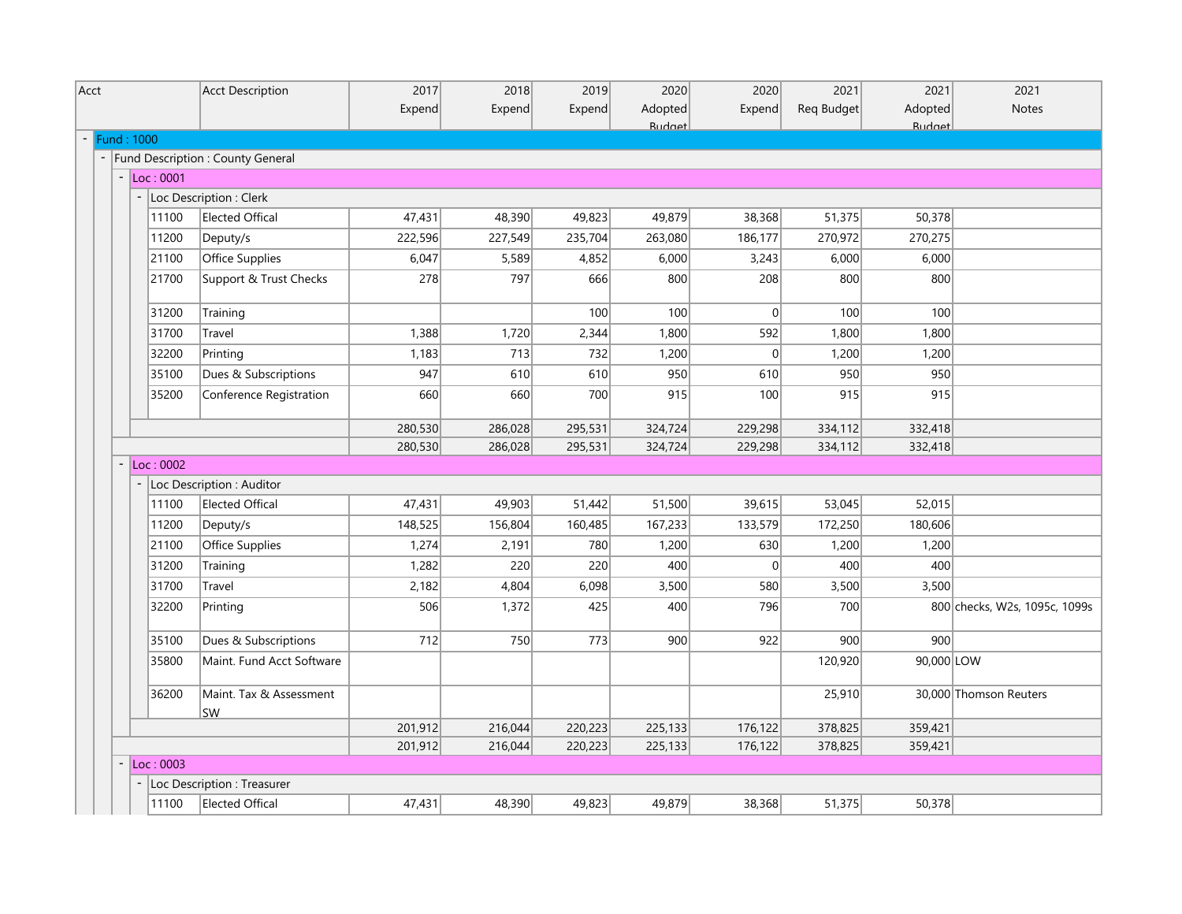| Acct | Acct Description | 2017 Expend | 2018 Expend | 2019 Expend | 2020 Adopted Budget | 2020 Expend | 2021 Req Budget | 2021 Adopted Budget | 2021 Notes |
|---|---|---|---|---|---|---|---|---|---|
| Fund : 1000 | | | | | | | | | |
| Fund Description : County General | | | | | | | | | |
| Loc : 0001 | | | | | | | | | |
| Loc Description : Clerk | | | | | | | | | |
| 11100 | Elected Offical | 47,431 | 48,390 | 49,823 | 49,879 | 38,368 | 51,375 | 50,378 | |
| 11200 | Deputy/s | 222,596 | 227,549 | 235,704 | 263,080 | 186,177 | 270,972 | 270,275 | |
| 21100 | Office Supplies | 6,047 | 5,589 | 4,852 | 6,000 | 3,243 | 6,000 | 6,000 | |
| 21700 | Support & Trust Checks | 278 | 797 | 666 | 800 | 208 | 800 | 800 | |
| 31200 | Training | | | 100 | 100 | 0 | 100 | 100 | |
| 31700 | Travel | 1,388 | 1,720 | 2,344 | 1,800 | 592 | 1,800 | 1,800 | |
| 32200 | Printing | 1,183 | 713 | 732 | 1,200 | 0 | 1,200 | 1,200 | |
| 35100 | Dues & Subscriptions | 947 | 610 | 610 | 950 | 610 | 950 | 950 | |
| 35200 | Conference Registration | 660 | 660 | 700 | 915 | 100 | 915 | 915 | |
| | | 280,530 | 286,028 | 295,531 | 324,724 | 229,298 | 334,112 | 332,418 | |
| | | 280,530 | 286,028 | 295,531 | 324,724 | 229,298 | 334,112 | 332,418 | |
| Loc : 0002 | | | | | | | | | |
| Loc Description : Auditor | | | | | | | | | |
| 11100 | Elected Offical | 47,431 | 49,903 | 51,442 | 51,500 | 39,615 | 53,045 | 52,015 | |
| 11200 | Deputy/s | 148,525 | 156,804 | 160,485 | 167,233 | 133,579 | 172,250 | 180,606 | |
| 21100 | Office Supplies | 1,274 | 2,191 | 780 | 1,200 | 630 | 1,200 | 1,200 | |
| 31200 | Training | 1,282 | 220 | 220 | 400 | 0 | 400 | 400 | |
| 31700 | Travel | 2,182 | 4,804 | 6,098 | 3,500 | 580 | 3,500 | 3,500 | |
| 32200 | Printing | 506 | 1,372 | 425 | 400 | 796 | 700 | 800 | checks, W2s, 1095c, 1099s |
| 35100 | Dues & Subscriptions | 712 | 750 | 773 | 900 | 922 | 900 | 900 | |
| 35800 | Maint. Fund Acct Software | | | | | | 120,920 | 90,000 | LOW |
| 36200 | Maint. Tax & Assessment SW | | | | | | 25,910 | 30,000 | Thomson Reuters |
| | | 201,912 | 216,044 | 220,223 | 225,133 | 176,122 | 378,825 | 359,421 | |
| | | 201,912 | 216,044 | 220,223 | 225,133 | 176,122 | 378,825 | 359,421 | |
| Loc : 0003 | | | | | | | | | |
| Loc Description : Treasurer | | | | | | | | | |
| 11100 | Elected Offical | 47,431 | 48,390 | 49,823 | 49,879 | 38,368 | 51,375 | 50,378 | |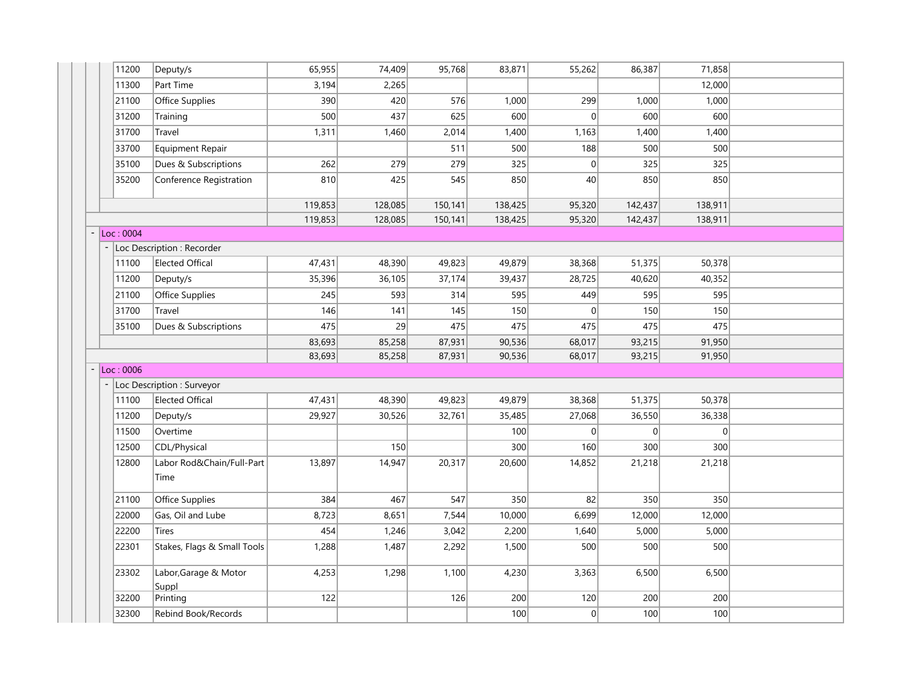| Code | Description | Col 1 | Col 2 | Col 3 | Col 4 | Col 5 | Col 6 | Col 7 | Col 8 |
|---|---|---|---|---|---|---|---|---|---|
| 11200 | Deputy/s | 65,955 | 74,409 | 95,768 | 83,871 | 55,262 | 86,387 | 71,858 | |
| 11300 | Part Time | 3,194 | 2,265 | | | | | 12,000 | |
| 21100 | Office Supplies | 390 | 420 | 576 | 1,000 | 299 | 1,000 | 1,000 | |
| 31200 | Training | 500 | 437 | 625 | 600 | 0 | 600 | 600 | |
| 31700 | Travel | 1,311 | 1,460 | 2,014 | 1,400 | 1,163 | 1,400 | 1,400 | |
| 33700 | Equipment Repair | | | 511 | 500 | 188 | 500 | 500 | |
| 35100 | Dues & Subscriptions | 262 | 279 | 279 | 325 | 0 | 325 | 325 | |
| 35200 | Conference Registration | 810 | 425 | 545 | 850 | 40 | 850 | 850 | |
| | | 119,853 | 128,085 | 150,141 | 138,425 | 95,320 | 142,437 | 138,911 | |
| | | 119,853 | 128,085 | 150,141 | 138,425 | 95,320 | 142,437 | 138,911 | |
| **Loc : 0004** | | | | | | | | | |
| Loc Description : Recorder | | | | | | | | | |
| 11100 | Elected Offical | 47,431 | 48,390 | 49,823 | 49,879 | 38,368 | 51,375 | 50,378 | |
| 11200 | Deputy/s | 35,396 | 36,105 | 37,174 | 39,437 | 28,725 | 40,620 | 40,352 | |
| 21100 | Office Supplies | 245 | 593 | 314 | 595 | 449 | 595 | 595 | |
| 31700 | Travel | 146 | 141 | 145 | 150 | 0 | 150 | 150 | |
| 35100 | Dues & Subscriptions | 475 | 29 | 475 | 475 | 475 | 475 | 475 | |
| | | 83,693 | 85,258 | 87,931 | 90,536 | 68,017 | 93,215 | 91,950 | |
| | | 83,693 | 85,258 | 87,931 | 90,536 | 68,017 | 93,215 | 91,950 | |
| **Loc : 0006** | | | | | | | | | |
| Loc Description : Surveyor | | | | | | | | | |
| 11100 | Elected Offical | 47,431 | 48,390 | 49,823 | 49,879 | 38,368 | 51,375 | 50,378 | |
| 11200 | Deputy/s | 29,927 | 30,526 | 32,761 | 35,485 | 27,068 | 36,550 | 36,338 | |
| 11500 | Overtime | | | | 100 | 0 | 0 | 0 | |
| 12500 | CDL/Physical | | 150 | | 300 | 160 | 300 | 300 | |
| 12800 | Labor Rod&Chain/Full-Part Time | 13,897 | 14,947 | 20,317 | 20,600 | 14,852 | 21,218 | 21,218 | |
| 21100 | Office Supplies | 384 | 467 | 547 | 350 | 82 | 350 | 350 | |
| 22000 | Gas, Oil and Lube | 8,723 | 8,651 | 7,544 | 10,000 | 6,699 | 12,000 | 12,000 | |
| 22200 | Tires | 454 | 1,246 | 3,042 | 2,200 | 1,640 | 5,000 | 5,000 | |
| 22301 | Stakes, Flags & Small Tools | 1,288 | 1,487 | 2,292 | 1,500 | 500 | 500 | 500 | |
| 23302 | Labor,Garage & Motor Suppl | 4,253 | 1,298 | 1,100 | 4,230 | 3,363 | 6,500 | 6,500 | |
| 32200 | Printing | 122 | | 126 | 200 | 120 | 200 | 200 | |
| 32300 | Rebind Book/Records | | | | 100 | 0 | 100 | 100 | |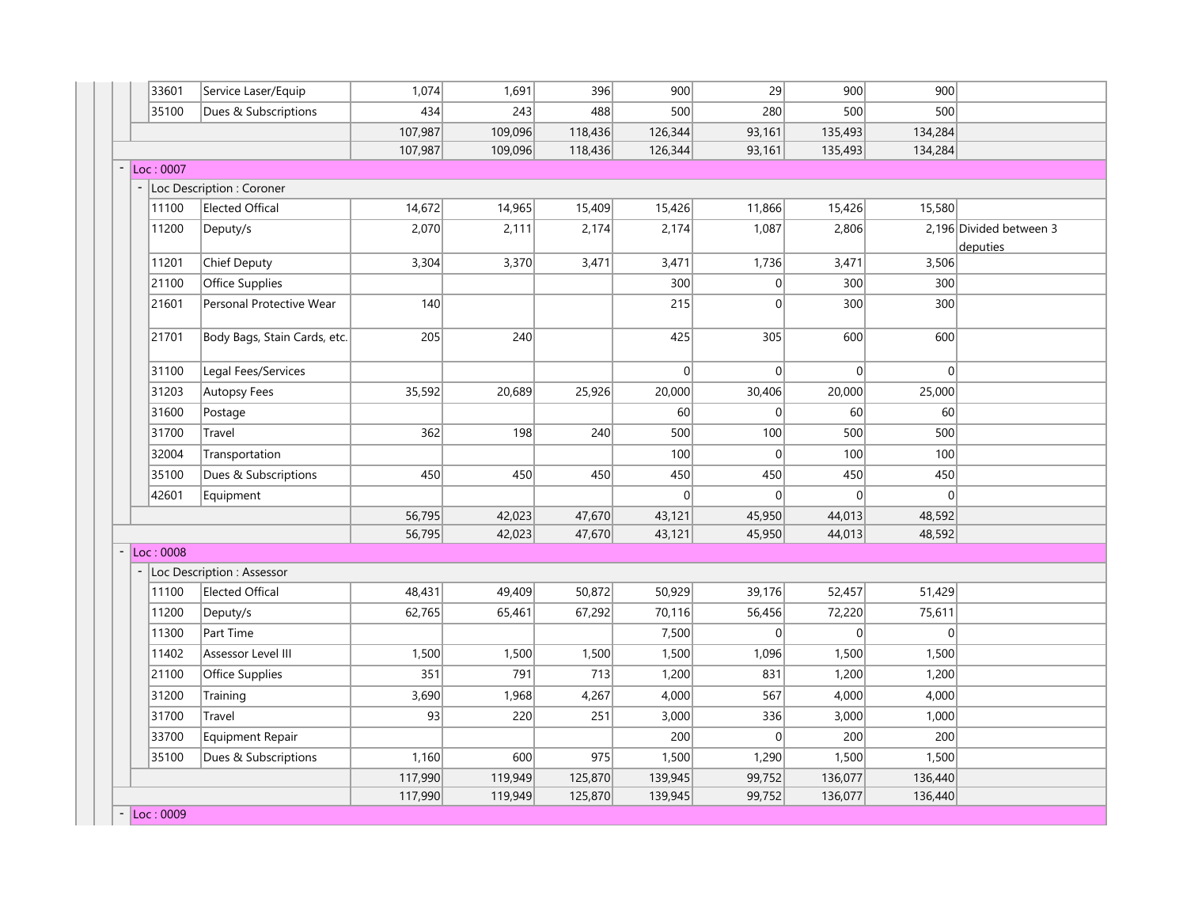| Account | Description | Col 1 | Col 2 | Col 3 | Col 4 | Col 5 | Col 6 | Col 7 | Notes |
|---|---|---|---|---|---|---|---|---|---|
| 33601 | Service Laser/Equip | 1,074 | 1,691 | 396 | 900 | 29 | 900 | 900 | |
| 35100 | Dues & Subscriptions | 434 | 243 | 488 | 500 | 280 | 500 | 500 | |
| | | 107,987 | 109,096 | 118,436 | 126,344 | 93,161 | 135,493 | 134,284 | |
| | | 107,987 | 109,096 | 118,436 | 126,344 | 93,161 | 135,493 | 134,284 | |
| **Loc : 0007** | | | | | | | | | |
| Loc Description : Coroner | | | | | | | | | |
| 11100 | Elected Offical | 14,672 | 14,965 | 15,409 | 15,426 | 11,866 | 15,426 | 15,580 | |
| 11200 | Deputy/s | 2,070 | 2,111 | 2,174 | 2,174 | 1,087 | 2,806 | 2,196 | Divided between 3 deputies |
| 11201 | Chief Deputy | 3,304 | 3,370 | 3,471 | 3,471 | 1,736 | 3,471 | 3,506 | |
| 21100 | Office Supplies | | | | 300 | 0 | 300 | 300 | |
| 21601 | Personal Protective Wear | 140 | | | 215 | 0 | 300 | 300 | |
| 21701 | Body Bags, Stain Cards, etc. | 205 | 240 | | 425 | 305 | 600 | 600 | |
| 31100 | Legal Fees/Services | | | | 0 | 0 | 0 | 0 | |
| 31203 | Autopsy Fees | 35,592 | 20,689 | 25,926 | 20,000 | 30,406 | 20,000 | 25,000 | |
| 31600 | Postage | | | | 60 | 0 | 60 | 60 | |
| 31700 | Travel | 362 | 198 | 240 | 500 | 100 | 500 | 500 | |
| 32004 | Transportation | | | | 100 | 0 | 100 | 100 | |
| 35100 | Dues & Subscriptions | 450 | 450 | 450 | 450 | 450 | 450 | 450 | |
| 42601 | Equipment | | | | 0 | 0 | 0 | 0 | |
| | | 56,795 | 42,023 | 47,670 | 43,121 | 45,950 | 44,013 | 48,592 | |
| | | 56,795 | 42,023 | 47,670 | 43,121 | 45,950 | 44,013 | 48,592 | |
| **Loc : 0008** | | | | | | | | | |
| Loc Description : Assessor | | | | | | | | | |
| 11100 | Elected Offical | 48,431 | 49,409 | 50,872 | 50,929 | 39,176 | 52,457 | 51,429 | |
| 11200 | Deputy/s | 62,765 | 65,461 | 67,292 | 70,116 | 56,456 | 72,220 | 75,611 | |
| 11300 | Part Time | | | | 7,500 | 0 | 0 | 0 | |
| 11402 | Assessor Level III | 1,500 | 1,500 | 1,500 | 1,500 | 1,096 | 1,500 | 1,500 | |
| 21100 | Office Supplies | 351 | 791 | 713 | 1,200 | 831 | 1,200 | 1,200 | |
| 31200 | Training | 3,690 | 1,968 | 4,267 | 4,000 | 567 | 4,000 | 4,000 | |
| 31700 | Travel | 93 | 220 | 251 | 3,000 | 336 | 3,000 | 1,000 | |
| 33700 | Equipment Repair | | | | 200 | 0 | 200 | 200 | |
| 35100 | Dues & Subscriptions | 1,160 | 600 | 975 | 1,500 | 1,290 | 1,500 | 1,500 | |
| | | 117,990 | 119,949 | 125,870 | 139,945 | 99,752 | 136,077 | 136,440 | |
| | | 117,990 | 119,949 | 125,870 | 139,945 | 99,752 | 136,077 | 136,440 | |
| **Loc : 0009** | | | | | | | | | |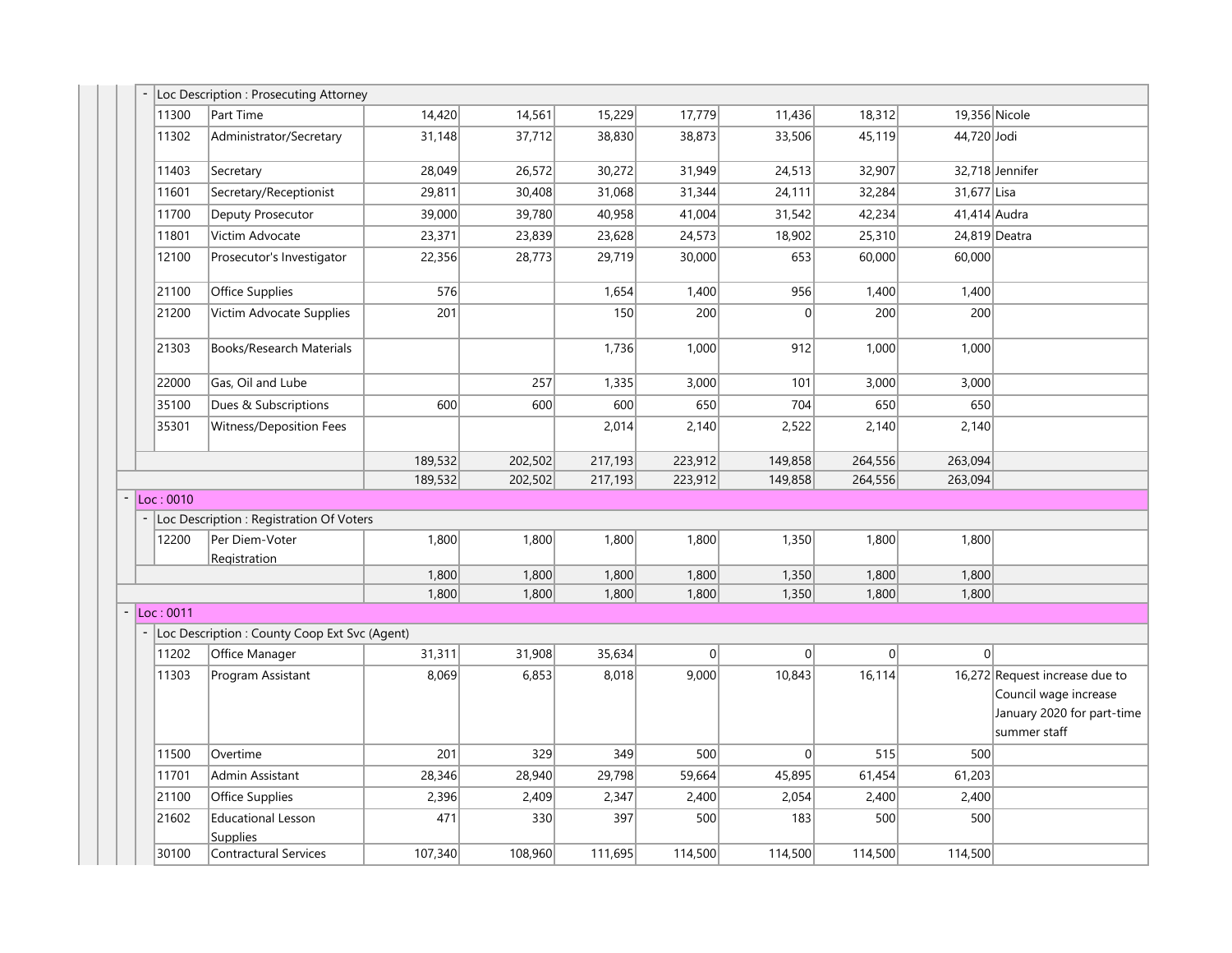| Code | Description | | | | | | | | Notes |
|---|---|---|---|---|---|---|---|---|---|
| Loc Description : Prosecuting Attorney | | | | | | | | | |
| 11300 | Part Time | 14,420 | 14,561 | 15,229 | 17,779 | 11,436 | 18,312 | 19,356 | Nicole |
| 11302 | Administrator/Secretary | 31,148 | 37,712 | 38,830 | 38,873 | 33,506 | 45,119 | 44,720 | Jodi |
| 11403 | Secretary | 28,049 | 26,572 | 30,272 | 31,949 | 24,513 | 32,907 | 32,718 | Jennifer |
| 11601 | Secretary/Receptionist | 29,811 | 30,408 | 31,068 | 31,344 | 24,111 | 32,284 | 31,677 | Lisa |
| 11700 | Deputy Prosecutor | 39,000 | 39,780 | 40,958 | 41,004 | 31,542 | 42,234 | 41,414 | Audra |
| 11801 | Victim Advocate | 23,371 | 23,839 | 23,628 | 24,573 | 18,902 | 25,310 | 24,819 | Deatra |
| 12100 | Prosecutor's Investigator | 22,356 | 28,773 | 29,719 | 30,000 | 653 | 60,000 | 60,000 | |
| 21100 | Office Supplies | 576 | | 1,654 | 1,400 | 956 | 1,400 | 1,400 | |
| 21200 | Victim Advocate Supplies | 201 | | 150 | 200 | 0 | 200 | 200 | |
| 21303 | Books/Research Materials | | | 1,736 | 1,000 | 912 | 1,000 | 1,000 | |
| 22000 | Gas, Oil and Lube | | 257 | 1,335 | 3,000 | 101 | 3,000 | 3,000 | |
| 35100 | Dues & Subscriptions | 600 | 600 | 600 | 650 | 704 | 650 | 650 | |
| 35301 | Witness/Deposition Fees | | | 2,014 | 2,140 | 2,522 | 2,140 | 2,140 | |
| | | 189,532 | 202,502 | 217,193 | 223,912 | 149,858 | 264,556 | 263,094 | |
| | | 189,532 | 202,502 | 217,193 | 223,912 | 149,858 | 264,556 | 263,094 | |
| Loc : 0010 | | | | | | | | | |
| Loc Description : Registration Of Voters | | | | | | | | | |
| 12200 | Per Diem-Voter Registration | 1,800 | 1,800 | 1,800 | 1,800 | 1,350 | 1,800 | 1,800 | |
| | | 1,800 | 1,800 | 1,800 | 1,800 | 1,350 | 1,800 | 1,800 | |
| | | 1,800 | 1,800 | 1,800 | 1,800 | 1,350 | 1,800 | 1,800 | |
| Loc : 0011 | | | | | | | | | |
| Loc Description : County Coop Ext Svc (Agent) | | | | | | | | | |
| 11202 | Office Manager | 31,311 | 31,908 | 35,634 | 0 | 0 | 0 | 0 | |
| 11303 | Program Assistant | 8,069 | 6,853 | 8,018 | 9,000 | 10,843 | 16,114 | 16,272 | Request increase due to Council wage increase January 2020 for part-time summer staff |
| 11500 | Overtime | 201 | 329 | 349 | 500 | 0 | 515 | 500 | |
| 11701 | Admin Assistant | 28,346 | 28,940 | 29,798 | 59,664 | 45,895 | 61,454 | 61,203 | |
| 21100 | Office Supplies | 2,396 | 2,409 | 2,347 | 2,400 | 2,054 | 2,400 | 2,400 | |
| 21602 | Educational Lesson Supplies | 471 | 330 | 397 | 500 | 183 | 500 | 500 | |
| 30100 | Contractural Services | 107,340 | 108,960 | 111,695 | 114,500 | 114,500 | 114,500 | 114,500 | |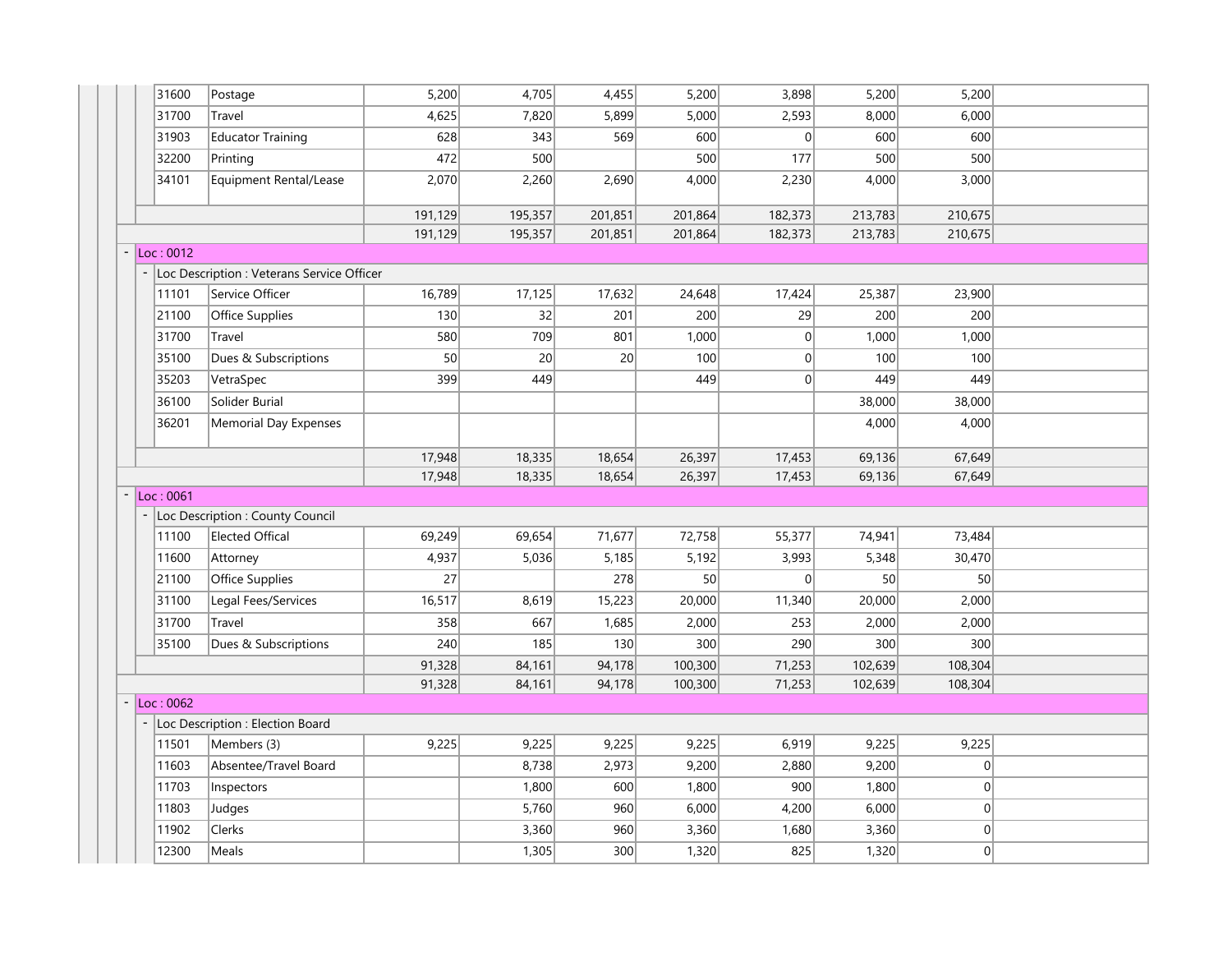| Code | Description | | | | | | | |
|---|---|---|---|---|---|---|---|---|
| 31600 | Postage | 5,200 | 4,705 | 4,455 | 5,200 | 3,898 | 5,200 | 5,200 |
| 31700 | Travel | 4,625 | 7,820 | 5,899 | 5,000 | 2,593 | 8,000 | 6,000 |
| 31903 | Educator Training | 628 | 343 | 569 | 600 | 0 | 600 | 600 |
| 32200 | Printing | 472 | 500 | | 500 | 177 | 500 | 500 |
| 34101 | Equipment Rental/Lease | 2,070 | 2,260 | 2,690 | 4,000 | 2,230 | 4,000 | 3,000 |
| | | 191,129 | 195,357 | 201,851 | 201,864 | 182,373 | 213,783 | 210,675 |
| | | 191,129 | 195,357 | 201,851 | 201,864 | 182,373 | 213,783 | 210,675 |
| Loc : 0012 | | | | | | | | |
| Loc Description : Veterans Service Officer | | | | | | | | |
| 11101 | Service Officer | 16,789 | 17,125 | 17,632 | 24,648 | 17,424 | 25,387 | 23,900 |
| 21100 | Office Supplies | 130 | 32 | 201 | 200 | 29 | 200 | 200 |
| 31700 | Travel | 580 | 709 | 801 | 1,000 | 0 | 1,000 | 1,000 |
| 35100 | Dues & Subscriptions | 50 | 20 | 20 | 100 | 0 | 100 | 100 |
| 35203 | VetraSpec | 399 | 449 | | 449 | 0 | 449 | 449 |
| 36100 | Solider Burial | | | | | | 38,000 | 38,000 |
| 36201 | Memorial Day Expenses | | | | | | 4,000 | 4,000 |
| | | 17,948 | 18,335 | 18,654 | 26,397 | 17,453 | 69,136 | 67,649 |
| | | 17,948 | 18,335 | 18,654 | 26,397 | 17,453 | 69,136 | 67,649 |
| Loc : 0061 | | | | | | | | |
| Loc Description : County Council | | | | | | | | |
| 11100 | Elected Offical | 69,249 | 69,654 | 71,677 | 72,758 | 55,377 | 74,941 | 73,484 |
| 11600 | Attorney | 4,937 | 5,036 | 5,185 | 5,192 | 3,993 | 5,348 | 30,470 |
| 21100 | Office Supplies | 27 | | 278 | 50 | 0 | 50 | 50 |
| 31100 | Legal Fees/Services | 16,517 | 8,619 | 15,223 | 20,000 | 11,340 | 20,000 | 2,000 |
| 31700 | Travel | 358 | 667 | 1,685 | 2,000 | 253 | 2,000 | 2,000 |
| 35100 | Dues & Subscriptions | 240 | 185 | 130 | 300 | 290 | 300 | 300 |
| | | 91,328 | 84,161 | 94,178 | 100,300 | 71,253 | 102,639 | 108,304 |
| | | 91,328 | 84,161 | 94,178 | 100,300 | 71,253 | 102,639 | 108,304 |
| Loc : 0062 | | | | | | | | |
| Loc Description : Election Board | | | | | | | | |
| 11501 | Members (3) | 9,225 | 9,225 | 9,225 | 9,225 | 6,919 | 9,225 | 9,225 |
| 11603 | Absentee/Travel Board | | 8,738 | 2,973 | 9,200 | 2,880 | 9,200 | 0 |
| 11703 | Inspectors | | 1,800 | 600 | 1,800 | 900 | 1,800 | 0 |
| 11803 | Judges | | 5,760 | 960 | 6,000 | 4,200 | 6,000 | 0 |
| 11902 | Clerks | | 3,360 | 960 | 3,360 | 1,680 | 3,360 | 0 |
| 12300 | Meals | | 1,305 | 300 | 1,320 | 825 | 1,320 | 0 |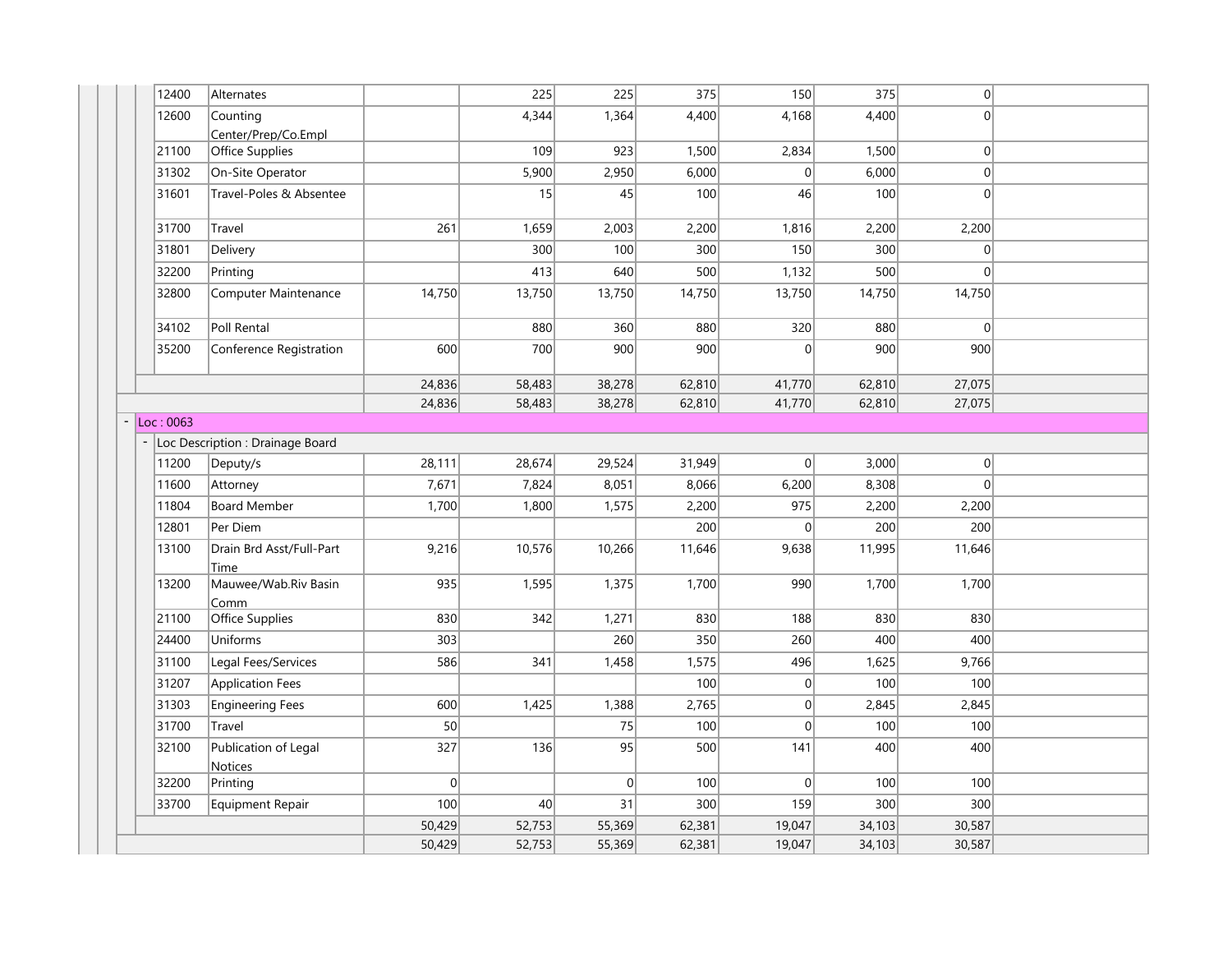| Code | Description | Col 1 | Col 2 | Col 3 | Col 4 | Col 5 | Col 6 | Col 7 |
|---|---|---|---|---|---|---|---|---|
| 12400 | Alternates | | 225 | 225 | 375 | 150 | 375 | 0 |
| 12600 | Counting Center/Prep/Co.Empl | | 4,344 | 1,364 | 4,400 | 4,168 | 4,400 | 0 |
| 21100 | Office Supplies | | 109 | 923 | 1,500 | 2,834 | 1,500 | 0 |
| 31302 | On-Site Operator | | 5,900 | 2,950 | 6,000 | 0 | 6,000 | 0 |
| 31601 | Travel-Poles & Absentee | | 15 | 45 | 100 | 46 | 100 | 0 |
| 31700 | Travel | 261 | 1,659 | 2,003 | 2,200 | 1,816 | 2,200 | 2,200 |
| 31801 | Delivery | | 300 | 100 | 300 | 150 | 300 | 0 |
| 32200 | Printing | | 413 | 640 | 500 | 1,132 | 500 | 0 |
| 32800 | Computer Maintenance | 14,750 | 13,750 | 13,750 | 14,750 | 13,750 | 14,750 | 14,750 |
| 34102 | Poll Rental | | 880 | 360 | 880 | 320 | 880 | 0 |
| 35200 | Conference Registration | 600 | 700 | 900 | 900 | 0 | 900 | 900 |
| | | 24,836 | 58,483 | 38,278 | 62,810 | 41,770 | 62,810 | 27,075 |
| | | 24,836 | 58,483 | 38,278 | 62,810 | 41,770 | 62,810 | 27,075 |

- Loc : 0063
  - Loc Description : Drainage Board

| Code | Description | Col 1 | Col 2 | Col 3 | Col 4 | Col 5 | Col 6 | Col 7 |
|---|---|---|---|---|---|---|---|---|
| 11200 | Deputy/s | 28,111 | 28,674 | 29,524 | 31,949 | 0 | 3,000 | 0 |
| 11600 | Attorney | 7,671 | 7,824 | 8,051 | 8,066 | 6,200 | 8,308 | 0 |
| 11804 | Board Member | 1,700 | 1,800 | 1,575 | 2,200 | 975 | 2,200 | 2,200 |
| 12801 | Per Diem | | | | 200 | 0 | 200 | 200 |
| 13100 | Drain Brd Asst/Full-Part Time | 9,216 | 10,576 | 10,266 | 11,646 | 9,638 | 11,995 | 11,646 |
| 13200 | Mauwee/Wab.Riv Basin Comm | 935 | 1,595 | 1,375 | 1,700 | 990 | 1,700 | 1,700 |
| 21100 | Office Supplies | 830 | 342 | 1,271 | 830 | 188 | 830 | 830 |
| 24400 | Uniforms | 303 | | 260 | 350 | 260 | 400 | 400 |
| 31100 | Legal Fees/Services | 586 | 341 | 1,458 | 1,575 | 496 | 1,625 | 9,766 |
| 31207 | Application Fees | | | | 100 | 0 | 100 | 100 |
| 31303 | Engineering Fees | 600 | 1,425 | 1,388 | 2,765 | 0 | 2,845 | 2,845 |
| 31700 | Travel | 50 | | 75 | 100 | 0 | 100 | 100 |
| 32100 | Publication of Legal Notices | 327 | 136 | 95 | 500 | 141 | 400 | 400 |
| 32200 | Printing | 0 | | 0 | 100 | 0 | 100 | 100 |
| 33700 | Equipment Repair | 100 | 40 | 31 | 300 | 159 | 300 | 300 |
| | | 50,429 | 52,753 | 55,369 | 62,381 | 19,047 | 34,103 | 30,587 |
| | | 50,429 | 52,753 | 55,369 | 62,381 | 19,047 | 34,103 | 30,587 |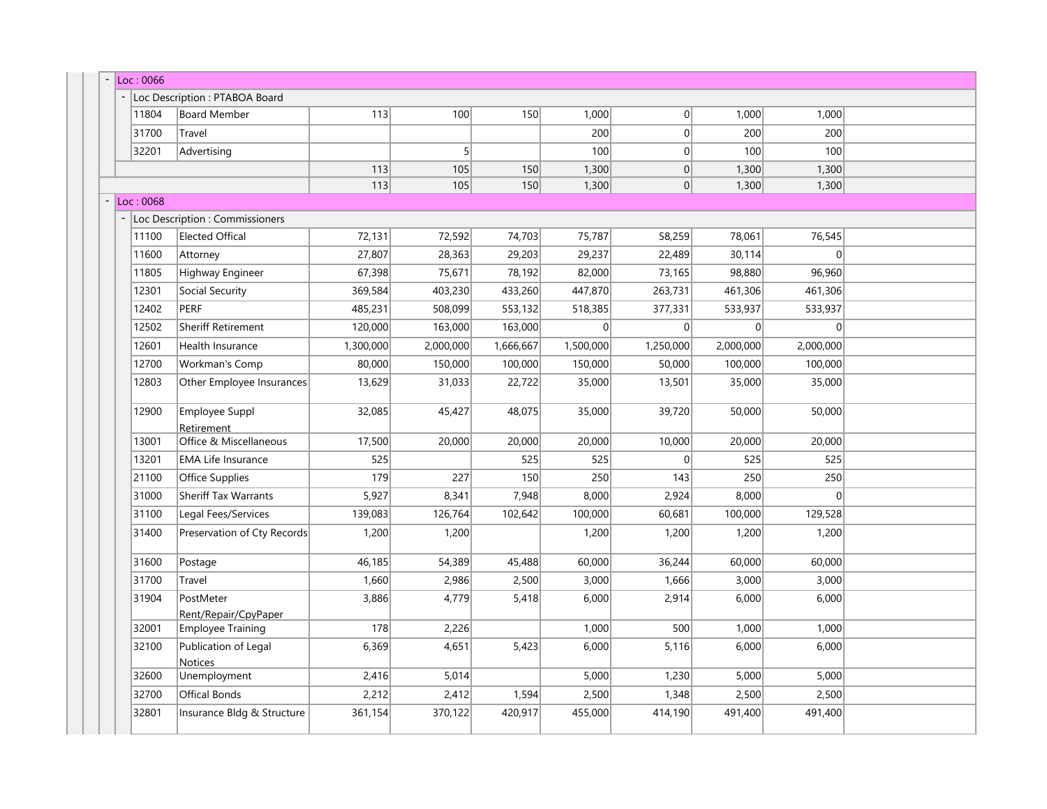## Loc : 0066

### Loc Description : PTABOA Board

| Code | Description | | | | | | | | |
|---|---|---|---|---|---|---|---|---|---|
| 11804 | Board Member | 113 | 100 | 150 | 1,000 | 0 | 1,000 | 1,000 | |
| 31700 | Travel | | | | 200 | 0 | 200 | 200 | |
| 32201 | Advertising | | 5 | | 100 | 0 | 100 | 100 | |
| | | 113 | 105 | 150 | 1,300 | 0 | 1,300 | 1,300 | |
| | | 113 | 105 | 150 | 1,300 | 0 | 1,300 | 1,300 | |

## Loc : 0068

### Loc Description : Commissioners

| Code | Description | | | | | | | | |
|---|---|---|---|---|---|---|---|---|---|
| 11100 | Elected Offical | 72,131 | 72,592 | 74,703 | 75,787 | 58,259 | 78,061 | 76,545 | |
| 11600 | Attorney | 27,807 | 28,363 | 29,203 | 29,237 | 22,489 | 30,114 | 0 | |
| 11805 | Highway Engineer | 67,398 | 75,671 | 78,192 | 82,000 | 73,165 | 98,880 | 96,960 | |
| 12301 | Social Security | 369,584 | 403,230 | 433,260 | 447,870 | 263,731 | 461,306 | 461,306 | |
| 12402 | PERF | 485,231 | 508,099 | 553,132 | 518,385 | 377,331 | 533,937 | 533,937 | |
| 12502 | Sheriff Retirement | 120,000 | 163,000 | 163,000 | 0 | 0 | 0 | 0 | |
| 12601 | Health Insurance | 1,300,000 | 2,000,000 | 1,666,667 | 1,500,000 | 1,250,000 | 2,000,000 | 2,000,000 | |
| 12700 | Workman's Comp | 80,000 | 150,000 | 100,000 | 150,000 | 50,000 | 100,000 | 100,000 | |
| 12803 | Other Employee Insurances | 13,629 | 31,033 | 22,722 | 35,000 | 13,501 | 35,000 | 35,000 | |
| 12900 | Employee Suppl Retirement | 32,085 | 45,427 | 48,075 | 35,000 | 39,720 | 50,000 | 50,000 | |
| 13001 | Office & Miscellaneous | 17,500 | 20,000 | 20,000 | 20,000 | 10,000 | 20,000 | 20,000 | |
| 13201 | EMA Life Insurance | 525 | | 525 | 525 | 0 | 525 | 525 | |
| 21100 | Office Supplies | 179 | 227 | 150 | 250 | 143 | 250 | 250 | |
| 31000 | Sheriff Tax Warrants | 5,927 | 8,341 | 7,948 | 8,000 | 2,924 | 8,000 | 0 | |
| 31100 | Legal Fees/Services | 139,083 | 126,764 | 102,642 | 100,000 | 60,681 | 100,000 | 129,528 | |
| 31400 | Preservation of Cty Records | 1,200 | 1,200 | | 1,200 | 1,200 | 1,200 | 1,200 | |
| 31600 | Postage | 46,185 | 54,389 | 45,488 | 60,000 | 36,244 | 60,000 | 60,000 | |
| 31700 | Travel | 1,660 | 2,986 | 2,500 | 3,000 | 1,666 | 3,000 | 3,000 | |
| 31904 | PostMeter Rent/Repair/CpyPaper | 3,886 | 4,779 | 5,418 | 6,000 | 2,914 | 6,000 | 6,000 | |
| 32001 | Employee Training | 178 | 2,226 | | 1,000 | 500 | 1,000 | 1,000 | |
| 32100 | Publication of Legal Notices | 6,369 | 4,651 | 5,423 | 6,000 | 5,116 | 6,000 | 6,000 | |
| 32600 | Unemployment | 2,416 | 5,014 | | 5,000 | 1,230 | 5,000 | 5,000 | |
| 32700 | Offical Bonds | 2,212 | 2,412 | 1,594 | 2,500 | 1,348 | 2,500 | 2,500 | |
| 32801 | Insurance Bldg & Structure | 361,154 | 370,122 | 420,917 | 455,000 | 414,190 | 491,400 | 491,400 | |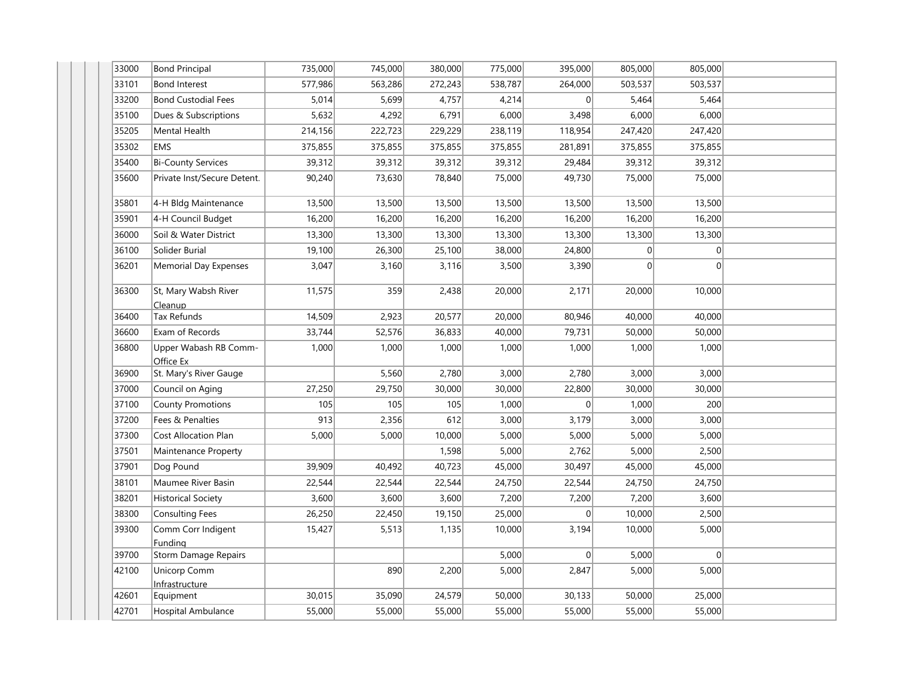| | | | | | | | | |
|---|---|---|---|---|---|---|---|---|
| 33000 | Bond Principal | 735,000 | 745,000 | 380,000 | 775,000 | 395,000 | 805,000 | 805,000 |
| 33101 | Bond Interest | 577,986 | 563,286 | 272,243 | 538,787 | 264,000 | 503,537 | 503,537 |
| 33200 | Bond Custodial Fees | 5,014 | 5,699 | 4,757 | 4,214 | 0 | 5,464 | 5,464 |
| 35100 | Dues & Subscriptions | 5,632 | 4,292 | 6,791 | 6,000 | 3,498 | 6,000 | 6,000 |
| 35205 | Mental Health | 214,156 | 222,723 | 229,229 | 238,119 | 118,954 | 247,420 | 247,420 |
| 35302 | EMS | 375,855 | 375,855 | 375,855 | 375,855 | 281,891 | 375,855 | 375,855 |
| 35400 | Bi-County Services | 39,312 | 39,312 | 39,312 | 39,312 | 29,484 | 39,312 | 39,312 |
| 35600 | Private Inst/Secure Detent. | 90,240 | 73,630 | 78,840 | 75,000 | 49,730 | 75,000 | 75,000 |
| 35801 | 4-H Bldg Maintenance | 13,500 | 13,500 | 13,500 | 13,500 | 13,500 | 13,500 | 13,500 |
| 35901 | 4-H Council Budget | 16,200 | 16,200 | 16,200 | 16,200 | 16,200 | 16,200 | 16,200 |
| 36000 | Soil & Water District | 13,300 | 13,300 | 13,300 | 13,300 | 13,300 | 13,300 | 13,300 |
| 36100 | Solider Burial | 19,100 | 26,300 | 25,100 | 38,000 | 24,800 | 0 | 0 |
| 36201 | Memorial Day Expenses | 3,047 | 3,160 | 3,116 | 3,500 | 3,390 | 0 | 0 |
| 36300 | St, Mary Wabsh River Cleanup | 11,575 | 359 | 2,438 | 20,000 | 2,171 | 20,000 | 10,000 |
| 36400 | Tax Refunds | 14,509 | 2,923 | 20,577 | 20,000 | 80,946 | 40,000 | 40,000 |
| 36600 | Exam of Records | 33,744 | 52,576 | 36,833 | 40,000 | 79,731 | 50,000 | 50,000 |
| 36800 | Upper Wabash RB Comm-Office Ex | 1,000 | 1,000 | 1,000 | 1,000 | 1,000 | 1,000 | 1,000 |
| 36900 | St. Mary's River Gauge | | 5,560 | 2,780 | 3,000 | 2,780 | 3,000 | 3,000 |
| 37000 | Council on Aging | 27,250 | 29,750 | 30,000 | 30,000 | 22,800 | 30,000 | 30,000 |
| 37100 | County Promotions | 105 | 105 | 105 | 1,000 | 0 | 1,000 | 200 |
| 37200 | Fees & Penalties | 913 | 2,356 | 612 | 3,000 | 3,179 | 3,000 | 3,000 |
| 37300 | Cost Allocation Plan | 5,000 | 5,000 | 10,000 | 5,000 | 5,000 | 5,000 | 5,000 |
| 37501 | Maintenance Property | | | 1,598 | 5,000 | 2,762 | 5,000 | 2,500 |
| 37901 | Dog Pound | 39,909 | 40,492 | 40,723 | 45,000 | 30,497 | 45,000 | 45,000 |
| 38101 | Maumee River Basin | 22,544 | 22,544 | 22,544 | 24,750 | 22,544 | 24,750 | 24,750 |
| 38201 | Historical Society | 3,600 | 3,600 | 3,600 | 7,200 | 7,200 | 7,200 | 3,600 |
| 38300 | Consulting Fees | 26,250 | 22,450 | 19,150 | 25,000 | 0 | 10,000 | 2,500 |
| 39300 | Comm Corr Indigent Funding | 15,427 | 5,513 | 1,135 | 10,000 | 3,194 | 10,000 | 5,000 |
| 39700 | Storm Damage Repairs | | | | 5,000 | 0 | 5,000 | 0 |
| 42100 | Unicorp Comm Infrastructure | | 890 | 2,200 | 5,000 | 2,847 | 5,000 | 5,000 |
| 42601 | Equipment | 30,015 | 35,090 | 24,579 | 50,000 | 30,133 | 50,000 | 25,000 |
| 42701 | Hospital Ambulance | 55,000 | 55,000 | 55,000 | 55,000 | 55,000 | 55,000 | 55,000 |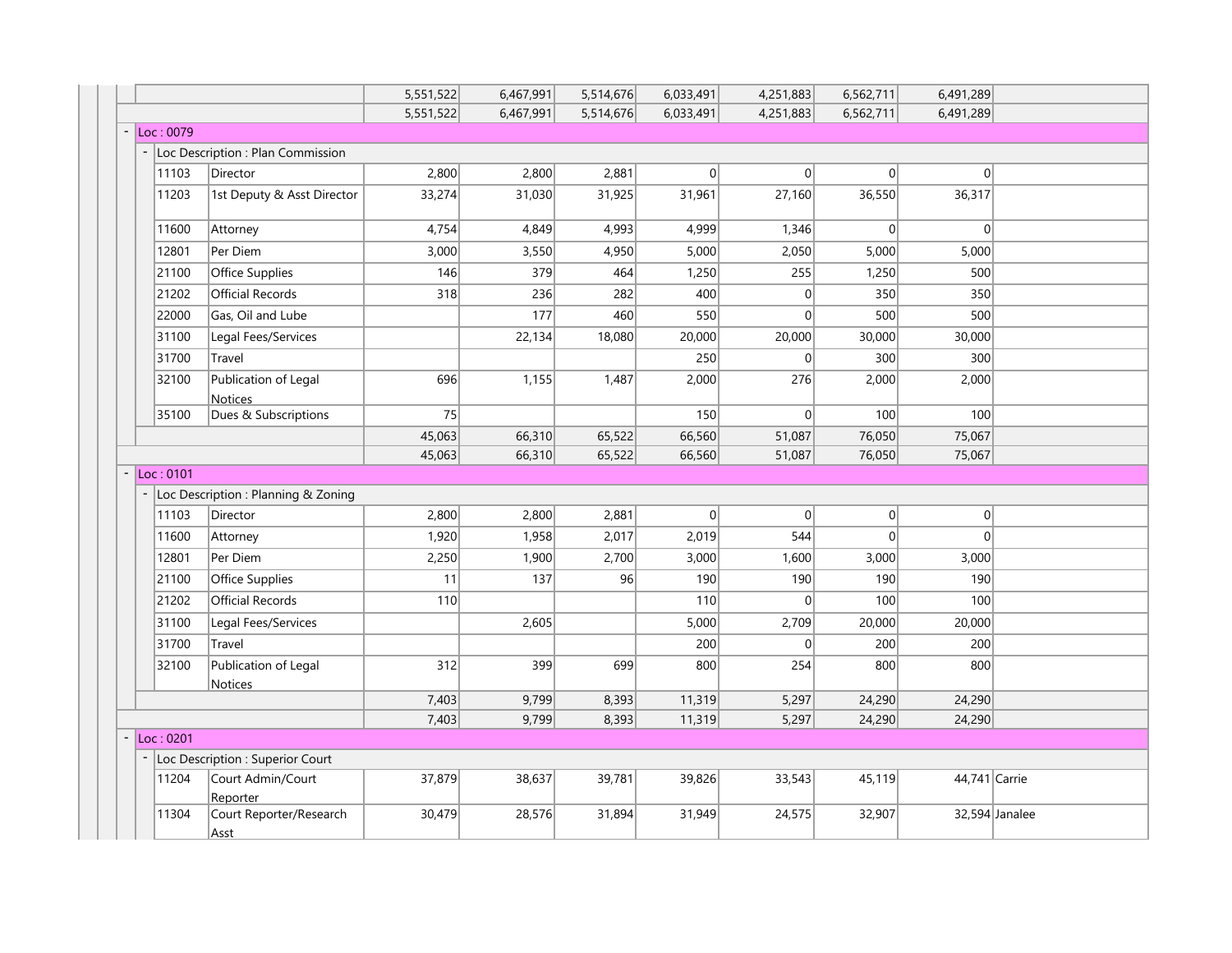| | | | | | | | | |
|---|---|---|---|---|---|---|---|---|
| | | 5,551,522 | 6,467,991 | 5,514,676 | 6,033,491 | 4,251,883 | 6,562,711 | 6,491,289 | |
| | | 5,551,522 | 6,467,991 | 5,514,676 | 6,033,491 | 4,251,883 | 6,562,711 | 6,491,289 | |
| Loc : 0079 | | | | | | | | | |
| Loc Description : Plan Commission | | | | | | | | | |
| 11103 | Director | 2,800 | 2,800 | 2,881 | 0 | 0 | 0 | 0 | |
| 11203 | 1st Deputy & Asst Director | 33,274 | 31,030 | 31,925 | 31,961 | 27,160 | 36,550 | 36,317 | |
| 11600 | Attorney | 4,754 | 4,849 | 4,993 | 4,999 | 1,346 | 0 | 0 | |
| 12801 | Per Diem | 3,000 | 3,550 | 4,950 | 5,000 | 2,050 | 5,000 | 5,000 | |
| 21100 | Office Supplies | 146 | 379 | 464 | 1,250 | 255 | 1,250 | 500 | |
| 21202 | Official Records | 318 | 236 | 282 | 400 | 0 | 350 | 350 | |
| 22000 | Gas, Oil and Lube | | 177 | 460 | 550 | 0 | 500 | 500 | |
| 31100 | Legal Fees/Services | | 22,134 | 18,080 | 20,000 | 20,000 | 30,000 | 30,000 | |
| 31700 | Travel | | | | 250 | 0 | 300 | 300 | |
| 32100 | Publication of Legal Notices | 696 | 1,155 | 1,487 | 2,000 | 276 | 2,000 | 2,000 | |
| 35100 | Dues & Subscriptions | 75 | | | 150 | 0 | 100 | 100 | |
| | | 45,063 | 66,310 | 65,522 | 66,560 | 51,087 | 76,050 | 75,067 | |
| | | 45,063 | 66,310 | 65,522 | 66,560 | 51,087 | 76,050 | 75,067 | |
| Loc : 0101 | | | | | | | | | |
| Loc Description : Planning & Zoning | | | | | | | | | |
| 11103 | Director | 2,800 | 2,800 | 2,881 | 0 | 0 | 0 | 0 | |
| 11600 | Attorney | 1,920 | 1,958 | 2,017 | 2,019 | 544 | 0 | 0 | |
| 12801 | Per Diem | 2,250 | 1,900 | 2,700 | 3,000 | 1,600 | 3,000 | 3,000 | |
| 21100 | Office Supplies | 11 | 137 | 96 | 190 | 190 | 190 | 190 | |
| 21202 | Official Records | 110 | | | 110 | 0 | 100 | 100 | |
| 31100 | Legal Fees/Services | | 2,605 | | 5,000 | 2,709 | 20,000 | 20,000 | |
| 31700 | Travel | | | | 200 | 0 | 200 | 200 | |
| 32100 | Publication of Legal Notices | 312 | 399 | 699 | 800 | 254 | 800 | 800 | |
| | | 7,403 | 9,799 | 8,393 | 11,319 | 5,297 | 24,290 | 24,290 | |
| | | 7,403 | 9,799 | 8,393 | 11,319 | 5,297 | 24,290 | 24,290 | |
| Loc : 0201 | | | | | | | | | |
| Loc Description : Superior Court | | | | | | | | | |
| 11204 | Court Admin/Court Reporter | 37,879 | 38,637 | 39,781 | 39,826 | 33,543 | 45,119 | 44,741 | Carrie |
| 11304 | Court Reporter/Research Asst | 30,479 | 28,576 | 31,894 | 31,949 | 24,575 | 32,907 | 32,594 | Janalee |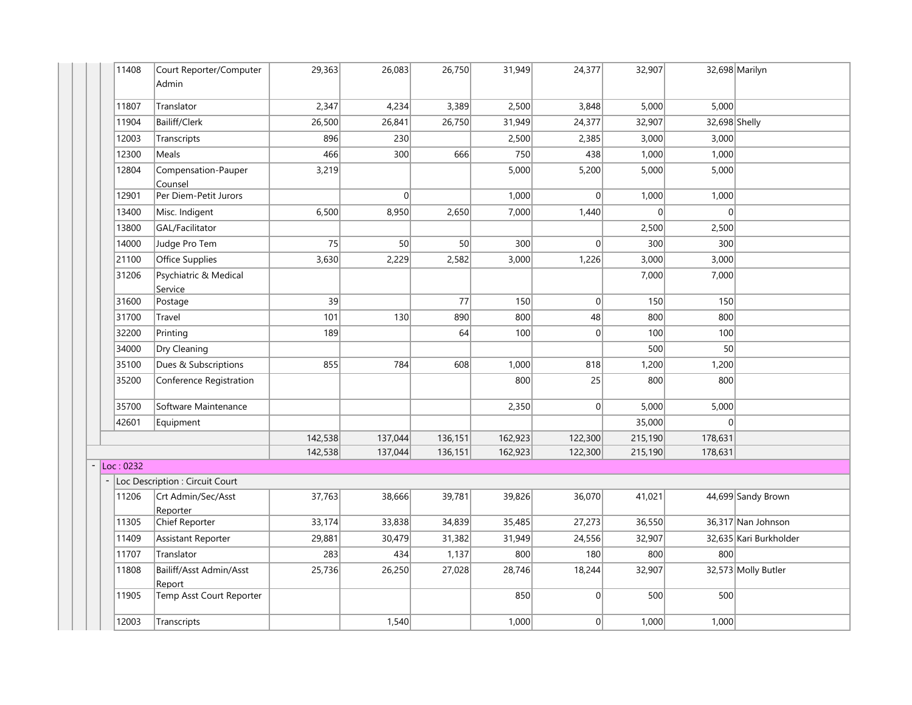| | | | | | | | | |
|---|---|---|---|---|---|---|---|---|
| 11408 | Court Reporter/Computer Admin | 29,363 | 26,083 | 26,750 | 31,949 | 24,377 | 32,907 | 32,698 Marilyn |
| 11807 | Translator | 2,347 | 4,234 | 3,389 | 2,500 | 3,848 | 5,000 | 5,000 |
| 11904 | Bailiff/Clerk | 26,500 | 26,841 | 26,750 | 31,949 | 24,377 | 32,907 | 32,698 Shelly |
| 12003 | Transcripts | 896 | 230 | | 2,500 | 2,385 | 3,000 | 3,000 |
| 12300 | Meals | 466 | 300 | 666 | 750 | 438 | 1,000 | 1,000 |
| 12804 | Compensation-Pauper Counsel | 3,219 | | | 5,000 | 5,200 | 5,000 | 5,000 |
| 12901 | Per Diem-Petit Jurors | | 0 | | 1,000 | 0 | 1,000 | 1,000 |
| 13400 | Misc. Indigent | 6,500 | 8,950 | 2,650 | 7,000 | 1,440 | 0 | 0 |
| 13800 | GAL/Facilitator | | | | | | 2,500 | 2,500 |
| 14000 | Judge Pro Tem | 75 | 50 | 50 | 300 | 0 | 300 | 300 |
| 21100 | Office Supplies | 3,630 | 2,229 | 2,582 | 3,000 | 1,226 | 3,000 | 3,000 |
| 31206 | Psychiatric & Medical Service | | | | | | 7,000 | 7,000 |
| 31600 | Postage | 39 | | 77 | 150 | 0 | 150 | 150 |
| 31700 | Travel | 101 | 130 | 890 | 800 | 48 | 800 | 800 |
| 32200 | Printing | 189 | | 64 | 100 | 0 | 100 | 100 |
| 34000 | Dry Cleaning | | | | | | 500 | 50 |
| 35100 | Dues & Subscriptions | 855 | 784 | 608 | 1,000 | 818 | 1,200 | 1,200 |
| 35200 | Conference Registration | | | | 800 | 25 | 800 | 800 |
| 35700 | Software Maintenance | | | | 2,350 | 0 | 5,000 | 5,000 |
| 42601 | Equipment | | | | | | 35,000 | 0 |
| | | 142,538 | 137,044 | 136,151 | 162,923 | 122,300 | 215,190 | 178,631 |
| | | 142,538 | 137,044 | 136,151 | 162,923 | 122,300 | 215,190 | 178,631 |
| Loc : 0232 | | | | | | | | |
| Loc Description : Circuit Court | | | | | | | | |
| 11206 | Crt Admin/Sec/Asst Reporter | 37,763 | 38,666 | 39,781 | 39,826 | 36,070 | 41,021 | 44,699 Sandy Brown |
| 11305 | Chief Reporter | 33,174 | 33,838 | 34,839 | 35,485 | 27,273 | 36,550 | 36,317 Nan Johnson |
| 11409 | Assistant Reporter | 29,881 | 30,479 | 31,382 | 31,949 | 24,556 | 32,907 | 32,635 Kari Burkholder |
| 11707 | Translator | 283 | 434 | 1,137 | 800 | 180 | 800 | 800 |
| 11808 | Bailiff/Asst Admin/Asst Report | 25,736 | 26,250 | 27,028 | 28,746 | 18,244 | 32,907 | 32,573 Molly Butler |
| 11905 | Temp Asst Court Reporter | | | | 850 | 0 | 500 | 500 |
| 12003 | Transcripts | | 1,540 | | 1,000 | 0 | 1,000 | 1,000 |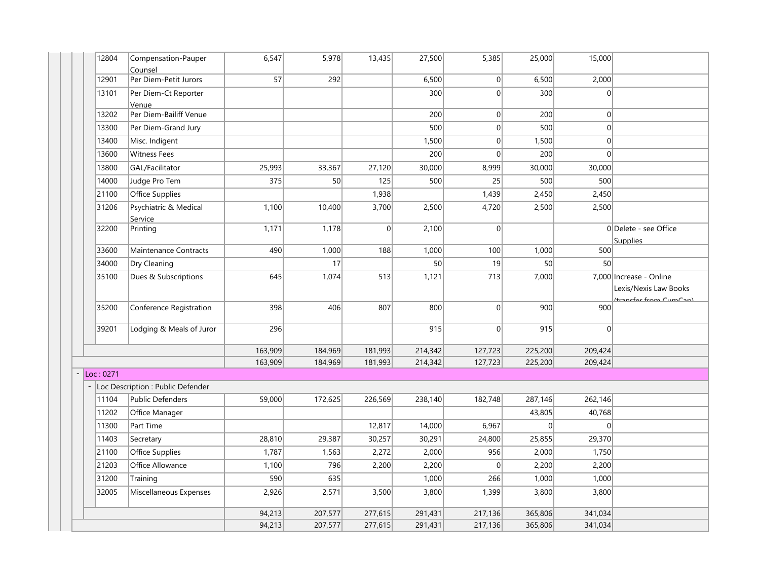| Code | Description | | | | | | | | Notes |
|---|---|---|---|---|---|---|---|---|---|
| 12804 | Compensation-Pauper Counsel | 6,547 | 5,978 | 13,435 | 27,500 | 5,385 | 25,000 | 15,000 | |
| 12901 | Per Diem-Petit Jurors | 57 | 292 | | 6,500 | 0 | 6,500 | 2,000 | |
| 13101 | Per Diem-Ct Reporter Venue | | | | 300 | 0 | 300 | 0 | |
| 13202 | Per Diem-Bailiff Venue | | | | 200 | 0 | 200 | 0 | |
| 13300 | Per Diem-Grand Jury | | | | 500 | 0 | 500 | 0 | |
| 13400 | Misc. Indigent | | | | 1,500 | 0 | 1,500 | 0 | |
| 13600 | Witness Fees | | | | 200 | 0 | 200 | 0 | |
| 13800 | GAL/Facilitator | 25,993 | 33,367 | 27,120 | 30,000 | 8,999 | 30,000 | 30,000 | |
| 14000 | Judge Pro Tem | 375 | 50 | 125 | 500 | 25 | 500 | 500 | |
| 21100 | Office Supplies | | | 1,938 | | 1,439 | 2,450 | 2,450 | |
| 31206 | Psychiatric & Medical Service | 1,100 | 10,400 | 3,700 | 2,500 | 4,720 | 2,500 | 2,500 | |
| 32200 | Printing | 1,171 | 1,178 | 0 | 2,100 | 0 | | 0 | Delete - see Office Supplies |
| 33600 | Maintenance Contracts | 490 | 1,000 | 188 | 1,000 | 100 | 1,000 | 500 | |
| 34000 | Dry Cleaning | | 17 | | 50 | 19 | 50 | 50 | |
| 35100 | Dues & Subscriptions | 645 | 1,074 | 513 | 1,121 | 713 | 7,000 | 7,000 | Increase - Online Lexis/Nexis Law Books (transfer from CumCap) |
| 35200 | Conference Registration | 398 | 406 | 807 | 800 | 0 | 900 | 900 | |
| 39201 | Lodging & Meals of Juror | 296 | | | 915 | 0 | 915 | 0 | |
| | | 163,909 | 184,969 | 181,993 | 214,342 | 127,723 | 225,200 | 209,424 | |
| | | 163,909 | 184,969 | 181,993 | 214,342 | 127,723 | 225,200 | 209,424 | |
| - Loc : 0271 | | | | | | | | | |
| - Loc Description : Public Defender | | | | | | | | | |
| 11104 | Public Defenders | 59,000 | 172,625 | 226,569 | 238,140 | 182,748 | 287,146 | 262,146 | |
| 11202 | Office Manager | | | | | | 43,805 | 40,768 | |
| 11300 | Part Time | | | 12,817 | 14,000 | 6,967 | 0 | 0 | |
| 11403 | Secretary | 28,810 | 29,387 | 30,257 | 30,291 | 24,800 | 25,855 | 29,370 | |
| 21100 | Office Supplies | 1,787 | 1,563 | 2,272 | 2,000 | 956 | 2,000 | 1,750 | |
| 21203 | Office Allowance | 1,100 | 796 | 2,200 | 2,200 | 0 | 2,200 | 2,200 | |
| 31200 | Training | 590 | 635 | | 1,000 | 266 | 1,000 | 1,000 | |
| 32005 | Miscellaneous Expenses | 2,926 | 2,571 | 3,500 | 3,800 | 1,399 | 3,800 | 3,800 | |
| | | 94,213 | 207,577 | 277,615 | 291,431 | 217,136 | 365,806 | 341,034 | |
| | | 94,213 | 207,577 | 277,615 | 291,431 | 217,136 | 365,806 | 341,034 | |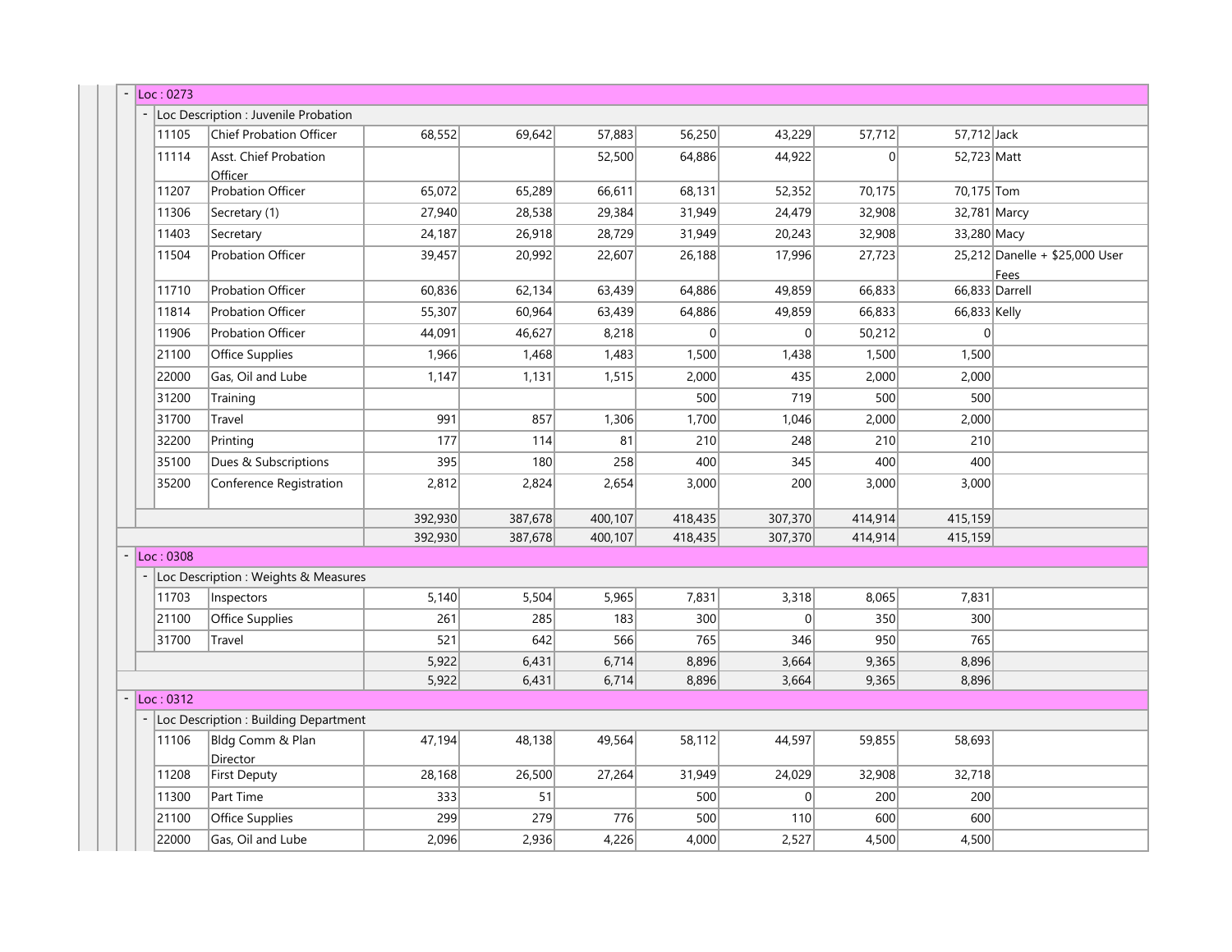## Loc : 0273

### Loc Description : Juvenile Probation

| Account | Description | | | | | | | | Notes |
|---|---|---|---|---|---|---|---|---|---|
| 11105 | Chief Probation Officer | 68,552 | 69,642 | 57,883 | 56,250 | 43,229 | 57,712 | 57,712 | Jack |
| 11114 | Asst. Chief Probation Officer | | | 52,500 | 64,886 | 44,922 | 0 | 52,723 | Matt |
| 11207 | Probation Officer | 65,072 | 65,289 | 66,611 | 68,131 | 52,352 | 70,175 | 70,175 | Tom |
| 11306 | Secretary (1) | 27,940 | 28,538 | 29,384 | 31,949 | 24,479 | 32,908 | 32,781 | Marcy |
| 11403 | Secretary | 24,187 | 26,918 | 28,729 | 31,949 | 20,243 | 32,908 | 33,280 | Macy |
| 11504 | Probation Officer | 39,457 | 20,992 | 22,607 | 26,188 | 17,996 | 27,723 | 25,212 | Danelle + $25,000 User Fees |
| 11710 | Probation Officer | 60,836 | 62,134 | 63,439 | 64,886 | 49,859 | 66,833 | 66,833 | Darrell |
| 11814 | Probation Officer | 55,307 | 60,964 | 63,439 | 64,886 | 49,859 | 66,833 | 66,833 | Kelly |
| 11906 | Probation Officer | 44,091 | 46,627 | 8,218 | 0 | 0 | 50,212 | 0 | |
| 21100 | Office Supplies | 1,966 | 1,468 | 1,483 | 1,500 | 1,438 | 1,500 | 1,500 | |
| 22000 | Gas, Oil and Lube | 1,147 | 1,131 | 1,515 | 2,000 | 435 | 2,000 | 2,000 | |
| 31200 | Training | | | | 500 | 719 | 500 | 500 | |
| 31700 | Travel | 991 | 857 | 1,306 | 1,700 | 1,046 | 2,000 | 2,000 | |
| 32200 | Printing | 177 | 114 | 81 | 210 | 248 | 210 | 210 | |
| 35100 | Dues & Subscriptions | 395 | 180 | 258 | 400 | 345 | 400 | 400 | |
| 35200 | Conference Registration | 2,812 | 2,824 | 2,654 | 3,000 | 200 | 3,000 | 3,000 | |
| | | 392,930 | 387,678 | 400,107 | 418,435 | 307,370 | 414,914 | 415,159 | |
| | | 392,930 | 387,678 | 400,107 | 418,435 | 307,370 | 414,914 | 415,159 | |

## Loc : 0308

### Loc Description : Weights & Measures

| Account | Description | | | | | | | | Notes |
|---|---|---|---|---|---|---|---|---|---|
| 11703 | Inspectors | 5,140 | 5,504 | 5,965 | 7,831 | 3,318 | 8,065 | 7,831 | |
| 21100 | Office Supplies | 261 | 285 | 183 | 300 | 0 | 350 | 300 | |
| 31700 | Travel | 521 | 642 | 566 | 765 | 346 | 950 | 765 | |
| | | 5,922 | 6,431 | 6,714 | 8,896 | 3,664 | 9,365 | 8,896 | |
| | | 5,922 | 6,431 | 6,714 | 8,896 | 3,664 | 9,365 | 8,896 | |

## Loc : 0312

### Loc Description : Building Department

| Account | Description | | | | | | | | Notes |
|---|---|---|---|---|---|---|---|---|---|
| 11106 | Bldg Comm & Plan Director | 47,194 | 48,138 | 49,564 | 58,112 | 44,597 | 59,855 | 58,693 | |
| 11208 | First Deputy | 28,168 | 26,500 | 27,264 | 31,949 | 24,029 | 32,908 | 32,718 | |
| 11300 | Part Time | 333 | 51 | | 500 | 0 | 200 | 200 | |
| 21100 | Office Supplies | 299 | 279 | 776 | 500 | 110 | 600 | 600 | |
| 22000 | Gas, Oil and Lube | 2,096 | 2,936 | 4,226 | 4,000 | 2,527 | 4,500 | 4,500 | |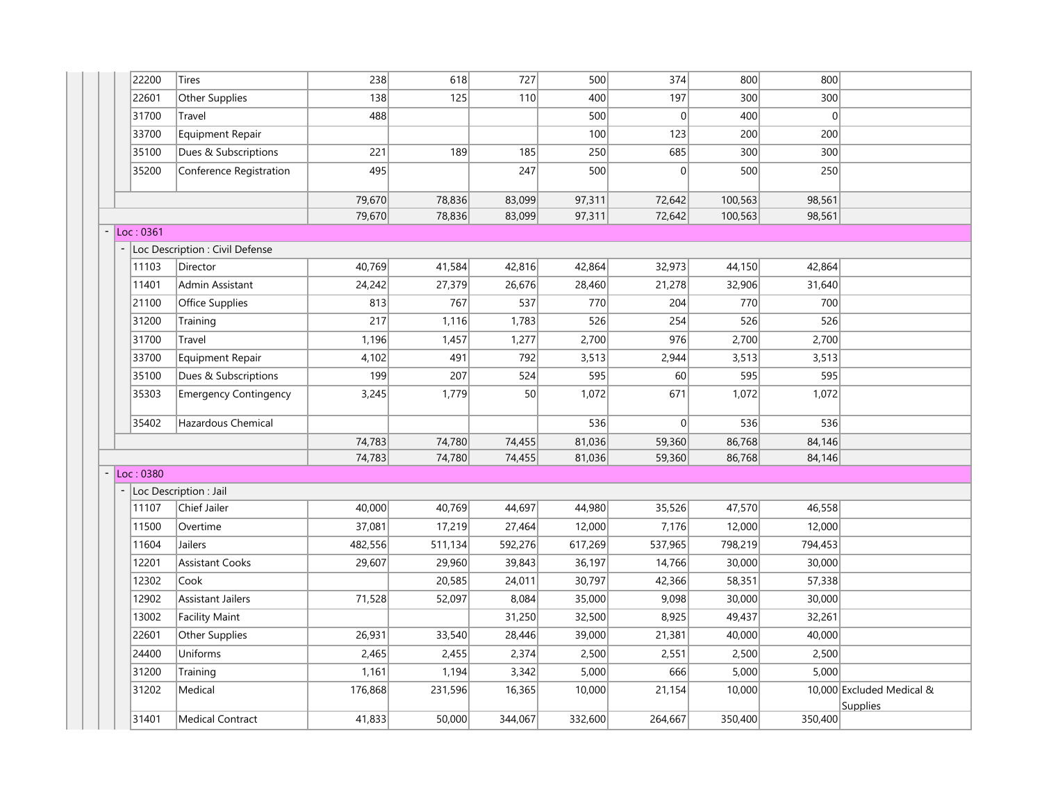| | | | | | | | | |
|---|---|---|---|---|---|---|---|---|
| 22200 | Tires | 238 | 618 | 727 | 500 | 374 | 800 | 800 | |
| 22601 | Other Supplies | 138 | 125 | 110 | 400 | 197 | 300 | 300 | |
| 31700 | Travel | 488 | | | 500 | 0 | 400 | 0 | |
| 33700 | Equipment Repair | | | | 100 | 123 | 200 | 200 | |
| 35100 | Dues & Subscriptions | 221 | 189 | 185 | 250 | 685 | 300 | 300 | |
| 35200 | Conference Registration | 495 | | 247 | 500 | 0 | 500 | 250 | |
| | | 79,670 | 78,836 | 83,099 | 97,311 | 72,642 | 100,563 | 98,561 | |
| | | 79,670 | 78,836 | 83,099 | 97,311 | 72,642 | 100,563 | 98,561 | |
| - Loc : 0361 | | | | | | | | | |
| - Loc Description : Civil Defense | | | | | | | | | |
| 11103 | Director | 40,769 | 41,584 | 42,816 | 42,864 | 32,973 | 44,150 | 42,864 | |
| 11401 | Admin Assistant | 24,242 | 27,379 | 26,676 | 28,460 | 21,278 | 32,906 | 31,640 | |
| 21100 | Office Supplies | 813 | 767 | 537 | 770 | 204 | 770 | 700 | |
| 31200 | Training | 217 | 1,116 | 1,783 | 526 | 254 | 526 | 526 | |
| 31700 | Travel | 1,196 | 1,457 | 1,277 | 2,700 | 976 | 2,700 | 2,700 | |
| 33700 | Equipment Repair | 4,102 | 491 | 792 | 3,513 | 2,944 | 3,513 | 3,513 | |
| 35100 | Dues & Subscriptions | 199 | 207 | 524 | 595 | 60 | 595 | 595 | |
| 35303 | Emergency Contingency | 3,245 | 1,779 | 50 | 1,072 | 671 | 1,072 | 1,072 | |
| 35402 | Hazardous Chemical | | | | 536 | 0 | 536 | 536 | |
| | | 74,783 | 74,780 | 74,455 | 81,036 | 59,360 | 86,768 | 84,146 | |
| | | 74,783 | 74,780 | 74,455 | 81,036 | 59,360 | 86,768 | 84,146 | |
| - Loc : 0380 | | | | | | | | | |
| - Loc Description : Jail | | | | | | | | | |
| 11107 | Chief Jailer | 40,000 | 40,769 | 44,697 | 44,980 | 35,526 | 47,570 | 46,558 | |
| 11500 | Overtime | 37,081 | 17,219 | 27,464 | 12,000 | 7,176 | 12,000 | 12,000 | |
| 11604 | Jailers | 482,556 | 511,134 | 592,276 | 617,269 | 537,965 | 798,219 | 794,453 | |
| 12201 | Assistant Cooks | 29,607 | 29,960 | 39,843 | 36,197 | 14,766 | 30,000 | 30,000 | |
| 12302 | Cook | | 20,585 | 24,011 | 30,797 | 42,366 | 58,351 | 57,338 | |
| 12902 | Assistant Jailers | 71,528 | 52,097 | 8,084 | 35,000 | 9,098 | 30,000 | 30,000 | |
| 13002 | Facility Maint | | | 31,250 | 32,500 | 8,925 | 49,437 | 32,261 | |
| 22601 | Other Supplies | 26,931 | 33,540 | 28,446 | 39,000 | 21,381 | 40,000 | 40,000 | |
| 24400 | Uniforms | 2,465 | 2,455 | 2,374 | 2,500 | 2,551 | 2,500 | 2,500 | |
| 31200 | Training | 1,161 | 1,194 | 3,342 | 5,000 | 666 | 5,000 | 5,000 | |
| 31202 | Medical | 176,868 | 231,596 | 16,365 | 10,000 | 21,154 | 10,000 | 10,000 | Excluded Medical & Supplies |
| 31401 | Medical Contract | 41,833 | 50,000 | 344,067 | 332,600 | 264,667 | 350,400 | 350,400 | |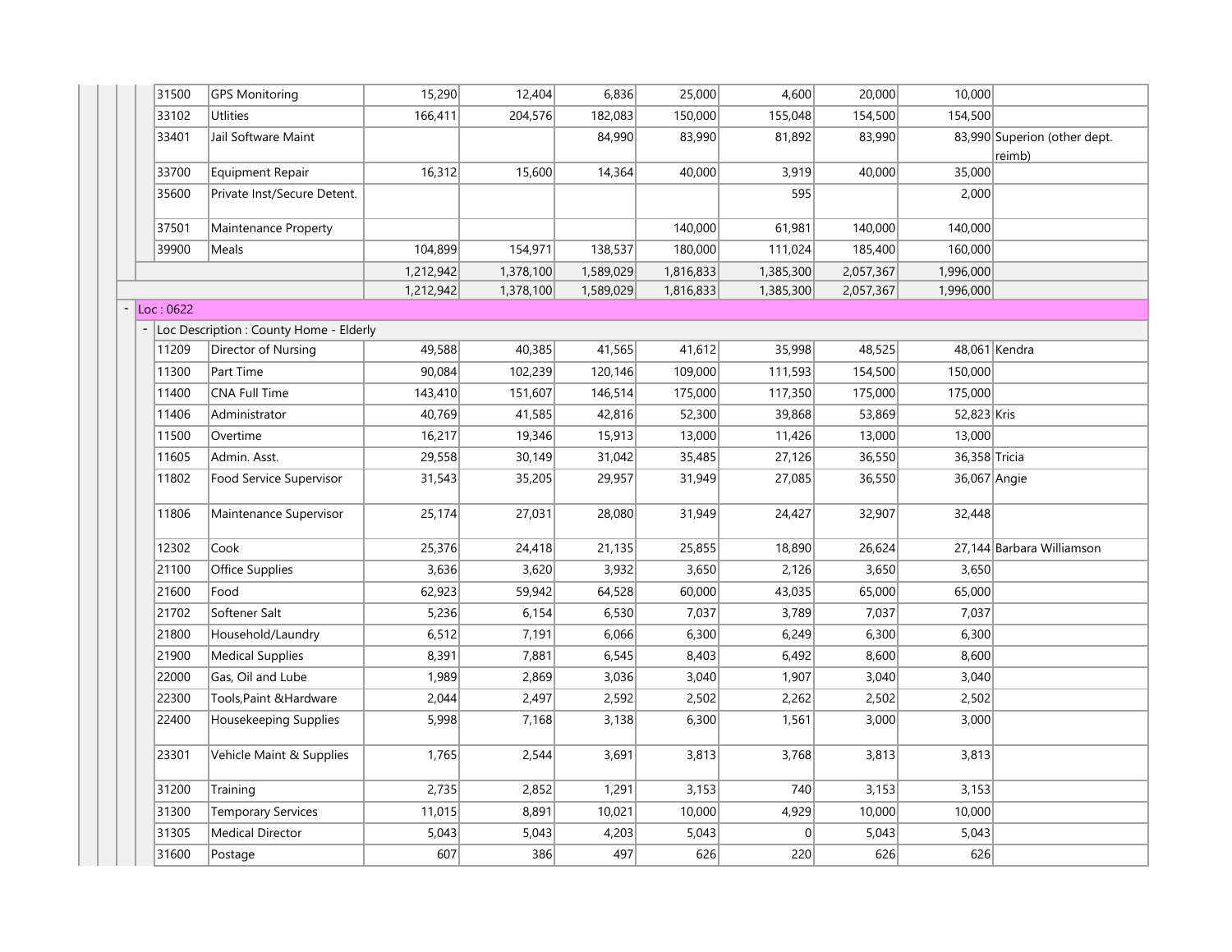| | | | | | | | | |
|---|---|---|---|---|---|---|---|---|
| 31500 | GPS Monitoring | 15,290 | 12,404 | 6,836 | 25,000 | 4,600 | 20,000 | 10,000 | |
| 33102 | Utlities | 166,411 | 204,576 | 182,083 | 150,000 | 155,048 | 154,500 | 154,500 | |
| 33401 | Jail Software Maint | | | 84,990 | 83,990 | 81,892 | 83,990 | 83,990 | Superion (other dept. reimb) |
| 33700 | Equipment Repair | 16,312 | 15,600 | 14,364 | 40,000 | 3,919 | 40,000 | 35,000 | |
| 35600 | Private Inst/Secure Detent. | | | | | 595 | | 2,000 | |
| 37501 | Maintenance Property | | | | 140,000 | 61,981 | 140,000 | 140,000 | |
| 39900 | Meals | 104,899 | 154,971 | 138,537 | 180,000 | 111,024 | 185,400 | 160,000 | |
| | | 1,212,942 | 1,378,100 | 1,589,029 | 1,816,833 | 1,385,300 | 2,057,367 | 1,996,000 | |
| | | 1,212,942 | 1,378,100 | 1,589,029 | 1,816,833 | 1,385,300 | 2,057,367 | 1,996,000 | |
| Loc : 0622 | | | | | | | | | |
| Loc Description : County Home - Elderly | | | | | | | | | |
| 11209 | Director of Nursing | 49,588 | 40,385 | 41,565 | 41,612 | 35,998 | 48,525 | 48,061 | Kendra |
| 11300 | Part Time | 90,084 | 102,239 | 120,146 | 109,000 | 111,593 | 154,500 | 150,000 | |
| 11400 | CNA Full Time | 143,410 | 151,607 | 146,514 | 175,000 | 117,350 | 175,000 | 175,000 | |
| 11406 | Administrator | 40,769 | 41,585 | 42,816 | 52,300 | 39,868 | 53,869 | 52,823 | Kris |
| 11500 | Overtime | 16,217 | 19,346 | 15,913 | 13,000 | 11,426 | 13,000 | 13,000 | |
| 11605 | Admin. Asst. | 29,558 | 30,149 | 31,042 | 35,485 | 27,126 | 36,550 | 36,358 | Tricia |
| 11802 | Food Service Supervisor | 31,543 | 35,205 | 29,957 | 31,949 | 27,085 | 36,550 | 36,067 | Angie |
| 11806 | Maintenance Supervisor | 25,174 | 27,031 | 28,080 | 31,949 | 24,427 | 32,907 | 32,448 | |
| 12302 | Cook | 25,376 | 24,418 | 21,135 | 25,855 | 18,890 | 26,624 | 27,144 | Barbara Williamson |
| 21100 | Office Supplies | 3,636 | 3,620 | 3,932 | 3,650 | 2,126 | 3,650 | 3,650 | |
| 21600 | Food | 62,923 | 59,942 | 64,528 | 60,000 | 43,035 | 65,000 | 65,000 | |
| 21702 | Softener Salt | 5,236 | 6,154 | 6,530 | 7,037 | 3,789 | 7,037 | 7,037 | |
| 21800 | Household/Laundry | 6,512 | 7,191 | 6,066 | 6,300 | 6,249 | 6,300 | 6,300 | |
| 21900 | Medical Supplies | 8,391 | 7,881 | 6,545 | 8,403 | 6,492 | 8,600 | 8,600 | |
| 22000 | Gas, Oil and Lube | 1,989 | 2,869 | 3,036 | 3,040 | 1,907 | 3,040 | 3,040 | |
| 22300 | Tools,Paint &Hardware | 2,044 | 2,497 | 2,592 | 2,502 | 2,262 | 2,502 | 2,502 | |
| 22400 | Housekeeping Supplies | 5,998 | 7,168 | 3,138 | 6,300 | 1,561 | 3,000 | 3,000 | |
| 23301 | Vehicle Maint & Supplies | 1,765 | 2,544 | 3,691 | 3,813 | 3,768 | 3,813 | 3,813 | |
| 31200 | Training | 2,735 | 2,852 | 1,291 | 3,153 | 740 | 3,153 | 3,153 | |
| 31300 | Temporary Services | 11,015 | 8,891 | 10,021 | 10,000 | 4,929 | 10,000 | 10,000 | |
| 31305 | Medical Director | 5,043 | 5,043 | 4,203 | 5,043 | 0 | 5,043 | 5,043 | |
| 31600 | Postage | 607 | 386 | 497 | 626 | 220 | 626 | 626 | |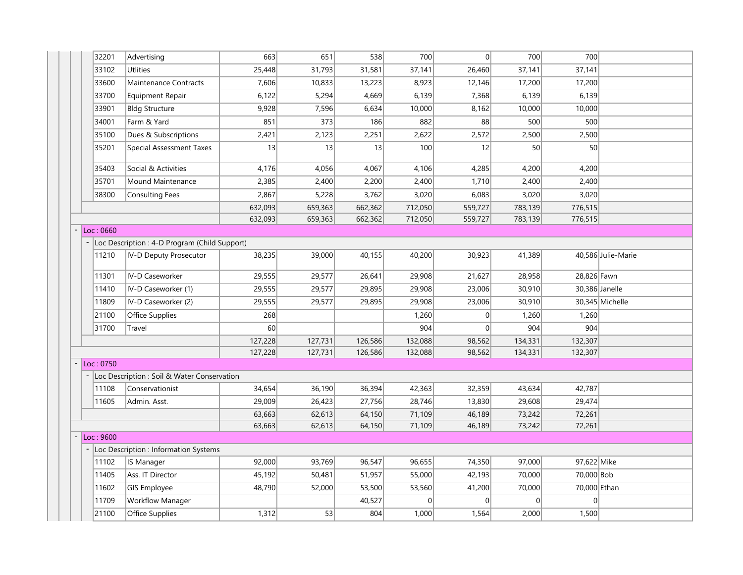| Code | Description | | | | | | | | Name |
|---|---|---|---|---|---|---|---|---|---|
| 32201 | Advertising | 663 | 651 | 538 | 700 | 0 | 700 | 700 | |
| 33102 | Utlities | 25,448 | 31,793 | 31,581 | 37,141 | 26,460 | 37,141 | 37,141 | |
| 33600 | Maintenance Contracts | 7,606 | 10,833 | 13,223 | 8,923 | 12,146 | 17,200 | 17,200 | |
| 33700 | Equipment Repair | 6,122 | 5,294 | 4,669 | 6,139 | 7,368 | 6,139 | 6,139 | |
| 33901 | Bldg Structure | 9,928 | 7,596 | 6,634 | 10,000 | 8,162 | 10,000 | 10,000 | |
| 34001 | Farm & Yard | 851 | 373 | 186 | 882 | 88 | 500 | 500 | |
| 35100 | Dues & Subscriptions | 2,421 | 2,123 | 2,251 | 2,622 | 2,572 | 2,500 | 2,500 | |
| 35201 | Special Assessment Taxes | 13 | 13 | 13 | 100 | 12 | 50 | 50 | |
| 35403 | Social & Activities | 4,176 | 4,056 | 4,067 | 4,106 | 4,285 | 4,200 | 4,200 | |
| 35701 | Mound Maintenance | 2,385 | 2,400 | 2,200 | 2,400 | 1,710 | 2,400 | 2,400 | |
| 38300 | Consulting Fees | 2,867 | 5,228 | 3,762 | 3,020 | 6,083 | 3,020 | 3,020 | |
| | | 632,093 | 659,363 | 662,362 | 712,050 | 559,727 | 783,139 | 776,515 | |
| | | 632,093 | 659,363 | 662,362 | 712,050 | 559,727 | 783,139 | 776,515 | |
| Loc : 0660 | | | | | | | | | |
| Loc Description : 4-D Program (Child Support) | | | | | | | | | |
| 11210 | IV-D Deputy Prosecutor | 38,235 | 39,000 | 40,155 | 40,200 | 30,923 | 41,389 | 40,586 | Julie-Marie |
| 11301 | IV-D Caseworker | 29,555 | 29,577 | 26,641 | 29,908 | 21,627 | 28,958 | 28,826 | Fawn |
| 11410 | IV-D Caseworker (1) | 29,555 | 29,577 | 29,895 | 29,908 | 23,006 | 30,910 | 30,386 | Janelle |
| 11809 | IV-D Caseworker (2) | 29,555 | 29,577 | 29,895 | 29,908 | 23,006 | 30,910 | 30,345 | Michelle |
| 21100 | Office Supplies | 268 | | | 1,260 | 0 | 1,260 | 1,260 | |
| 31700 | Travel | 60 | | | 904 | 0 | 904 | 904 | |
| | | 127,228 | 127,731 | 126,586 | 132,088 | 98,562 | 134,331 | 132,307 | |
| | | 127,228 | 127,731 | 126,586 | 132,088 | 98,562 | 134,331 | 132,307 | |
| Loc : 0750 | | | | | | | | | |
| Loc Description : Soil & Water Conservation | | | | | | | | | |
| 11108 | Conservationist | 34,654 | 36,190 | 36,394 | 42,363 | 32,359 | 43,634 | 42,787 | |
| 11605 | Admin. Asst. | 29,009 | 26,423 | 27,756 | 28,746 | 13,830 | 29,608 | 29,474 | |
| | | 63,663 | 62,613 | 64,150 | 71,109 | 46,189 | 73,242 | 72,261 | |
| | | 63,663 | 62,613 | 64,150 | 71,109 | 46,189 | 73,242 | 72,261 | |
| Loc : 9600 | | | | | | | | | |
| Loc Description : Information Systems | | | | | | | | | |
| 11102 | IS Manager | 92,000 | 93,769 | 96,547 | 96,655 | 74,350 | 97,000 | 97,622 | Mike |
| 11405 | Ass. IT Director | 45,192 | 50,481 | 51,957 | 55,000 | 42,193 | 70,000 | 70,000 | Bob |
| 11602 | GIS Employee | 48,790 | 52,000 | 53,500 | 53,560 | 41,200 | 70,000 | 70,000 | Ethan |
| 11709 | Workflow Manager | | | 40,527 | 0 | 0 | 0 | 0 | |
| 21100 | Office Supplies | 1,312 | 53 | 804 | 1,000 | 1,564 | 2,000 | 1,500 | |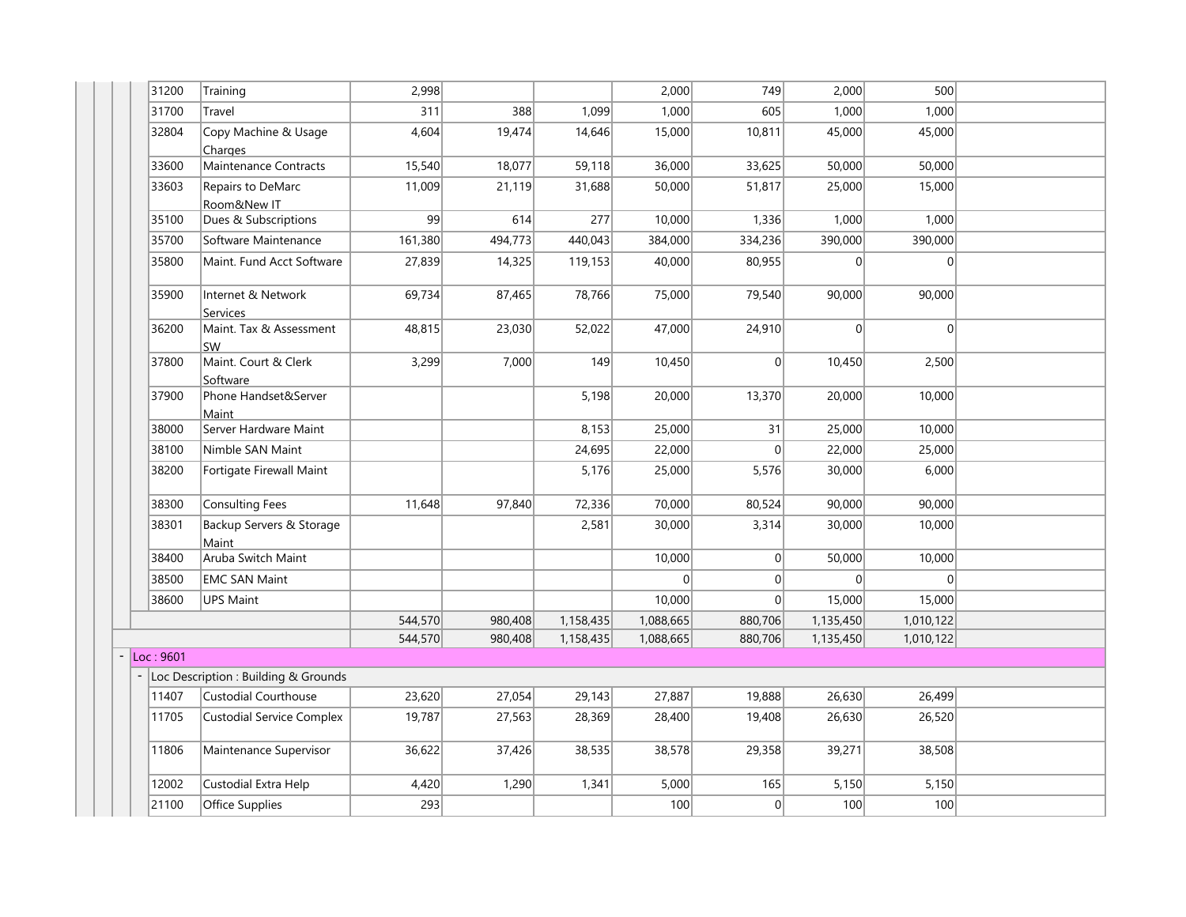| Account | Description | Col 1 | Col 2 | Col 3 | Col 4 | Col 5 | Col 6 | Col 7 | |
|---|---|---|---|---|---|---|---|---|---|
| 31200 | Training | 2,998 | | | 2,000 | 749 | 2,000 | 500 | |
| 31700 | Travel | 311 | 388 | 1,099 | 1,000 | 605 | 1,000 | 1,000 | |
| 32804 | Copy Machine & Usage Charges | 4,604 | 19,474 | 14,646 | 15,000 | 10,811 | 45,000 | 45,000 | |
| 33600 | Maintenance Contracts | 15,540 | 18,077 | 59,118 | 36,000 | 33,625 | 50,000 | 50,000 | |
| 33603 | Repairs to DeMarc Room&New IT | 11,009 | 21,119 | 31,688 | 50,000 | 51,817 | 25,000 | 15,000 | |
| 35100 | Dues & Subscriptions | 99 | 614 | 277 | 10,000 | 1,336 | 1,000 | 1,000 | |
| 35700 | Software Maintenance | 161,380 | 494,773 | 440,043 | 384,000 | 334,236 | 390,000 | 390,000 | |
| 35800 | Maint. Fund Acct Software | 27,839 | 14,325 | 119,153 | 40,000 | 80,955 | 0 | 0 | |
| 35900 | Internet & Network Services | 69,734 | 87,465 | 78,766 | 75,000 | 79,540 | 90,000 | 90,000 | |
| 36200 | Maint. Tax & Assessment SW | 48,815 | 23,030 | 52,022 | 47,000 | 24,910 | 0 | 0 | |
| 37800 | Maint. Court & Clerk Software | 3,299 | 7,000 | 149 | 10,450 | 0 | 10,450 | 2,500 | |
| 37900 | Phone Handset&Server Maint | | | 5,198 | 20,000 | 13,370 | 20,000 | 10,000 | |
| 38000 | Server Hardware Maint | | | 8,153 | 25,000 | 31 | 25,000 | 10,000 | |
| 38100 | Nimble SAN Maint | | | 24,695 | 22,000 | 0 | 22,000 | 25,000 | |
| 38200 | Fortigate Firewall Maint | | | 5,176 | 25,000 | 5,576 | 30,000 | 6,000 | |
| 38300 | Consulting Fees | 11,648 | 97,840 | 72,336 | 70,000 | 80,524 | 90,000 | 90,000 | |
| 38301 | Backup Servers & Storage Maint | | | 2,581 | 30,000 | 3,314 | 30,000 | 10,000 | |
| 38400 | Aruba Switch Maint | | | | 10,000 | 0 | 50,000 | 10,000 | |
| 38500 | EMC SAN Maint | | | | 0 | 0 | 0 | 0 | |
| 38600 | UPS Maint | | | | 10,000 | 0 | 15,000 | 15,000 | |
| | | 544,570 | 980,408 | 1,158,435 | 1,088,665 | 880,706 | 1,135,450 | 1,010,122 | |
| | | 544,570 | 980,408 | 1,158,435 | 1,088,665 | 880,706 | 1,135,450 | 1,010,122 | |
| Loc : 9601 | | | | | | | | | |
| Loc Description : Building & Grounds | | | | | | | | | |
| 11407 | Custodial Courthouse | 23,620 | 27,054 | 29,143 | 27,887 | 19,888 | 26,630 | 26,499 | |
| 11705 | Custodial Service Complex | 19,787 | 27,563 | 28,369 | 28,400 | 19,408 | 26,630 | 26,520 | |
| 11806 | Maintenance Supervisor | 36,622 | 37,426 | 38,535 | 38,578 | 29,358 | 39,271 | 38,508 | |
| 12002 | Custodial Extra Help | 4,420 | 1,290 | 1,341 | 5,000 | 165 | 5,150 | 5,150 | |
| 21100 | Office Supplies | 293 | | | 100 | 0 | 100 | 100 | |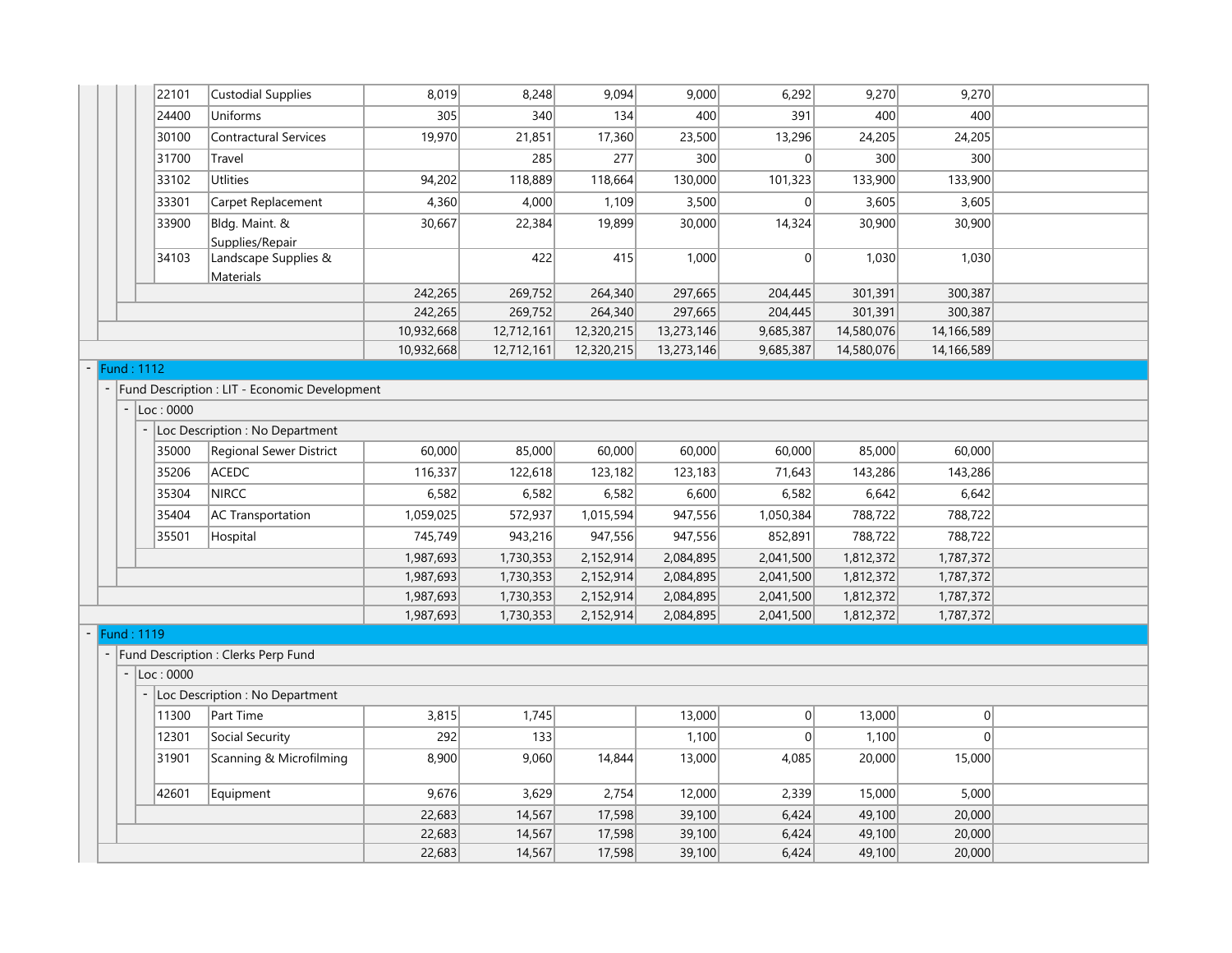| Code | Description | | | | | | | | |
|---|---|---|---|---|---|---|---|---|---|
| 22101 | Custodial Supplies | 8,019 | 8,248 | 9,094 | 9,000 | 6,292 | 9,270 | 9,270 | |
| 24400 | Uniforms | 305 | 340 | 134 | 400 | 391 | 400 | 400 | |
| 30100 | Contractural Services | 19,970 | 21,851 | 17,360 | 23,500 | 13,296 | 24,205 | 24,205 | |
| 31700 | Travel | | 285 | 277 | 300 | 0 | 300 | 300 | |
| 33102 | Utlities | 94,202 | 118,889 | 118,664 | 130,000 | 101,323 | 133,900 | 133,900 | |
| 33301 | Carpet Replacement | 4,360 | 4,000 | 1,109 | 3,500 | 0 | 3,605 | 3,605 | |
| 33900 | Bldg. Maint. & Supplies/Repair | 30,667 | 22,384 | 19,899 | 30,000 | 14,324 | 30,900 | 30,900 | |
| 34103 | Landscape Supplies & Materials | | 422 | 415 | 1,000 | 0 | 1,030 | 1,030 | |
| | | 242,265 | 269,752 | 264,340 | 297,665 | 204,445 | 301,391 | 300,387 | |
| | | 242,265 | 269,752 | 264,340 | 297,665 | 204,445 | 301,391 | 300,387 | |
| | | 10,932,668 | 12,712,161 | 12,320,215 | 13,273,146 | 9,685,387 | 14,580,076 | 14,166,589 | |
| | | 10,932,668 | 12,712,161 | 12,320,215 | 13,273,146 | 9,685,387 | 14,580,076 | 14,166,589 | |
| **Fund : 1112** | | | | | | | | | |
| Fund Description : LIT - Economic Development | | | | | | | | | |
| Loc : 0000 | | | | | | | | | |
| Loc Description : No Department | | | | | | | | | |
| 35000 | Regional Sewer District | 60,000 | 85,000 | 60,000 | 60,000 | 60,000 | 85,000 | 60,000 | |
| 35206 | ACEDC | 116,337 | 122,618 | 123,182 | 123,183 | 71,643 | 143,286 | 143,286 | |
| 35304 | NIRCC | 6,582 | 6,582 | 6,582 | 6,600 | 6,582 | 6,642 | 6,642 | |
| 35404 | AC Transportation | 1,059,025 | 572,937 | 1,015,594 | 947,556 | 1,050,384 | 788,722 | 788,722 | |
| 35501 | Hospital | 745,749 | 943,216 | 947,556 | 947,556 | 852,891 | 788,722 | 788,722 | |
| | | 1,987,693 | 1,730,353 | 2,152,914 | 2,084,895 | 2,041,500 | 1,812,372 | 1,787,372 | |
| | | 1,987,693 | 1,730,353 | 2,152,914 | 2,084,895 | 2,041,500 | 1,812,372 | 1,787,372 | |
| | | 1,987,693 | 1,730,353 | 2,152,914 | 2,084,895 | 2,041,500 | 1,812,372 | 1,787,372 | |
| | | 1,987,693 | 1,730,353 | 2,152,914 | 2,084,895 | 2,041,500 | 1,812,372 | 1,787,372 | |
| **Fund : 1119** | | | | | | | | | |
| Fund Description : Clerks Perp Fund | | | | | | | | | |
| Loc : 0000 | | | | | | | | | |
| Loc Description : No Department | | | | | | | | | |
| 11300 | Part Time | 3,815 | 1,745 | | 13,000 | 0 | 13,000 | 0 | |
| 12301 | Social Security | 292 | 133 | | 1,100 | 0 | 1,100 | 0 | |
| 31901 | Scanning & Microfilming | 8,900 | 9,060 | 14,844 | 13,000 | 4,085 | 20,000 | 15,000 | |
| 42601 | Equipment | 9,676 | 3,629 | 2,754 | 12,000 | 2,339 | 15,000 | 5,000 | |
| | | 22,683 | 14,567 | 17,598 | 39,100 | 6,424 | 49,100 | 20,000 | |
| | | 22,683 | 14,567 | 17,598 | 39,100 | 6,424 | 49,100 | 20,000 | |
| | | 22,683 | 14,567 | 17,598 | 39,100 | 6,424 | 49,100 | 20,000 | |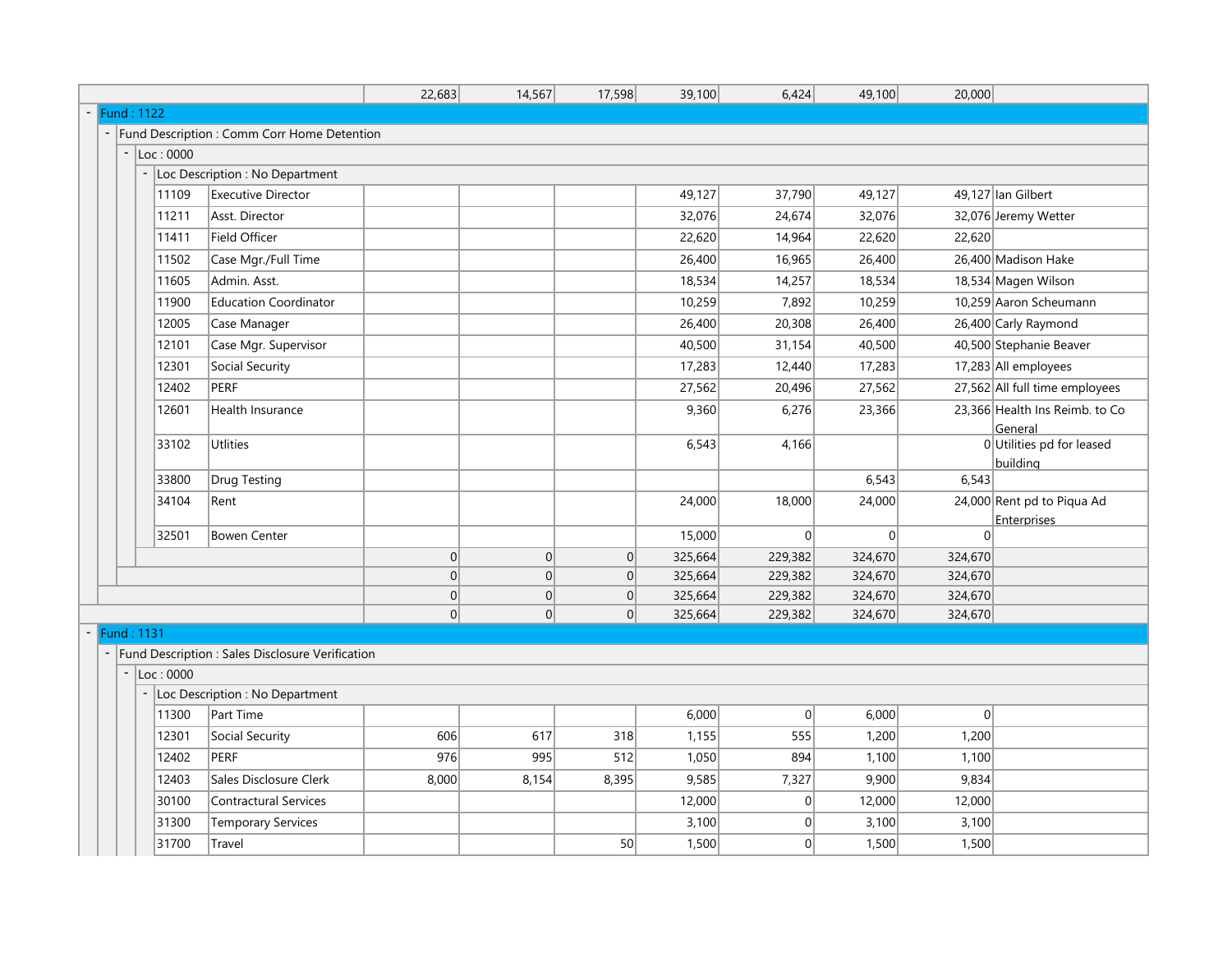| | | | | | | | | |
|---|---|---|---|---|---|---|---|---|
| | | 22,683 | 14,567 | 17,598 | 39,100 | 6,424 | 49,100 | 20,000 | |

## Fund : 1122

### Fund Description : Comm Corr Home Detention

#### Loc : 0000

##### Loc Description : No Department

| Code | Description | | | | | | | | Notes |
|---|---|---|---|---|---|---|---|---|---|
| 11109 | Executive Director | | | | 49,127 | 37,790 | 49,127 | 49,127 | Ian Gilbert |
| 11211 | Asst. Director | | | | 32,076 | 24,674 | 32,076 | 32,076 | Jeremy Wetter |
| 11411 | Field Officer | | | | 22,620 | 14,964 | 22,620 | 22,620 | |
| 11502 | Case Mgr./Full Time | | | | 26,400 | 16,965 | 26,400 | 26,400 | Madison Hake |
| 11605 | Admin. Asst. | | | | 18,534 | 14,257 | 18,534 | 18,534 | Magen Wilson |
| 11900 | Education Coordinator | | | | 10,259 | 7,892 | 10,259 | 10,259 | Aaron Scheumann |
| 12005 | Case Manager | | | | 26,400 | 20,308 | 26,400 | 26,400 | Carly Raymond |
| 12101 | Case Mgr. Supervisor | | | | 40,500 | 31,154 | 40,500 | 40,500 | Stephanie Beaver |
| 12301 | Social Security | | | | 17,283 | 12,440 | 17,283 | 17,283 | All employees |
| 12402 | PERF | | | | 27,562 | 20,496 | 27,562 | 27,562 | All full time employees |
| 12601 | Health Insurance | | | | 9,360 | 6,276 | 23,366 | 23,366 | Health Ins Reimb. to Co General |
| 33102 | Utlities | | | | 6,543 | 4,166 | | 0 | Utilities pd for leased building |
| 33800 | Drug Testing | | | | | | 6,543 | 6,543 | |
| 34104 | Rent | | | | 24,000 | 18,000 | 24,000 | 24,000 | Rent pd to Piqua Ad Enterprises |
| 32501 | Bowen Center | | | | 15,000 | 0 | 0 | 0 | |
| | | 0 | 0 | 0 | 325,664 | 229,382 | 324,670 | 324,670 | |
| | | 0 | 0 | 0 | 325,664 | 229,382 | 324,670 | 324,670 | |
| | | 0 | 0 | 0 | 325,664 | 229,382 | 324,670 | 324,670 | |
| | | 0 | 0 | 0 | 325,664 | 229,382 | 324,670 | 324,670 | |

## Fund : 1131

### Fund Description : Sales Disclosure Verification

#### Loc : 0000

##### Loc Description : No Department

| Code | Description | | | | | | | | Notes |
|---|---|---|---|---|---|---|---|---|---|
| 11300 | Part Time | | | | 6,000 | 0 | 6,000 | 0 | |
| 12301 | Social Security | 606 | 617 | 318 | 1,155 | 555 | 1,200 | 1,200 | |
| 12402 | PERF | 976 | 995 | 512 | 1,050 | 894 | 1,100 | 1,100 | |
| 12403 | Sales Disclosure Clerk | 8,000 | 8,154 | 8,395 | 9,585 | 7,327 | 9,900 | 9,834 | |
| 30100 | Contractural Services | | | | 12,000 | 0 | 12,000 | 12,000 | |
| 31300 | Temporary Services | | | | 3,100 | 0 | 3,100 | 3,100 | |
| 31700 | Travel | | | 50 | 1,500 | 0 | 1,500 | 1,500 | |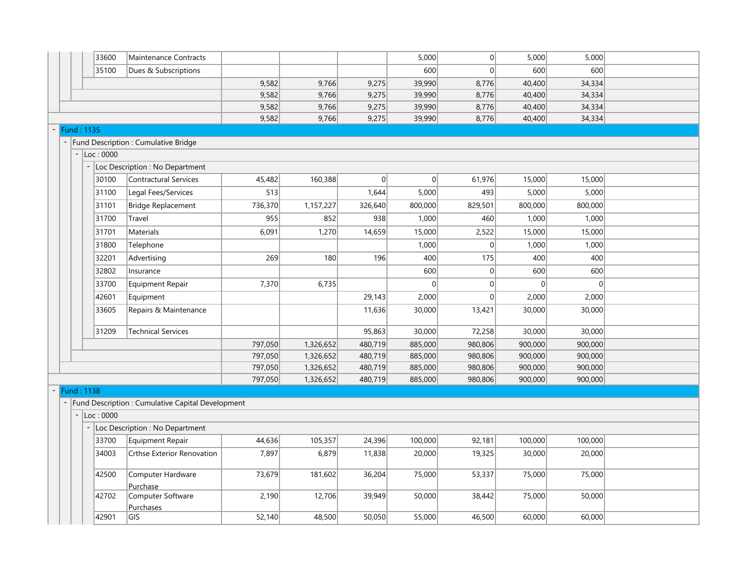| Account | Description | Col 1 | Col 2 | Col 3 | Col 4 | Col 5 | Col 6 | Col 7 | |
|---|---|---|---|---|---|---|---|---|---|
| 33600 | Maintenance Contracts | | | | 5,000 | 0 | 5,000 | 5,000 | |
| 35100 | Dues & Subscriptions | | | | 600 | 0 | 600 | 600 | |
| | | 9,582 | 9,766 | 9,275 | 39,990 | 8,776 | 40,400 | 34,334 | |
| | | 9,582 | 9,766 | 9,275 | 39,990 | 8,776 | 40,400 | 34,334 | |
| | | 9,582 | 9,766 | 9,275 | 39,990 | 8,776 | 40,400 | 34,334 | |
| | | 9,582 | 9,766 | 9,275 | 39,990 | 8,776 | 40,400 | 34,334 | |

**Fund : 1135**

Fund Description : Cumulative Bridge

Loc : 0000

Loc Description : No Department

| Account | Description | Col 1 | Col 2 | Col 3 | Col 4 | Col 5 | Col 6 | Col 7 | |
|---|---|---|---|---|---|---|---|---|---|
| 30100 | Contractural Services | 45,482 | 160,388 | 0 | 0 | 61,976 | 15,000 | 15,000 | |
| 31100 | Legal Fees/Services | 513 | | 1,644 | 5,000 | 493 | 5,000 | 5,000 | |
| 31101 | Bridge Replacement | 736,370 | 1,157,227 | 326,640 | 800,000 | 829,501 | 800,000 | 800,000 | |
| 31700 | Travel | 955 | 852 | 938 | 1,000 | 460 | 1,000 | 1,000 | |
| 31701 | Materials | 6,091 | 1,270 | 14,659 | 15,000 | 2,522 | 15,000 | 15,000 | |
| 31800 | Telephone | | | | 1,000 | 0 | 1,000 | 1,000 | |
| 32201 | Advertising | 269 | 180 | 196 | 400 | 175 | 400 | 400 | |
| 32802 | Insurance | | | | 600 | 0 | 600 | 600 | |
| 33700 | Equipment Repair | 7,370 | 6,735 | | 0 | 0 | 0 | 0 | |
| 42601 | Equipment | | | 29,143 | 2,000 | 0 | 2,000 | 2,000 | |
| 33605 | Repairs & Maintenance | | | 11,636 | 30,000 | 13,421 | 30,000 | 30,000 | |
| 31209 | Technical Services | | | 95,863 | 30,000 | 72,258 | 30,000 | 30,000 | |
| | | 797,050 | 1,326,652 | 480,719 | 885,000 | 980,806 | 900,000 | 900,000 | |
| | | 797,050 | 1,326,652 | 480,719 | 885,000 | 980,806 | 900,000 | 900,000 | |
| | | 797,050 | 1,326,652 | 480,719 | 885,000 | 980,806 | 900,000 | 900,000 | |
| | | 797,050 | 1,326,652 | 480,719 | 885,000 | 980,806 | 900,000 | 900,000 | |

**Fund : 1138**

Fund Description : Cumulative Capital Development

Loc : 0000

Loc Description : No Department

| Account | Description | Col 1 | Col 2 | Col 3 | Col 4 | Col 5 | Col 6 | Col 7 | |
|---|---|---|---|---|---|---|---|---|---|
| 33700 | Equipment Repair | 44,636 | 105,357 | 24,396 | 100,000 | 92,181 | 100,000 | 100,000 | |
| 34003 | Crthse Exterior Renovation | 7,897 | 6,879 | 11,838 | 20,000 | 19,325 | 30,000 | 20,000 | |
| 42500 | Computer Hardware Purchase | 73,679 | 181,602 | 36,204 | 75,000 | 53,337 | 75,000 | 75,000 | |
| 42702 | Computer Software Purchases | 2,190 | 12,706 | 39,949 | 50,000 | 38,442 | 75,000 | 50,000 | |
| 42901 | GIS | 52,140 | 48,500 | 50,050 | 55,000 | 46,500 | 60,000 | 60,000 | |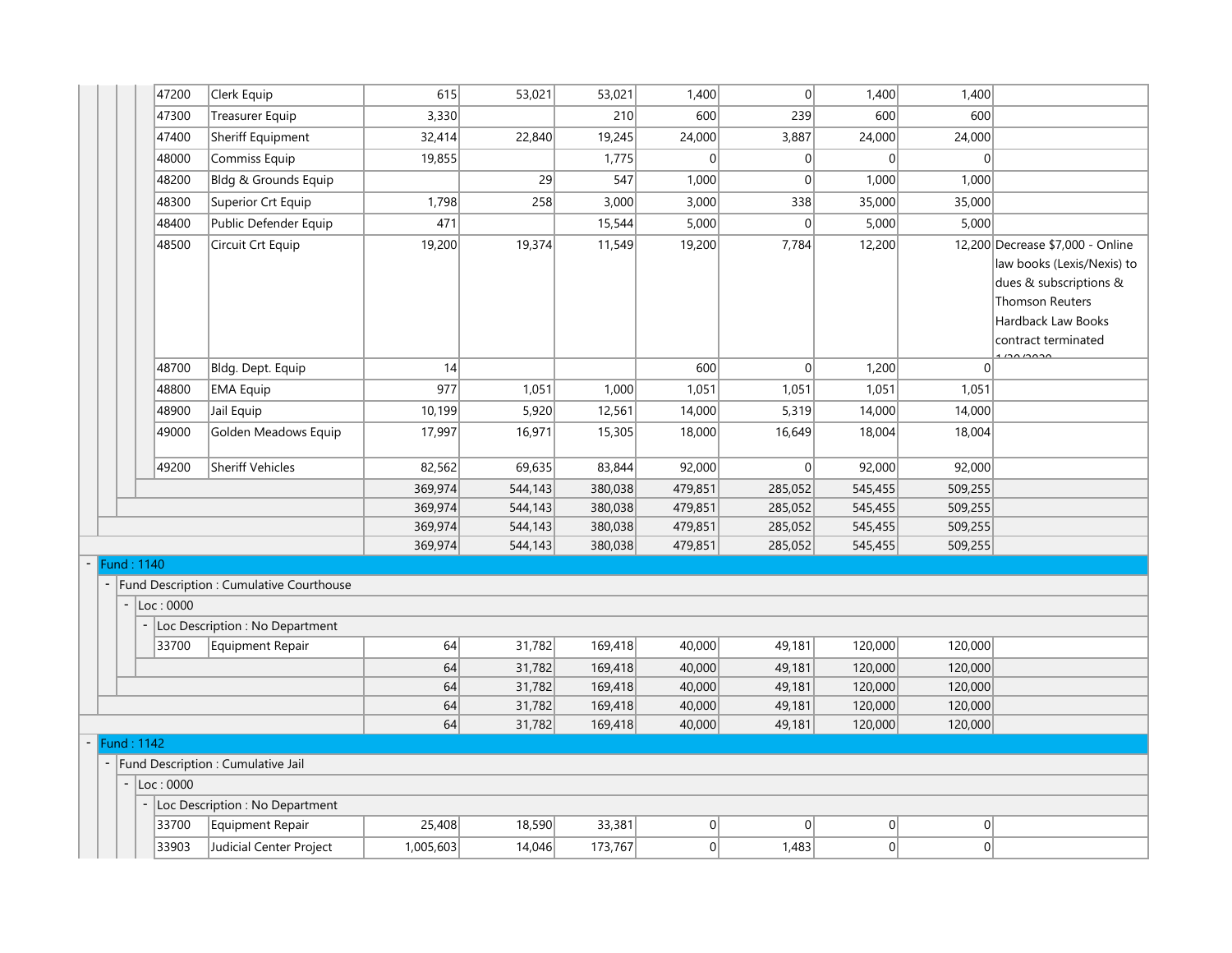| Account | Description | | | | | | | | Notes |
|---|---|---|---|---|---|---|---|---|---|
| 47200 | Clerk Equip | 615 | 53,021 | 53,021 | 1,400 | 0 | 1,400 | 1,400 | |
| 47300 | Treasurer Equip | 3,330 | | 210 | 600 | 239 | 600 | 600 | |
| 47400 | Sheriff Equipment | 32,414 | 22,840 | 19,245 | 24,000 | 3,887 | 24,000 | 24,000 | |
| 48000 | Commiss Equip | 19,855 | | 1,775 | 0 | 0 | 0 | 0 | |
| 48200 | Bldg & Grounds Equip | | 29 | 547 | 1,000 | 0 | 1,000 | 1,000 | |
| 48300 | Superior Crt Equip | 1,798 | 258 | 3,000 | 3,000 | 338 | 35,000 | 35,000 | |
| 48400 | Public Defender Equip | 471 | | 15,544 | 5,000 | 0 | 5,000 | 5,000 | |
| 48500 | Circuit Crt Equip | 19,200 | 19,374 | 11,549 | 19,200 | 7,784 | 12,200 | 12,200 | Decrease $7,000 - Online law books (Lexis/Nexis) to dues & subscriptions & Thomson Reuters Hardback Law Books contract terminated 1/20/2020 |
| 48700 | Bldg. Dept. Equip | 14 | | | 600 | 0 | 1,200 | 0 | |
| 48800 | EMA Equip | 977 | 1,051 | 1,000 | 1,051 | 1,051 | 1,051 | 1,051 | |
| 48900 | Jail Equip | 10,199 | 5,920 | 12,561 | 14,000 | 5,319 | 14,000 | 14,000 | |
| 49000 | Golden Meadows Equip | 17,997 | 16,971 | 15,305 | 18,000 | 16,649 | 18,004 | 18,004 | |
| 49200 | Sheriff Vehicles | 82,562 | 69,635 | 83,844 | 92,000 | 0 | 92,000 | 92,000 | |
| | | 369,974 | 544,143 | 380,038 | 479,851 | 285,052 | 545,455 | 509,255 | |
| | | 369,974 | 544,143 | 380,038 | 479,851 | 285,052 | 545,455 | 509,255 | |
| | | 369,974 | 544,143 | 380,038 | 479,851 | 285,052 | 545,455 | 509,255 | |
| | | 369,974 | 544,143 | 380,038 | 479,851 | 285,052 | 545,455 | 509,255 | |
| **Fund : 1140** | | | | | | | | | |
| Fund Description : Cumulative Courthouse | | | | | | | | | |
| Loc : 0000 | | | | | | | | | |
| Loc Description : No Department | | | | | | | | | |
| 33700 | Equipment Repair | 64 | 31,782 | 169,418 | 40,000 | 49,181 | 120,000 | 120,000 | |
| | | 64 | 31,782 | 169,418 | 40,000 | 49,181 | 120,000 | 120,000 | |
| | | 64 | 31,782 | 169,418 | 40,000 | 49,181 | 120,000 | 120,000 | |
| | | 64 | 31,782 | 169,418 | 40,000 | 49,181 | 120,000 | 120,000 | |
| | | 64 | 31,782 | 169,418 | 40,000 | 49,181 | 120,000 | 120,000 | |
| **Fund : 1142** | | | | | | | | | |
| Fund Description : Cumulative Jail | | | | | | | | | |
| Loc : 0000 | | | | | | | | | |
| Loc Description : No Department | | | | | | | | | |
| 33700 | Equipment Repair | 25,408 | 18,590 | 33,381 | 0 | 0 | 0 | 0 | |
| 33903 | Judicial Center Project | 1,005,603 | 14,046 | 173,767 | 0 | 1,483 | 0 | 0 | |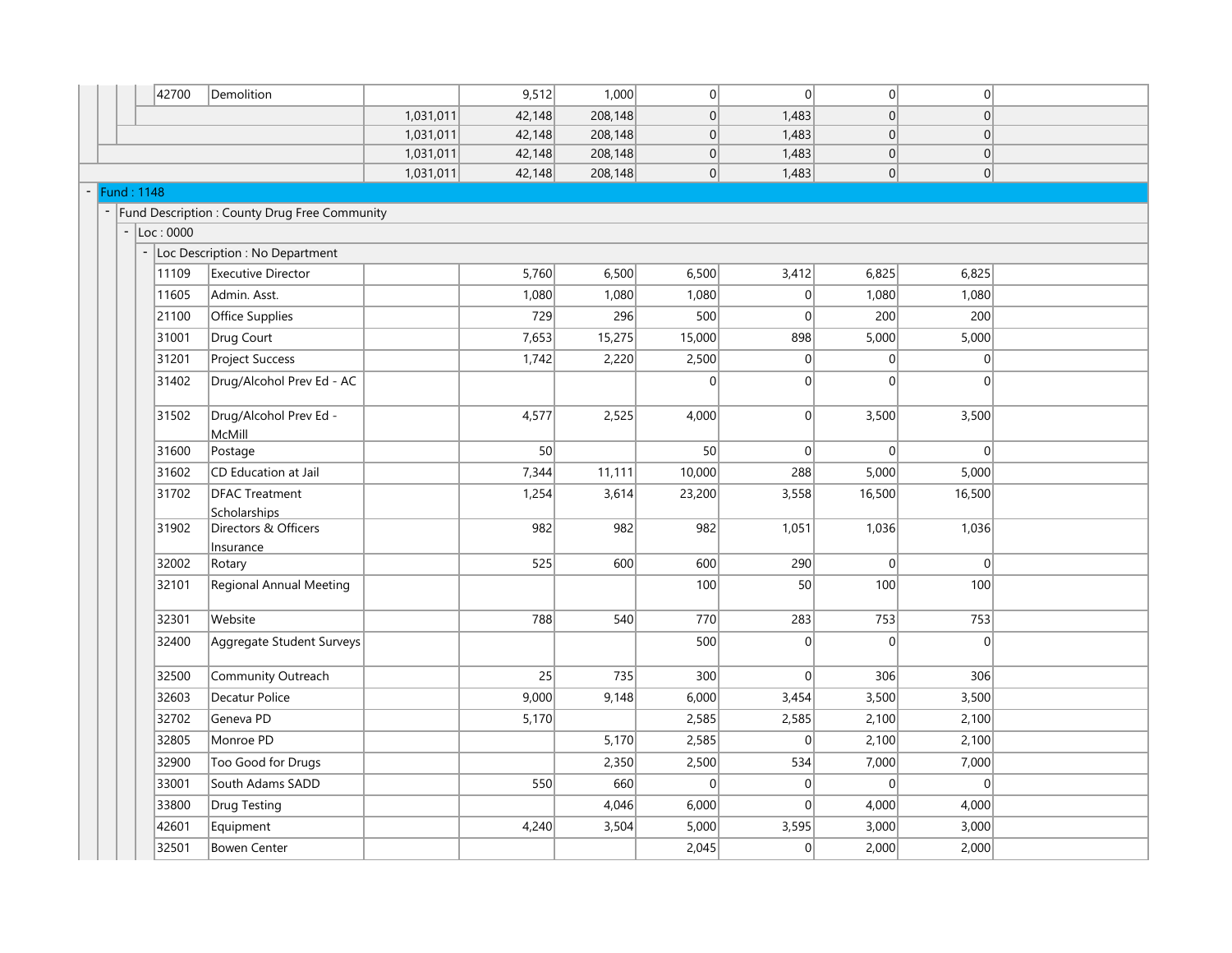| Account | Description | Col 1 | Col 2 | Col 3 | Col 4 | Col 5 | Col 6 | Col 7 | Col 8 |
|---|---|---|---|---|---|---|---|---|---|
| 42700 | Demolition | | 9,512 | 1,000 | 0 | 0 | 0 | 0 | |
| | | 1,031,011 | 42,148 | 208,148 | 0 | 1,483 | 0 | 0 | |
| | | 1,031,011 | 42,148 | 208,148 | 0 | 1,483 | 0 | 0 | |
| | | 1,031,011 | 42,148 | 208,148 | 0 | 1,483 | 0 | 0 | |
| | | 1,031,011 | 42,148 | 208,148 | 0 | 1,483 | 0 | 0 | |

**Fund : 1148**

Fund Description : County Drug Free Community

Loc : 0000

Loc Description : No Department

| Account | Description | Col 1 | Col 2 | Col 3 | Col 4 | Col 5 | Col 6 | Col 7 | Col 8 |
|---|---|---|---|---|---|---|---|---|---|
| 11109 | Executive Director | | 5,760 | 6,500 | 6,500 | 3,412 | 6,825 | 6,825 | |
| 11605 | Admin. Asst. | | 1,080 | 1,080 | 1,080 | 0 | 1,080 | 1,080 | |
| 21100 | Office Supplies | | 729 | 296 | 500 | 0 | 200 | 200 | |
| 31001 | Drug Court | | 7,653 | 15,275 | 15,000 | 898 | 5,000 | 5,000 | |
| 31201 | Project Success | | 1,742 | 2,220 | 2,500 | 0 | 0 | 0 | |
| 31402 | Drug/Alcohol Prev Ed - AC | | | | 0 | 0 | 0 | 0 | |
| 31502 | Drug/Alcohol Prev Ed - McMill | | 4,577 | 2,525 | 4,000 | 0 | 3,500 | 3,500 | |
| 31600 | Postage | | 50 | | 50 | 0 | 0 | 0 | |
| 31602 | CD Education at Jail | | 7,344 | 11,111 | 10,000 | 288 | 5,000 | 5,000 | |
| 31702 | DFAC Treatment Scholarships | | 1,254 | 3,614 | 23,200 | 3,558 | 16,500 | 16,500 | |
| 31902 | Directors & Officers Insurance | | 982 | 982 | 982 | 1,051 | 1,036 | 1,036 | |
| 32002 | Rotary | | 525 | 600 | 600 | 290 | 0 | 0 | |
| 32101 | Regional Annual Meeting | | | | 100 | 50 | 100 | 100 | |
| 32301 | Website | | 788 | 540 | 770 | 283 | 753 | 753 | |
| 32400 | Aggregate Student Surveys | | | | 500 | 0 | 0 | 0 | |
| 32500 | Community Outreach | | 25 | 735 | 300 | 0 | 306 | 306 | |
| 32603 | Decatur Police | | 9,000 | 9,148 | 6,000 | 3,454 | 3,500 | 3,500 | |
| 32702 | Geneva PD | | 5,170 | | 2,585 | 2,585 | 2,100 | 2,100 | |
| 32805 | Monroe PD | | | 5,170 | 2,585 | 0 | 2,100 | 2,100 | |
| 32900 | Too Good for Drugs | | | 2,350 | 2,500 | 534 | 7,000 | 7,000 | |
| 33001 | South Adams SADD | | 550 | 660 | 0 | 0 | 0 | 0 | |
| 33800 | Drug Testing | | | 4,046 | 6,000 | 0 | 4,000 | 4,000 | |
| 42601 | Equipment | | 4,240 | 3,504 | 5,000 | 3,595 | 3,000 | 3,000 | |
| 32501 | Bowen Center | | | | 2,045 | 0 | 2,000 | 2,000 | |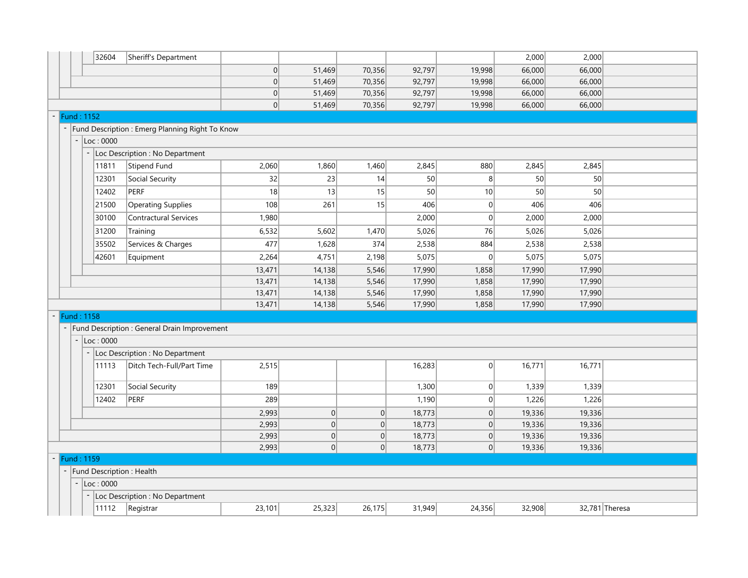| Code | Description | | | | | | | | |
|---|---|---|---|---|---|---|---|---|---|
| 32604 | Sheriff's Department | | | | | | 2,000 | 2,000 | |
| | | 0 | 51,469 | 70,356 | 92,797 | 19,998 | 66,000 | 66,000 | |
| | | 0 | 51,469 | 70,356 | 92,797 | 19,998 | 66,000 | 66,000 | |
| | | 0 | 51,469 | 70,356 | 92,797 | 19,998 | 66,000 | 66,000 | |
| | | 0 | 51,469 | 70,356 | 92,797 | 19,998 | 66,000 | 66,000 | |
| Fund : 1152 | | | | | | | | | |
| Fund Description : Emerg Planning Right To Know | | | | | | | | | |
| Loc : 0000 | | | | | | | | | |
| Loc Description : No Department | | | | | | | | | |
| 11811 | Stipend Fund | 2,060 | 1,860 | 1,460 | 2,845 | 880 | 2,845 | 2,845 | |
| 12301 | Social Security | 32 | 23 | 14 | 50 | 8 | 50 | 50 | |
| 12402 | PERF | 18 | 13 | 15 | 50 | 10 | 50 | 50 | |
| 21500 | Operating Supplies | 108 | 261 | 15 | 406 | 0 | 406 | 406 | |
| 30100 | Contractural Services | 1,980 | | | 2,000 | 0 | 2,000 | 2,000 | |
| 31200 | Training | 6,532 | 5,602 | 1,470 | 5,026 | 76 | 5,026 | 5,026 | |
| 35502 | Services & Charges | 477 | 1,628 | 374 | 2,538 | 884 | 2,538 | 2,538 | |
| 42601 | Equipment | 2,264 | 4,751 | 2,198 | 5,075 | 0 | 5,075 | 5,075 | |
| | | 13,471 | 14,138 | 5,546 | 17,990 | 1,858 | 17,990 | 17,990 | |
| | | 13,471 | 14,138 | 5,546 | 17,990 | 1,858 | 17,990 | 17,990 | |
| | | 13,471 | 14,138 | 5,546 | 17,990 | 1,858 | 17,990 | 17,990 | |
| | | 13,471 | 14,138 | 5,546 | 17,990 | 1,858 | 17,990 | 17,990 | |
| Fund : 1158 | | | | | | | | | |
| Fund Description : General Drain Improvement | | | | | | | | | |
| Loc : 0000 | | | | | | | | | |
| Loc Description : No Department | | | | | | | | | |
| 11113 | Ditch Tech-Full/Part Time | 2,515 | | | 16,283 | 0 | 16,771 | 16,771 | |
| 12301 | Social Security | 189 | | | 1,300 | 0 | 1,339 | 1,339 | |
| 12402 | PERF | 289 | | | 1,190 | 0 | 1,226 | 1,226 | |
| | | 2,993 | 0 | 0 | 18,773 | 0 | 19,336 | 19,336 | |
| | | 2,993 | 0 | 0 | 18,773 | 0 | 19,336 | 19,336 | |
| | | 2,993 | 0 | 0 | 18,773 | 0 | 19,336 | 19,336 | |
| | | 2,993 | 0 | 0 | 18,773 | 0 | 19,336 | 19,336 | |
| Fund : 1159 | | | | | | | | | |
| Fund Description : Health | | | | | | | | | |
| Loc : 0000 | | | | | | | | | |
| Loc Description : No Department | | | | | | | | | |
| 11112 | Registrar | 23,101 | 25,323 | 26,175 | 31,949 | 24,356 | 32,908 | 32,781 | Theresa |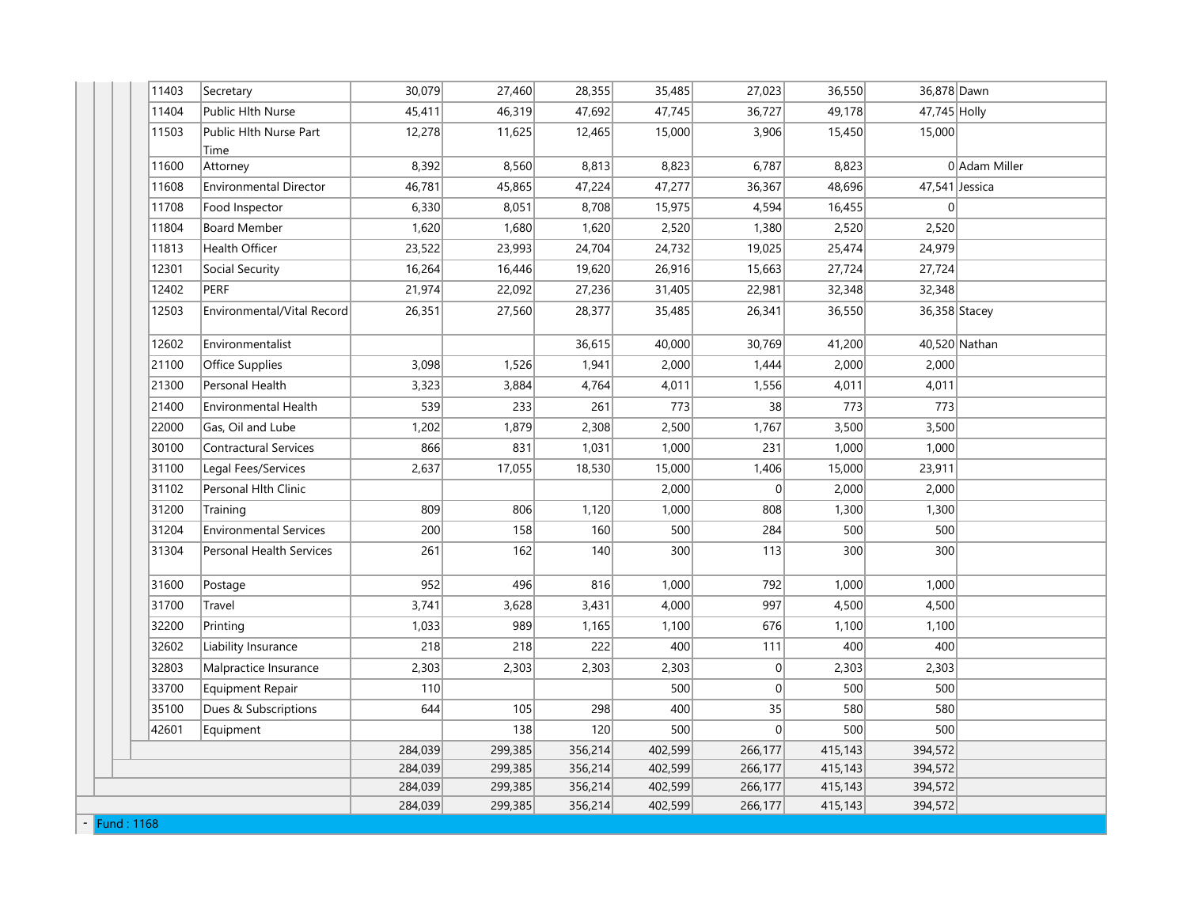| Code | Description | | | | | | | | |
|---|---|---|---|---|---|---|---|---|---|
| 11403 | Secretary | 30,079 | 27,460 | 28,355 | 35,485 | 27,023 | 36,550 | 36,878 | Dawn |
| 11404 | Public Hlth Nurse | 45,411 | 46,319 | 47,692 | 47,745 | 36,727 | 49,178 | 47,745 | Holly |
| 11503 | Public Hlth Nurse Part Time | 12,278 | 11,625 | 12,465 | 15,000 | 3,906 | 15,450 | 15,000 | |
| 11600 | Attorney | 8,392 | 8,560 | 8,813 | 8,823 | 6,787 | 8,823 | 0 | Adam Miller |
| 11608 | Environmental Director | 46,781 | 45,865 | 47,224 | 47,277 | 36,367 | 48,696 | 47,541 | Jessica |
| 11708 | Food Inspector | 6,330 | 8,051 | 8,708 | 15,975 | 4,594 | 16,455 | 0 | |
| 11804 | Board Member | 1,620 | 1,680 | 1,620 | 2,520 | 1,380 | 2,520 | 2,520 | |
| 11813 | Health Officer | 23,522 | 23,993 | 24,704 | 24,732 | 19,025 | 25,474 | 24,979 | |
| 12301 | Social Security | 16,264 | 16,446 | 19,620 | 26,916 | 15,663 | 27,724 | 27,724 | |
| 12402 | PERF | 21,974 | 22,092 | 27,236 | 31,405 | 22,981 | 32,348 | 32,348 | |
| 12503 | Environmental/Vital Record | 26,351 | 27,560 | 28,377 | 35,485 | 26,341 | 36,550 | 36,358 | Stacey |
| 12602 | Environmentalist | | | 36,615 | 40,000 | 30,769 | 41,200 | 40,520 | Nathan |
| 21100 | Office Supplies | 3,098 | 1,526 | 1,941 | 2,000 | 1,444 | 2,000 | 2,000 | |
| 21300 | Personal Health | 3,323 | 3,884 | 4,764 | 4,011 | 1,556 | 4,011 | 4,011 | |
| 21400 | Environmental Health | 539 | 233 | 261 | 773 | 38 | 773 | 773 | |
| 22000 | Gas, Oil and Lube | 1,202 | 1,879 | 2,308 | 2,500 | 1,767 | 3,500 | 3,500 | |
| 30100 | Contractural Services | 866 | 831 | 1,031 | 1,000 | 231 | 1,000 | 1,000 | |
| 31100 | Legal Fees/Services | 2,637 | 17,055 | 18,530 | 15,000 | 1,406 | 15,000 | 23,911 | |
| 31102 | Personal Hlth Clinic | | | | 2,000 | 0 | 2,000 | 2,000 | |
| 31200 | Training | 809 | 806 | 1,120 | 1,000 | 808 | 1,300 | 1,300 | |
| 31204 | Environmental Services | 200 | 158 | 160 | 500 | 284 | 500 | 500 | |
| 31304 | Personal Health Services | 261 | 162 | 140 | 300 | 113 | 300 | 300 | |
| 31600 | Postage | 952 | 496 | 816 | 1,000 | 792 | 1,000 | 1,000 | |
| 31700 | Travel | 3,741 | 3,628 | 3,431 | 4,000 | 997 | 4,500 | 4,500 | |
| 32200 | Printing | 1,033 | 989 | 1,165 | 1,100 | 676 | 1,100 | 1,100 | |
| 32602 | Liability Insurance | 218 | 218 | 222 | 400 | 111 | 400 | 400 | |
| 32803 | Malpractice Insurance | 2,303 | 2,303 | 2,303 | 2,303 | 0 | 2,303 | 2,303 | |
| 33700 | Equipment Repair | 110 | | | 500 | 0 | 500 | 500 | |
| 35100 | Dues & Subscriptions | 644 | 105 | 298 | 400 | 35 | 580 | 580 | |
| 42601 | Equipment | | 138 | 120 | 500 | 0 | 500 | 500 | |
| | | 284,039 | 299,385 | 356,214 | 402,599 | 266,177 | 415,143 | 394,572 | |
| | | 284,039 | 299,385 | 356,214 | 402,599 | 266,177 | 415,143 | 394,572 | |
| | | 284,039 | 299,385 | 356,214 | 402,599 | 266,177 | 415,143 | 394,572 | |
| | | 284,039 | 299,385 | 356,214 | 402,599 | 266,177 | 415,143 | 394,572 | |

- Fund : 1168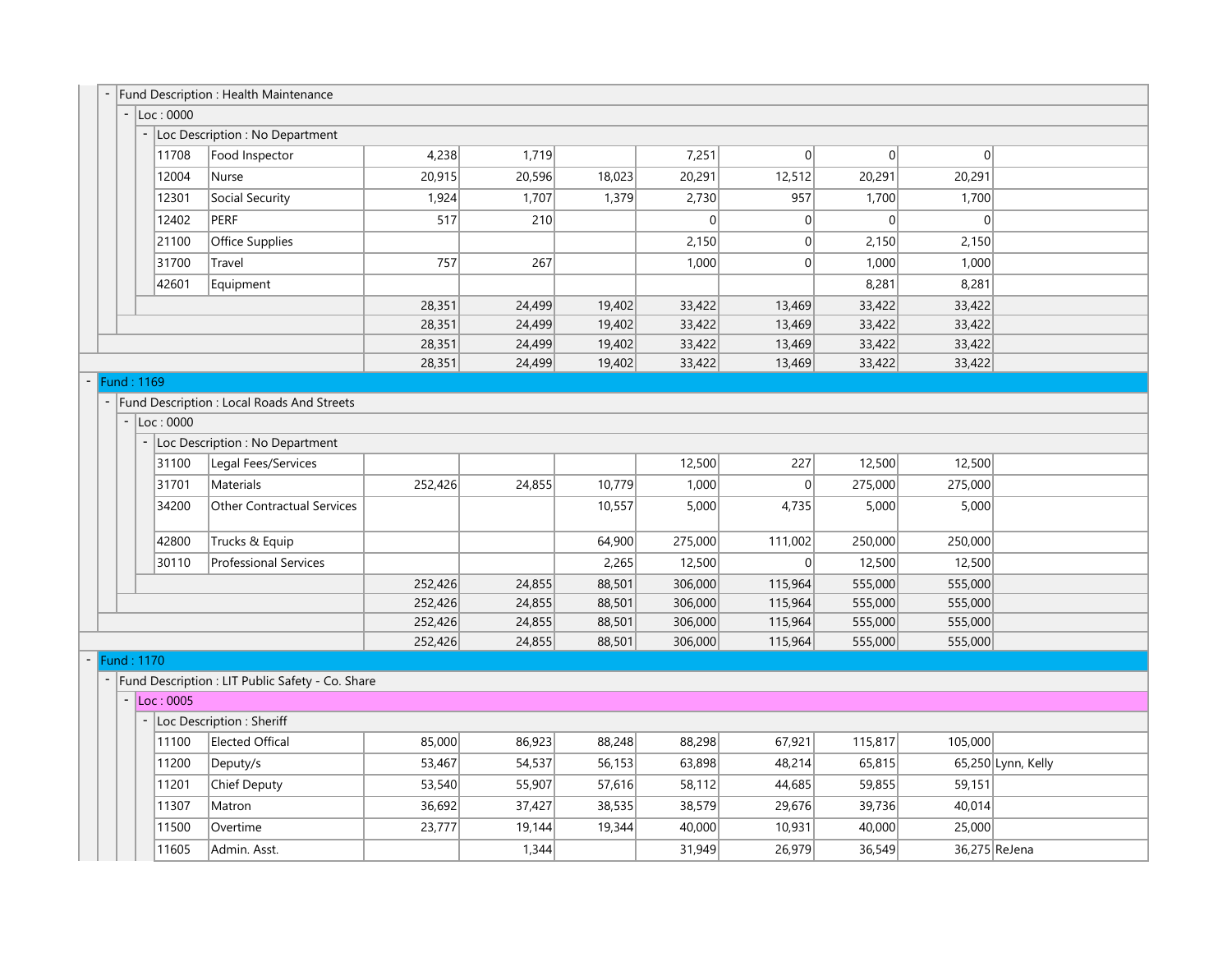- Fund Description : Health Maintenance

- Loc : 0000

- Loc Description : No Department

| | | | | | | | | | |
|---|---|---|---|---|---|---|---|---|---|
| 11708 | Food Inspector | 4,238 | 1,719 | | 7,251 | 0 | 0 | 0 | |
| 12004 | Nurse | 20,915 | 20,596 | 18,023 | 20,291 | 12,512 | 20,291 | 20,291 | |
| 12301 | Social Security | 1,924 | 1,707 | 1,379 | 2,730 | 957 | 1,700 | 1,700 | |
| 12402 | PERF | 517 | 210 | | 0 | 0 | 0 | 0 | |
| 21100 | Office Supplies | | | | 2,150 | 0 | 2,150 | 2,150 | |
| 31700 | Travel | 757 | 267 | | 1,000 | 0 | 1,000 | 1,000 | |
| 42601 | Equipment | | | | | | 8,281 | 8,281 | |
| | | 28,351 | 24,499 | 19,402 | 33,422 | 13,469 | 33,422 | 33,422 | |
| | | 28,351 | 24,499 | 19,402 | 33,422 | 13,469 | 33,422 | 33,422 | |
| | | 28,351 | 24,499 | 19,402 | 33,422 | 13,469 | 33,422 | 33,422 | |
| | | 28,351 | 24,499 | 19,402 | 33,422 | 13,469 | 33,422 | 33,422 | |

- Fund : 1169

- Fund Description : Local Roads And Streets

- Loc : 0000

- Loc Description : No Department

| | | | | | | | | | |
|---|---|---|---|---|---|---|---|---|---|
| 31100 | Legal Fees/Services | | | | 12,500 | 227 | 12,500 | 12,500 | |
| 31701 | Materials | 252,426 | 24,855 | 10,779 | 1,000 | 0 | 275,000 | 275,000 | |
| 34200 | Other Contractual Services | | | 10,557 | 5,000 | 4,735 | 5,000 | 5,000 | |
| 42800 | Trucks & Equip | | | 64,900 | 275,000 | 111,002 | 250,000 | 250,000 | |
| 30110 | Professional Services | | | 2,265 | 12,500 | 0 | 12,500 | 12,500 | |
| | | 252,426 | 24,855 | 88,501 | 306,000 | 115,964 | 555,000 | 555,000 | |
| | | 252,426 | 24,855 | 88,501 | 306,000 | 115,964 | 555,000 | 555,000 | |
| | | 252,426 | 24,855 | 88,501 | 306,000 | 115,964 | 555,000 | 555,000 | |
| | | 252,426 | 24,855 | 88,501 | 306,000 | 115,964 | 555,000 | 555,000 | |

- Fund : 1170

- Fund Description : LIT Public Safety - Co. Share

- Loc : 0005

- Loc Description : Sheriff

| | | | | | | | | | |
|---|---|---|---|---|---|---|---|---|---|
| 11100 | Elected Offical | 85,000 | 86,923 | 88,248 | 88,298 | 67,921 | 115,817 | 105,000 | |
| 11200 | Deputy/s | 53,467 | 54,537 | 56,153 | 63,898 | 48,214 | 65,815 | 65,250 | Lynn, Kelly |
| 11201 | Chief Deputy | 53,540 | 55,907 | 57,616 | 58,112 | 44,685 | 59,855 | 59,151 | |
| 11307 | Matron | 36,692 | 37,427 | 38,535 | 38,579 | 29,676 | 39,736 | 40,014 | |
| 11500 | Overtime | 23,777 | 19,144 | 19,344 | 40,000 | 10,931 | 40,000 | 25,000 | |
| 11605 | Admin. Asst. | | 1,344 | | 31,949 | 26,979 | 36,549 | 36,275 | ReJena |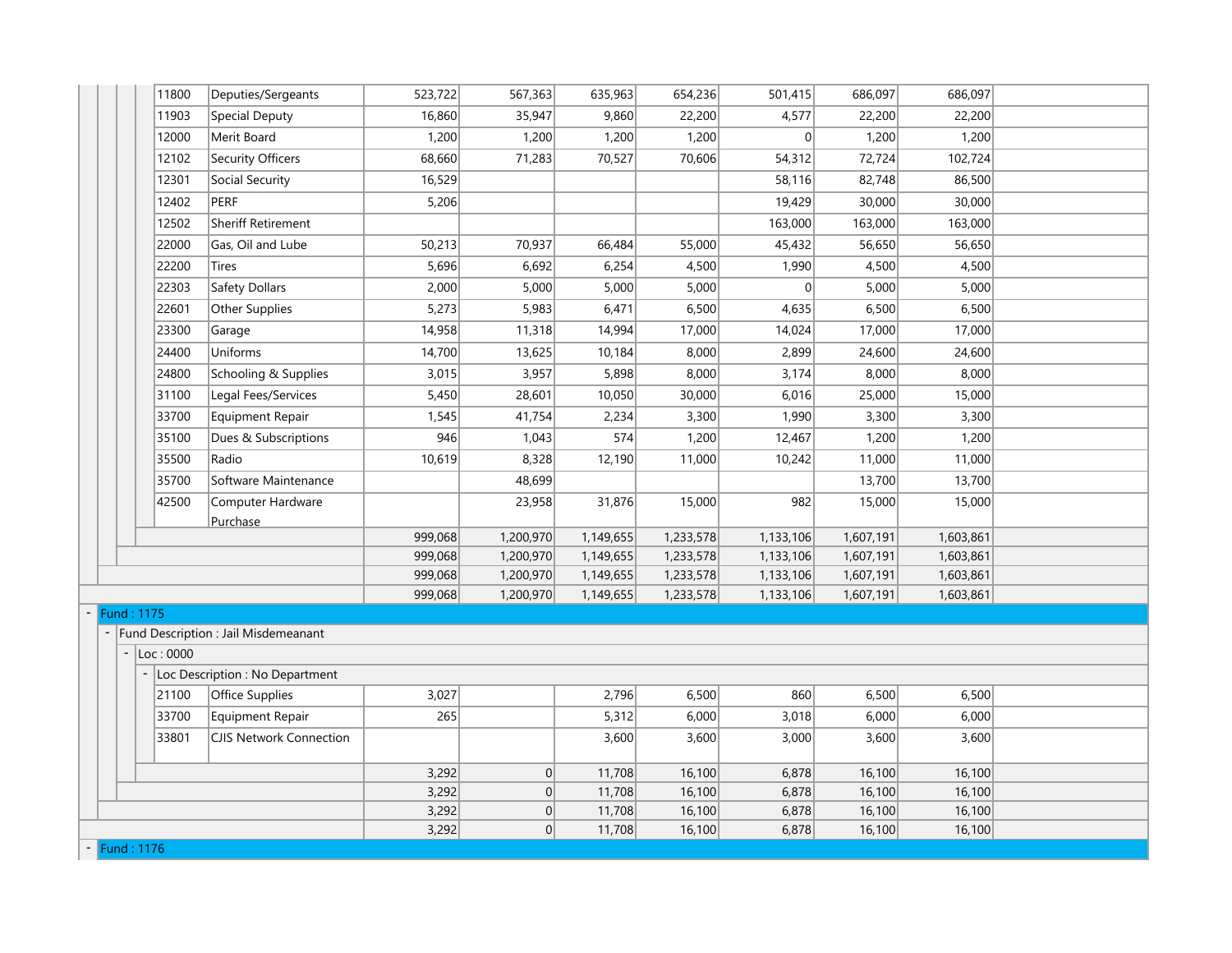| Code | Description | | | | | | | |
|---|---|---|---|---|---|---|---|---|
| 11800 | Deputies/Sergeants | 523,722 | 567,363 | 635,963 | 654,236 | 501,415 | 686,097 | 686,097 |
| 11903 | Special Deputy | 16,860 | 35,947 | 9,860 | 22,200 | 4,577 | 22,200 | 22,200 |
| 12000 | Merit Board | 1,200 | 1,200 | 1,200 | 1,200 | 0 | 1,200 | 1,200 |
| 12102 | Security Officers | 68,660 | 71,283 | 70,527 | 70,606 | 54,312 | 72,724 | 102,724 |
| 12301 | Social Security | 16,529 | | | | 58,116 | 82,748 | 86,500 |
| 12402 | PERF | 5,206 | | | | 19,429 | 30,000 | 30,000 |
| 12502 | Sheriff Retirement | | | | | 163,000 | 163,000 | 163,000 |
| 22000 | Gas, Oil and Lube | 50,213 | 70,937 | 66,484 | 55,000 | 45,432 | 56,650 | 56,650 |
| 22200 | Tires | 5,696 | 6,692 | 6,254 | 4,500 | 1,990 | 4,500 | 4,500 |
| 22303 | Safety Dollars | 2,000 | 5,000 | 5,000 | 5,000 | 0 | 5,000 | 5,000 |
| 22601 | Other Supplies | 5,273 | 5,983 | 6,471 | 6,500 | 4,635 | 6,500 | 6,500 |
| 23300 | Garage | 14,958 | 11,318 | 14,994 | 17,000 | 14,024 | 17,000 | 17,000 |
| 24400 | Uniforms | 14,700 | 13,625 | 10,184 | 8,000 | 2,899 | 24,600 | 24,600 |
| 24800 | Schooling & Supplies | 3,015 | 3,957 | 5,898 | 8,000 | 3,174 | 8,000 | 8,000 |
| 31100 | Legal Fees/Services | 5,450 | 28,601 | 10,050 | 30,000 | 6,016 | 25,000 | 15,000 |
| 33700 | Equipment Repair | 1,545 | 41,754 | 2,234 | 3,300 | 1,990 | 3,300 | 3,300 |
| 35100 | Dues & Subscriptions | 946 | 1,043 | 574 | 1,200 | 12,467 | 1,200 | 1,200 |
| 35500 | Radio | 10,619 | 8,328 | 12,190 | 11,000 | 10,242 | 11,000 | 11,000 |
| 35700 | Software Maintenance | | 48,699 | | | | 13,700 | 13,700 |
| 42500 | Computer Hardware Purchase | | 23,958 | 31,876 | 15,000 | 982 | 15,000 | 15,000 |
| | | 999,068 | 1,200,970 | 1,149,655 | 1,233,578 | 1,133,106 | 1,607,191 | 1,603,861 |
| | | 999,068 | 1,200,970 | 1,149,655 | 1,233,578 | 1,133,106 | 1,607,191 | 1,603,861 |
| | | 999,068 | 1,200,970 | 1,149,655 | 1,233,578 | 1,133,106 | 1,607,191 | 1,603,861 |
| | | 999,068 | 1,200,970 | 1,149,655 | 1,233,578 | 1,133,106 | 1,607,191 | 1,603,861 |

- Fund : 1175
  - Fund Description : Jail Misdemeanant
    - Loc : 0000
      - Loc Description : No Department

| Code | Description | | | | | | | |
|---|---|---|---|---|---|---|---|---|
| 21100 | Office Supplies | 3,027 | | 2,796 | 6,500 | 860 | 6,500 | 6,500 |
| 33700 | Equipment Repair | 265 | | 5,312 | 6,000 | 3,018 | 6,000 | 6,000 |
| 33801 | CJIS Network Connection | | | 3,600 | 3,600 | 3,000 | 3,600 | 3,600 |
| | | 3,292 | 0 | 11,708 | 16,100 | 6,878 | 16,100 | 16,100 |
| | | 3,292 | 0 | 11,708 | 16,100 | 6,878 | 16,100 | 16,100 |
| | | 3,292 | 0 | 11,708 | 16,100 | 6,878 | 16,100 | 16,100 |
| | | 3,292 | 0 | 11,708 | 16,100 | 6,878 | 16,100 | 16,100 |

- Fund : 1176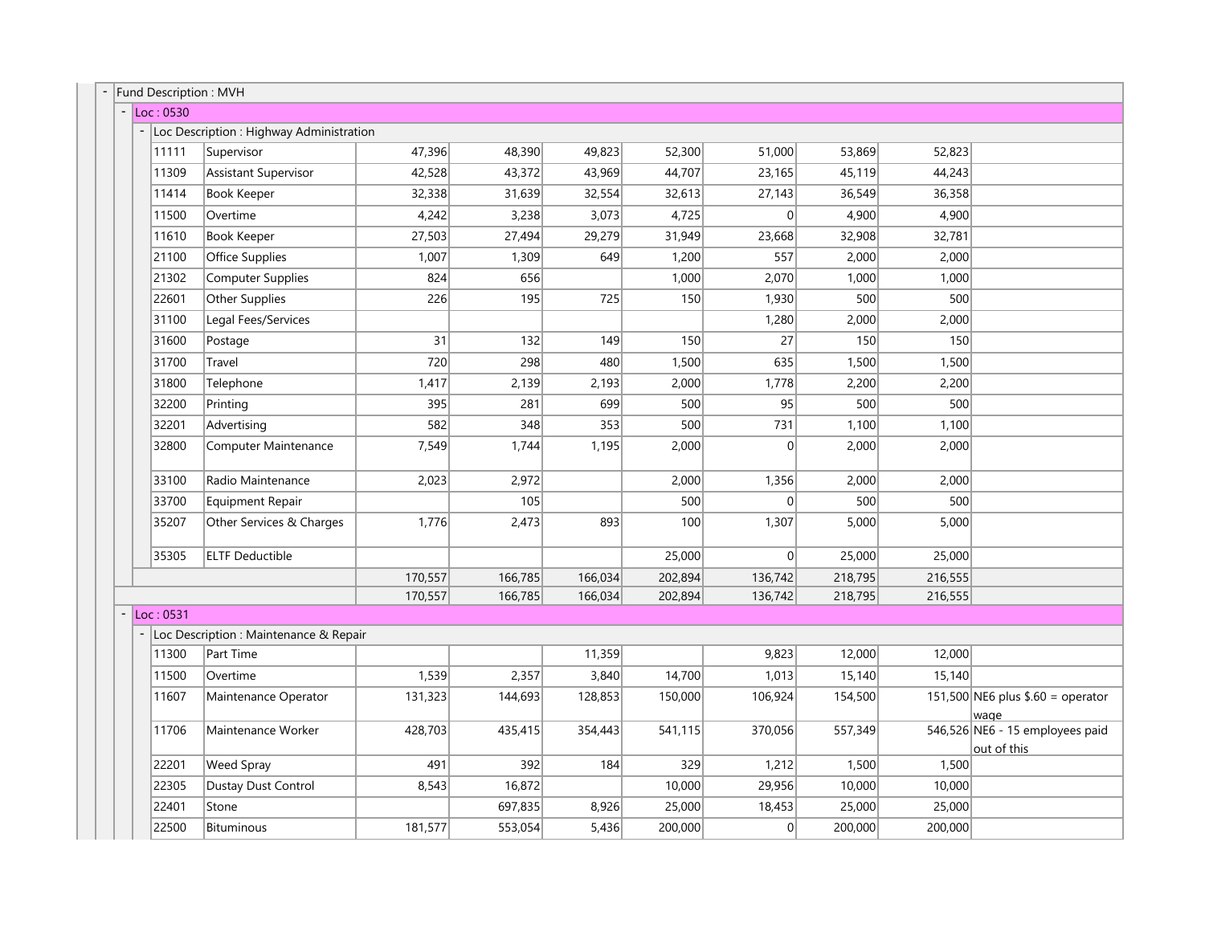Fund Description : MVH

Loc : 0530

Loc Description : Highway Administration

| | | | | | | | | | |
|---|---|---|---|---|---|---|---|---|---|
| 11111 | Supervisor | 47,396 | 48,390 | 49,823 | 52,300 | 51,000 | 53,869 | 52,823 | |
| 11309 | Assistant Supervisor | 42,528 | 43,372 | 43,969 | 44,707 | 23,165 | 45,119 | 44,243 | |
| 11414 | Book Keeper | 32,338 | 31,639 | 32,554 | 32,613 | 27,143 | 36,549 | 36,358 | |
| 11500 | Overtime | 4,242 | 3,238 | 3,073 | 4,725 | 0 | 4,900 | 4,900 | |
| 11610 | Book Keeper | 27,503 | 27,494 | 29,279 | 31,949 | 23,668 | 32,908 | 32,781 | |
| 21100 | Office Supplies | 1,007 | 1,309 | 649 | 1,200 | 557 | 2,000 | 2,000 | |
| 21302 | Computer Supplies | 824 | 656 | | 1,000 | 2,070 | 1,000 | 1,000 | |
| 22601 | Other Supplies | 226 | 195 | 725 | 150 | 1,930 | 500 | 500 | |
| 31100 | Legal Fees/Services | | | | | 1,280 | 2,000 | 2,000 | |
| 31600 | Postage | 31 | 132 | 149 | 150 | 27 | 150 | 150 | |
| 31700 | Travel | 720 | 298 | 480 | 1,500 | 635 | 1,500 | 1,500 | |
| 31800 | Telephone | 1,417 | 2,139 | 2,193 | 2,000 | 1,778 | 2,200 | 2,200 | |
| 32200 | Printing | 395 | 281 | 699 | 500 | 95 | 500 | 500 | |
| 32201 | Advertising | 582 | 348 | 353 | 500 | 731 | 1,100 | 1,100 | |
| 32800 | Computer Maintenance | 7,549 | 1,744 | 1,195 | 2,000 | 0 | 2,000 | 2,000 | |
| 33100 | Radio Maintenance | 2,023 | 2,972 | | 2,000 | 1,356 | 2,000 | 2,000 | |
| 33700 | Equipment Repair | | 105 | | 500 | 0 | 500 | 500 | |
| 35207 | Other Services & Charges | 1,776 | 2,473 | 893 | 100 | 1,307 | 5,000 | 5,000 | |
| 35305 | ELTF Deductible | | | | 25,000 | 0 | 25,000 | 25,000 | |
| | | 170,557 | 166,785 | 166,034 | 202,894 | 136,742 | 218,795 | 216,555 | |
| | | 170,557 | 166,785 | 166,034 | 202,894 | 136,742 | 218,795 | 216,555 | |

Loc : 0531

Loc Description : Maintenance & Repair

| | | | | | | | | | |
|---|---|---|---|---|---|---|---|---|---|
| 11300 | Part Time | | | 11,359 | | 9,823 | 12,000 | 12,000 | |
| 11500 | Overtime | 1,539 | 2,357 | 3,840 | 14,700 | 1,013 | 15,140 | 15,140 | |
| 11607 | Maintenance Operator | 131,323 | 144,693 | 128,853 | 150,000 | 106,924 | 154,500 | 151,500 | NE6 plus $.60 = operator wage |
| 11706 | Maintenance Worker | 428,703 | 435,415 | 354,443 | 541,115 | 370,056 | 557,349 | 546,526 | NE6 - 15 employees paid out of this |
| 22201 | Weed Spray | 491 | 392 | 184 | 329 | 1,212 | 1,500 | 1,500 | |
| 22305 | Dustay Dust Control | 8,543 | 16,872 | | 10,000 | 29,956 | 10,000 | 10,000 | |
| 22401 | Stone | | 697,835 | 8,926 | 25,000 | 18,453 | 25,000 | 25,000 | |
| 22500 | Bituminous | 181,577 | 553,054 | 5,436 | 200,000 | 0 | 200,000 | 200,000 | |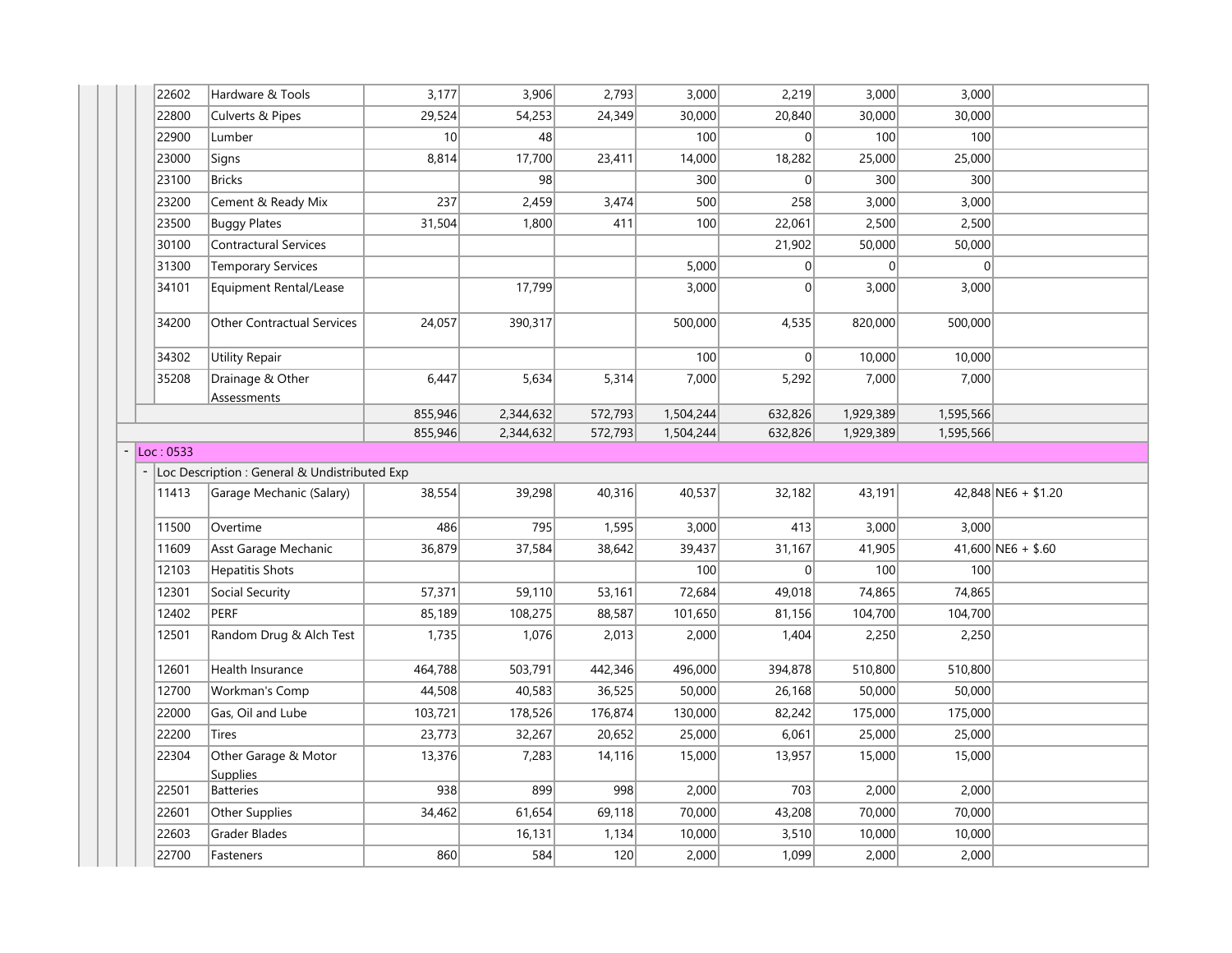| | | | | | | | | |
|---|---|---|---|---|---|---|---|---|
| 22602 | Hardware & Tools | 3,177 | 3,906 | 2,793 | 3,000 | 2,219 | 3,000 | 3,000 | |
| 22800 | Culverts & Pipes | 29,524 | 54,253 | 24,349 | 30,000 | 20,840 | 30,000 | 30,000 | |
| 22900 | Lumber | 10 | 48 | | 100 | 0 | 100 | 100 | |
| 23000 | Signs | 8,814 | 17,700 | 23,411 | 14,000 | 18,282 | 25,000 | 25,000 | |
| 23100 | Bricks | | 98 | | 300 | 0 | 300 | 300 | |
| 23200 | Cement & Ready Mix | 237 | 2,459 | 3,474 | 500 | 258 | 3,000 | 3,000 | |
| 23500 | Buggy Plates | 31,504 | 1,800 | 411 | 100 | 22,061 | 2,500 | 2,500 | |
| 30100 | Contractural Services | | | | | 21,902 | 50,000 | 50,000 | |
| 31300 | Temporary Services | | | | 5,000 | 0 | 0 | 0 | |
| 34101 | Equipment Rental/Lease | | 17,799 | | 3,000 | 0 | 3,000 | 3,000 | |
| 34200 | Other Contractual Services | 24,057 | 390,317 | | 500,000 | 4,535 | 820,000 | 500,000 | |
| 34302 | Utility Repair | | | | 100 | 0 | 10,000 | 10,000 | |
| 35208 | Drainage & Other Assessments | 6,447 | 5,634 | 5,314 | 7,000 | 5,292 | 7,000 | 7,000 | |
| | | 855,946 | 2,344,632 | 572,793 | 1,504,244 | 632,826 | 1,929,389 | 1,595,566 | |
| | | 855,946 | 2,344,632 | 572,793 | 1,504,244 | 632,826 | 1,929,389 | 1,595,566 | |
| Loc : 0533 | | | | | | | | | |
| Loc Description : General & Undistributed Exp | | | | | | | | | |
| 11413 | Garage Mechanic (Salary) | 38,554 | 39,298 | 40,316 | 40,537 | 32,182 | 43,191 | 42,848 | NE6 + $1.20 |
| 11500 | Overtime | 486 | 795 | 1,595 | 3,000 | 413 | 3,000 | 3,000 | |
| 11609 | Asst Garage Mechanic | 36,879 | 37,584 | 38,642 | 39,437 | 31,167 | 41,905 | 41,600 | NE6 + $.60 |
| 12103 | Hepatitis Shots | | | | 100 | 0 | 100 | 100 | |
| 12301 | Social Security | 57,371 | 59,110 | 53,161 | 72,684 | 49,018 | 74,865 | 74,865 | |
| 12402 | PERF | 85,189 | 108,275 | 88,587 | 101,650 | 81,156 | 104,700 | 104,700 | |
| 12501 | Random Drug & Alch Test | 1,735 | 1,076 | 2,013 | 2,000 | 1,404 | 2,250 | 2,250 | |
| 12601 | Health Insurance | 464,788 | 503,791 | 442,346 | 496,000 | 394,878 | 510,800 | 510,800 | |
| 12700 | Workman's Comp | 44,508 | 40,583 | 36,525 | 50,000 | 26,168 | 50,000 | 50,000 | |
| 22000 | Gas, Oil and Lube | 103,721 | 178,526 | 176,874 | 130,000 | 82,242 | 175,000 | 175,000 | |
| 22200 | Tires | 23,773 | 32,267 | 20,652 | 25,000 | 6,061 | 25,000 | 25,000 | |
| 22304 | Other Garage & Motor Supplies | 13,376 | 7,283 | 14,116 | 15,000 | 13,957 | 15,000 | 15,000 | |
| 22501 | Batteries | 938 | 899 | 998 | 2,000 | 703 | 2,000 | 2,000 | |
| 22601 | Other Supplies | 34,462 | 61,654 | 69,118 | 70,000 | 43,208 | 70,000 | 70,000 | |
| 22603 | Grader Blades | | 16,131 | 1,134 | 10,000 | 3,510 | 10,000 | 10,000 | |
| 22700 | Fasteners | 860 | 584 | 120 | 2,000 | 1,099 | 2,000 | 2,000 | |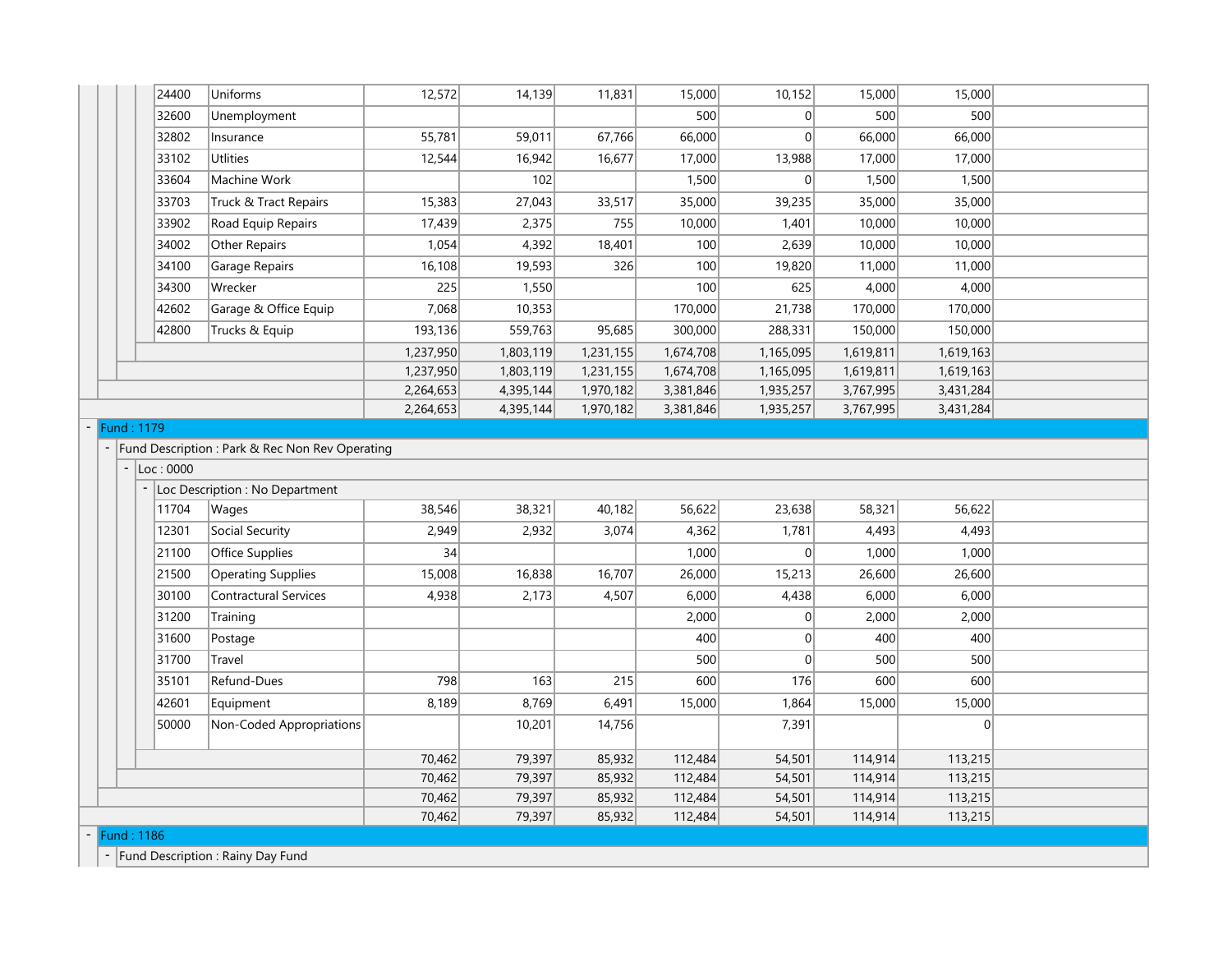| Code | Description | | | | | | | |
|---|---|---|---|---|---|---|---|---|
| 24400 | Uniforms | 12,572 | 14,139 | 11,831 | 15,000 | 10,152 | 15,000 | 15,000 |
| 32600 | Unemployment | | | | 500 | 0 | 500 | 500 |
| 32802 | Insurance | 55,781 | 59,011 | 67,766 | 66,000 | 0 | 66,000 | 66,000 |
| 33102 | Utlities | 12,544 | 16,942 | 16,677 | 17,000 | 13,988 | 17,000 | 17,000 |
| 33604 | Machine Work | | 102 | | 1,500 | 0 | 1,500 | 1,500 |
| 33703 | Truck & Tract Repairs | 15,383 | 27,043 | 33,517 | 35,000 | 39,235 | 35,000 | 35,000 |
| 33902 | Road Equip Repairs | 17,439 | 2,375 | 755 | 10,000 | 1,401 | 10,000 | 10,000 |
| 34002 | Other Repairs | 1,054 | 4,392 | 18,401 | 100 | 2,639 | 10,000 | 10,000 |
| 34100 | Garage Repairs | 16,108 | 19,593 | 326 | 100 | 19,820 | 11,000 | 11,000 |
| 34300 | Wrecker | 225 | 1,550 | | 100 | 625 | 4,000 | 4,000 |
| 42602 | Garage & Office Equip | 7,068 | 10,353 | | 170,000 | 21,738 | 170,000 | 170,000 |
| 42800 | Trucks & Equip | 193,136 | 559,763 | 95,685 | 300,000 | 288,331 | 150,000 | 150,000 |
| | | 1,237,950 | 1,803,119 | 1,231,155 | 1,674,708 | 1,165,095 | 1,619,811 | 1,619,163 |
| | | 1,237,950 | 1,803,119 | 1,231,155 | 1,674,708 | 1,165,095 | 1,619,811 | 1,619,163 |
| | | 2,264,653 | 4,395,144 | 1,970,182 | 3,381,846 | 1,935,257 | 3,767,995 | 3,431,284 |
| | | 2,264,653 | 4,395,144 | 1,970,182 | 3,381,846 | 1,935,257 | 3,767,995 | 3,431,284 |

- Fund : 1179
  - Fund Description : Park & Rec Non Rev Operating
    - Loc : 0000
      - Loc Description : No Department

| Code | Description | | | | | | | |
|---|---|---|---|---|---|---|---|---|
| 11704 | Wages | 38,546 | 38,321 | 40,182 | 56,622 | 23,638 | 58,321 | 56,622 |
| 12301 | Social Security | 2,949 | 2,932 | 3,074 | 4,362 | 1,781 | 4,493 | 4,493 |
| 21100 | Office Supplies | 34 | | | 1,000 | 0 | 1,000 | 1,000 |
| 21500 | Operating Supplies | 15,008 | 16,838 | 16,707 | 26,000 | 15,213 | 26,600 | 26,600 |
| 30100 | Contractural Services | 4,938 | 2,173 | 4,507 | 6,000 | 4,438 | 6,000 | 6,000 |
| 31200 | Training | | | | 2,000 | 0 | 2,000 | 2,000 |
| 31600 | Postage | | | | 400 | 0 | 400 | 400 |
| 31700 | Travel | | | | 500 | 0 | 500 | 500 |
| 35101 | Refund-Dues | 798 | 163 | 215 | 600 | 176 | 600 | 600 |
| 42601 | Equipment | 8,189 | 8,769 | 6,491 | 15,000 | 1,864 | 15,000 | 15,000 |
| 50000 | Non-Coded Appropriations | | 10,201 | 14,756 | | 7,391 | | 0 |
| | | 70,462 | 79,397 | 85,932 | 112,484 | 54,501 | 114,914 | 113,215 |
| | | 70,462 | 79,397 | 85,932 | 112,484 | 54,501 | 114,914 | 113,215 |
| | | 70,462 | 79,397 | 85,932 | 112,484 | 54,501 | 114,914 | 113,215 |
| | | 70,462 | 79,397 | 85,932 | 112,484 | 54,501 | 114,914 | 113,215 |

- Fund : 1186
  - Fund Description : Rainy Day Fund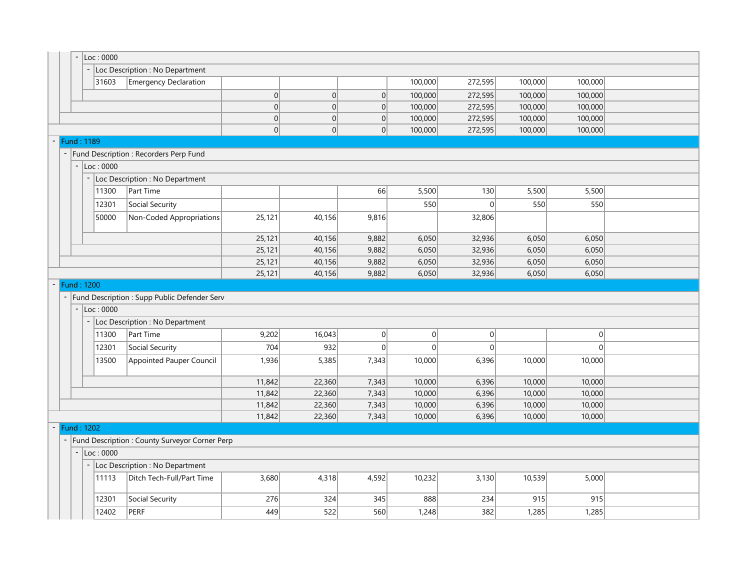| Account | Description | Col 1 | Col 2 | Col 3 | Col 4 | Col 5 | Col 6 | Col 7 | Col 8 |
|---|---|---|---|---|---|---|---|---|---|
| Loc : 0000 | | | | | | | | | |
| Loc Description : No Department | | | | | | | | | |
| 31603 | Emergency Declaration | | | | 100,000 | 272,595 | 100,000 | 100,000 | |
| | | 0 | 0 | 0 | 100,000 | 272,595 | 100,000 | 100,000 | |
| | | 0 | 0 | 0 | 100,000 | 272,595 | 100,000 | 100,000 | |
| | | 0 | 0 | 0 | 100,000 | 272,595 | 100,000 | 100,000 | |
| | | 0 | 0 | 0 | 100,000 | 272,595 | 100,000 | 100,000 | |
| Fund : 1189 | | | | | | | | | |
| Fund Description : Recorders Perp Fund | | | | | | | | | |
| Loc : 0000 | | | | | | | | | |
| Loc Description : No Department | | | | | | | | | |
| 11300 | Part Time | | | 66 | 5,500 | 130 | 5,500 | 5,500 | |
| 12301 | Social Security | | | | 550 | 0 | 550 | 550 | |
| 50000 | Non-Coded Appropriations | 25,121 | 40,156 | 9,816 | | 32,806 | | | |
| | | 25,121 | 40,156 | 9,882 | 6,050 | 32,936 | 6,050 | 6,050 | |
| | | 25,121 | 40,156 | 9,882 | 6,050 | 32,936 | 6,050 | 6,050 | |
| | | 25,121 | 40,156 | 9,882 | 6,050 | 32,936 | 6,050 | 6,050 | |
| | | 25,121 | 40,156 | 9,882 | 6,050 | 32,936 | 6,050 | 6,050 | |
| Fund : 1200 | | | | | | | | | |
| Fund Description : Supp Public Defender Serv | | | | | | | | | |
| Loc : 0000 | | | | | | | | | |
| Loc Description : No Department | | | | | | | | | |
| 11300 | Part Time | 9,202 | 16,043 | 0 | 0 | 0 | | 0 | |
| 12301 | Social Security | 704 | 932 | 0 | 0 | 0 | | 0 | |
| 13500 | Appointed Pauper Council | 1,936 | 5,385 | 7,343 | 10,000 | 6,396 | 10,000 | 10,000 | |
| | | 11,842 | 22,360 | 7,343 | 10,000 | 6,396 | 10,000 | 10,000 | |
| | | 11,842 | 22,360 | 7,343 | 10,000 | 6,396 | 10,000 | 10,000 | |
| | | 11,842 | 22,360 | 7,343 | 10,000 | 6,396 | 10,000 | 10,000 | |
| | | 11,842 | 22,360 | 7,343 | 10,000 | 6,396 | 10,000 | 10,000 | |
| Fund : 1202 | | | | | | | | | |
| Fund Description : County Surveyor Corner Perp | | | | | | | | | |
| Loc : 0000 | | | | | | | | | |
| Loc Description : No Department | | | | | | | | | |
| 11113 | Ditch Tech-Full/Part Time | 3,680 | 4,318 | 4,592 | 10,232 | 3,130 | 10,539 | 5,000 | |
| 12301 | Social Security | 276 | 324 | 345 | 888 | 234 | 915 | 915 | |
| 12402 | PERF | 449 | 522 | 560 | 1,248 | 382 | 1,285 | 1,285 | |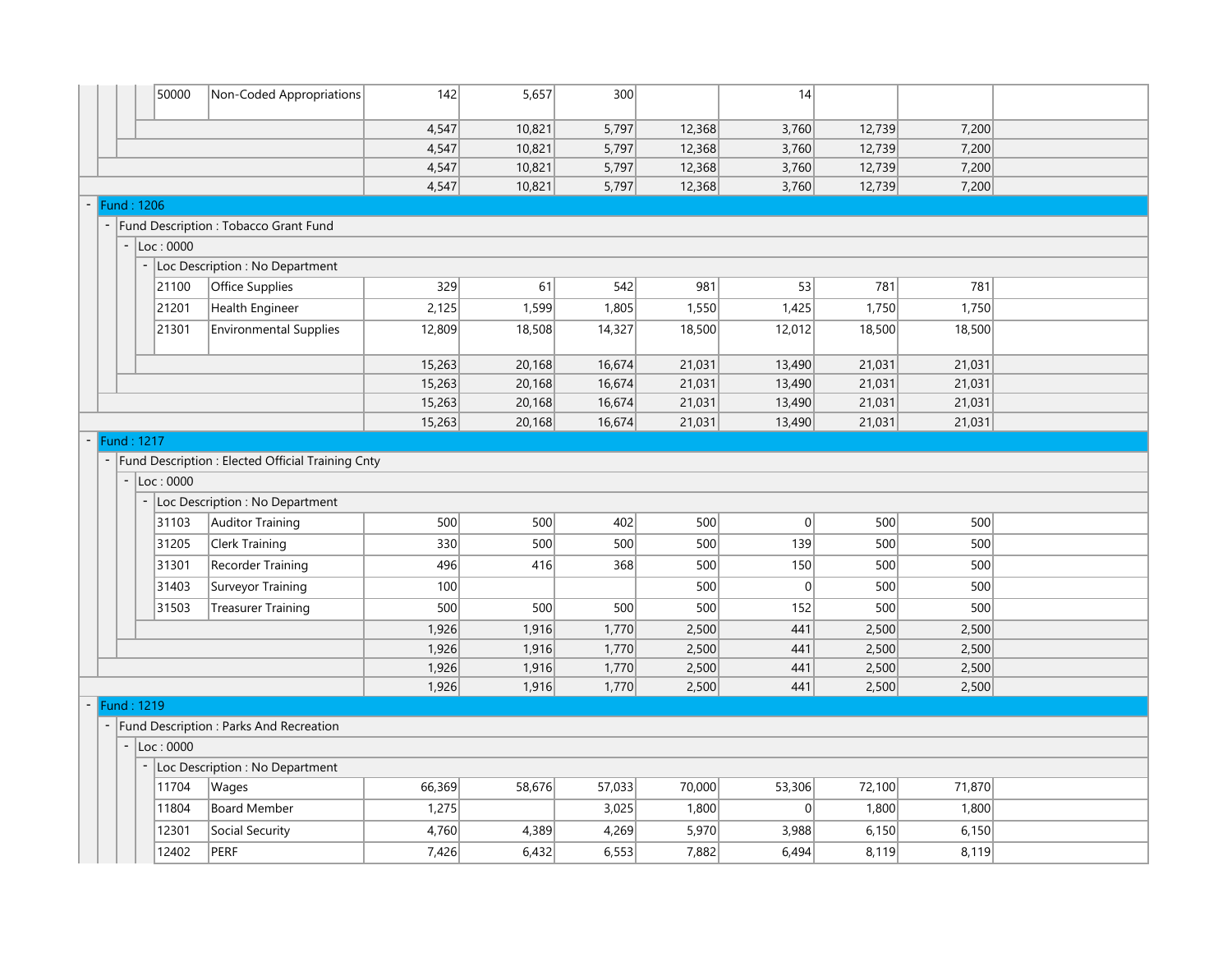| Code | Description | | | | | | | | |
|---|---|---|---|---|---|---|---|---|---|
| 50000 | Non-Coded Appropriations | 142 | 5,657 | 300 | | 14 | | | |
| | | 4,547 | 10,821 | 5,797 | 12,368 | 3,760 | 12,739 | 7,200 | |
| | | 4,547 | 10,821 | 5,797 | 12,368 | 3,760 | 12,739 | 7,200 | |
| | | 4,547 | 10,821 | 5,797 | 12,368 | 3,760 | 12,739 | 7,200 | |
| | | 4,547 | 10,821 | 5,797 | 12,368 | 3,760 | 12,739 | 7,200 | |
| Fund : 1206 | | | | | | | | | |
| Fund Description : Tobacco Grant Fund | | | | | | | | | |
| Loc : 0000 | | | | | | | | | |
| Loc Description : No Department | | | | | | | | | |
| 21100 | Office Supplies | 329 | 61 | 542 | 981 | 53 | 781 | 781 | |
| 21201 | Health Engineer | 2,125 | 1,599 | 1,805 | 1,550 | 1,425 | 1,750 | 1,750 | |
| 21301 | Environmental Supplies | 12,809 | 18,508 | 14,327 | 18,500 | 12,012 | 18,500 | 18,500 | |
| | | 15,263 | 20,168 | 16,674 | 21,031 | 13,490 | 21,031 | 21,031 | |
| | | 15,263 | 20,168 | 16,674 | 21,031 | 13,490 | 21,031 | 21,031 | |
| | | 15,263 | 20,168 | 16,674 | 21,031 | 13,490 | 21,031 | 21,031 | |
| | | 15,263 | 20,168 | 16,674 | 21,031 | 13,490 | 21,031 | 21,031 | |
| Fund : 1217 | | | | | | | | | |
| Fund Description : Elected Official Training Cnty | | | | | | | | | |
| Loc : 0000 | | | | | | | | | |
| Loc Description : No Department | | | | | | | | | |
| 31103 | Auditor Training | 500 | 500 | 402 | 500 | 0 | 500 | 500 | |
| 31205 | Clerk Training | 330 | 500 | 500 | 500 | 139 | 500 | 500 | |
| 31301 | Recorder Training | 496 | 416 | 368 | 500 | 150 | 500 | 500 | |
| 31403 | Surveyor Training | 100 | | | 500 | 0 | 500 | 500 | |
| 31503 | Treasurer Training | 500 | 500 | 500 | 500 | 152 | 500 | 500 | |
| | | 1,926 | 1,916 | 1,770 | 2,500 | 441 | 2,500 | 2,500 | |
| | | 1,926 | 1,916 | 1,770 | 2,500 | 441 | 2,500 | 2,500 | |
| | | 1,926 | 1,916 | 1,770 | 2,500 | 441 | 2,500 | 2,500 | |
| | | 1,926 | 1,916 | 1,770 | 2,500 | 441 | 2,500 | 2,500 | |
| Fund : 1219 | | | | | | | | | |
| Fund Description : Parks And Recreation | | | | | | | | | |
| Loc : 0000 | | | | | | | | | |
| Loc Description : No Department | | | | | | | | | |
| 11704 | Wages | 66,369 | 58,676 | 57,033 | 70,000 | 53,306 | 72,100 | 71,870 | |
| 11804 | Board Member | 1,275 | | 3,025 | 1,800 | 0 | 1,800 | 1,800 | |
| 12301 | Social Security | 4,760 | 4,389 | 4,269 | 5,970 | 3,988 | 6,150 | 6,150 | |
| 12402 | PERF | 7,426 | 6,432 | 6,553 | 7,882 | 6,494 | 8,119 | 8,119 | |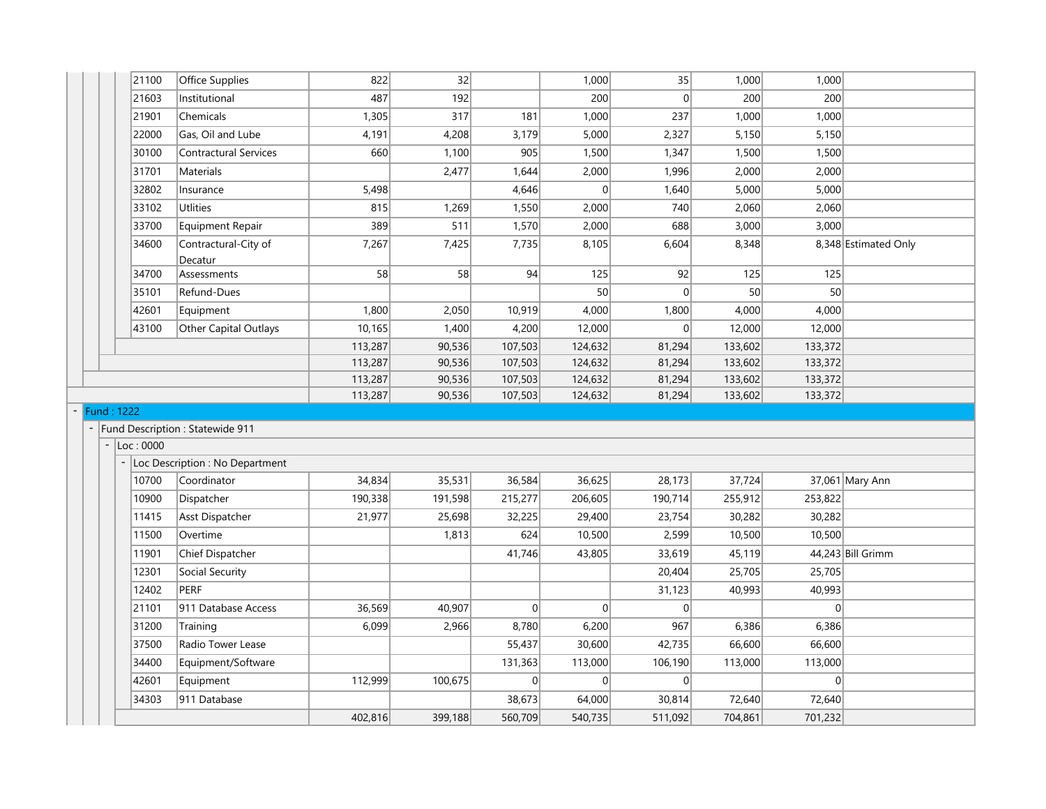| Code | Description | Col 1 | Col 2 | Col 3 | Col 4 | Col 5 | Col 6 | Col 7 | Notes |
|---|---|---|---|---|---|---|---|---|---|
| 21100 | Office Supplies | 822 | 32 | | 1,000 | 35 | 1,000 | 1,000 | |
| 21603 | Institutional | 487 | 192 | | 200 | 0 | 200 | 200 | |
| 21901 | Chemicals | 1,305 | 317 | 181 | 1,000 | 237 | 1,000 | 1,000 | |
| 22000 | Gas, Oil and Lube | 4,191 | 4,208 | 3,179 | 5,000 | 2,327 | 5,150 | 5,150 | |
| 30100 | Contractural Services | 660 | 1,100 | 905 | 1,500 | 1,347 | 1,500 | 1,500 | |
| 31701 | Materials | | 2,477 | 1,644 | 2,000 | 1,996 | 2,000 | 2,000 | |
| 32802 | Insurance | 5,498 | | 4,646 | 0 | 1,640 | 5,000 | 5,000 | |
| 33102 | Utlities | 815 | 1,269 | 1,550 | 2,000 | 740 | 2,060 | 2,060 | |
| 33700 | Equipment Repair | 389 | 511 | 1,570 | 2,000 | 688 | 3,000 | 3,000 | |
| 34600 | Contractural-City of Decatur | 7,267 | 7,425 | 7,735 | 8,105 | 6,604 | 8,348 | 8,348 | Estimated Only |
| 34700 | Assessments | 58 | 58 | 94 | 125 | 92 | 125 | 125 | |
| 35101 | Refund-Dues | | | | 50 | 0 | 50 | 50 | |
| 42601 | Equipment | 1,800 | 2,050 | 10,919 | 4,000 | 1,800 | 4,000 | 4,000 | |
| 43100 | Other Capital Outlays | 10,165 | 1,400 | 4,200 | 12,000 | 0 | 12,000 | 12,000 | |
| | | 113,287 | 90,536 | 107,503 | 124,632 | 81,294 | 133,602 | 133,372 | |
| | | 113,287 | 90,536 | 107,503 | 124,632 | 81,294 | 133,602 | 133,372 | |
| | | 113,287 | 90,536 | 107,503 | 124,632 | 81,294 | 133,602 | 133,372 | |
| | | 113,287 | 90,536 | 107,503 | 124,632 | 81,294 | 133,602 | 133,372 | |

- Fund : 1222
  - Fund Description : Statewide 911
    - Loc : 0000
      - Loc Description : No Department

| Code | Description | Col 1 | Col 2 | Col 3 | Col 4 | Col 5 | Col 6 | Col 7 | Notes |
|---|---|---|---|---|---|---|---|---|---|
| 10700 | Coordinator | 34,834 | 35,531 | 36,584 | 36,625 | 28,173 | 37,724 | 37,061 | Mary Ann |
| 10900 | Dispatcher | 190,338 | 191,598 | 215,277 | 206,605 | 190,714 | 255,912 | 253,822 | |
| 11415 | Asst Dispatcher | 21,977 | 25,698 | 32,225 | 29,400 | 23,754 | 30,282 | 30,282 | |
| 11500 | Overtime | | 1,813 | 624 | 10,500 | 2,599 | 10,500 | 10,500 | |
| 11901 | Chief Dispatcher | | | 41,746 | 43,805 | 33,619 | 45,119 | 44,243 | Bill Grimm |
| 12301 | Social Security | | | | | 20,404 | 25,705 | 25,705 | |
| 12402 | PERF | | | | | 31,123 | 40,993 | 40,993 | |
| 21101 | 911 Database Access | 36,569 | 40,907 | 0 | 0 | 0 | | 0 | |
| 31200 | Training | 6,099 | 2,966 | 8,780 | 6,200 | 967 | 6,386 | 6,386 | |
| 37500 | Radio Tower Lease | | | 55,437 | 30,600 | 42,735 | 66,600 | 66,600 | |
| 34400 | Equipment/Software | | | 131,363 | 113,000 | 106,190 | 113,000 | 113,000 | |
| 42601 | Equipment | 112,999 | 100,675 | 0 | 0 | 0 | | 0 | |
| 34303 | 911 Database | | | 38,673 | 64,000 | 30,814 | 72,640 | 72,640 | |
| | | 402,816 | 399,188 | 560,709 | 540,735 | 511,092 | 704,861 | 701,232 | |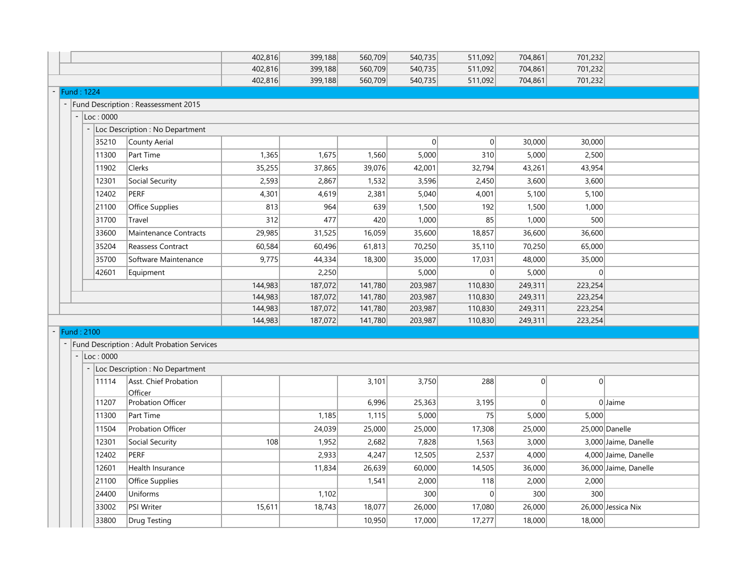| Code | Description | Col 1 | Col 2 | Col 3 | Col 4 | Col 5 | Col 6 | Col 7 | Notes |
|---|---|---|---|---|---|---|---|---|---|
| | | 402,816 | 399,188 | 560,709 | 540,735 | 511,092 | 704,861 | 701,232 | |
| | | 402,816 | 399,188 | 560,709 | 540,735 | 511,092 | 704,861 | 701,232 | |
| | | 402,816 | 399,188 | 560,709 | 540,735 | 511,092 | 704,861 | 701,232 | |
| **Fund : 1224** | | | | | | | | | |
| Fund Description : Reassessment 2015 | | | | | | | | | |
| Loc : 0000 | | | | | | | | | |
| Loc Description : No Department | | | | | | | | | |
| 35210 | County Aerial | | | | 0 | 0 | 30,000 | 30,000 | |
| 11300 | Part Time | 1,365 | 1,675 | 1,560 | 5,000 | 310 | 5,000 | 2,500 | |
| 11902 | Clerks | 35,255 | 37,865 | 39,076 | 42,001 | 32,794 | 43,261 | 43,954 | |
| 12301 | Social Security | 2,593 | 2,867 | 1,532 | 3,596 | 2,450 | 3,600 | 3,600 | |
| 12402 | PERF | 4,301 | 4,619 | 2,381 | 5,040 | 4,001 | 5,100 | 5,100 | |
| 21100 | Office Supplies | 813 | 964 | 639 | 1,500 | 192 | 1,500 | 1,000 | |
| 31700 | Travel | 312 | 477 | 420 | 1,000 | 85 | 1,000 | 500 | |
| 33600 | Maintenance Contracts | 29,985 | 31,525 | 16,059 | 35,600 | 18,857 | 36,600 | 36,600 | |
| 35204 | Reassess Contract | 60,584 | 60,496 | 61,813 | 70,250 | 35,110 | 70,250 | 65,000 | |
| 35700 | Software Maintenance | 9,775 | 44,334 | 18,300 | 35,000 | 17,031 | 48,000 | 35,000 | |
| 42601 | Equipment | | 2,250 | | 5,000 | 0 | 5,000 | 0 | |
| | | 144,983 | 187,072 | 141,780 | 203,987 | 110,830 | 249,311 | 223,254 | |
| | | 144,983 | 187,072 | 141,780 | 203,987 | 110,830 | 249,311 | 223,254 | |
| | | 144,983 | 187,072 | 141,780 | 203,987 | 110,830 | 249,311 | 223,254 | |
| | | 144,983 | 187,072 | 141,780 | 203,987 | 110,830 | 249,311 | 223,254 | |
| **Fund : 2100** | | | | | | | | | |
| Fund Description : Adult Probation Services | | | | | | | | | |
| Loc : 0000 | | | | | | | | | |
| Loc Description : No Department | | | | | | | | | |
| 11114 | Asst. Chief Probation Officer | | | 3,101 | 3,750 | 288 | 0 | 0 | |
| 11207 | Probation Officer | | | 6,996 | 25,363 | 3,195 | 0 | 0 | Jaime |
| 11300 | Part Time | | 1,185 | 1,115 | 5,000 | 75 | 5,000 | 5,000 | |
| 11504 | Probation Officer | | 24,039 | 25,000 | 25,000 | 17,308 | 25,000 | 25,000 | Danelle |
| 12301 | Social Security | 108 | 1,952 | 2,682 | 7,828 | 1,563 | 3,000 | 3,000 | Jaime, Danelle |
| 12402 | PERF | | 2,933 | 4,247 | 12,505 | 2,537 | 4,000 | 4,000 | Jaime, Danelle |
| 12601 | Health Insurance | | 11,834 | 26,639 | 60,000 | 14,505 | 36,000 | 36,000 | Jaime, Danelle |
| 21100 | Office Supplies | | | 1,541 | 2,000 | 118 | 2,000 | 2,000 | |
| 24400 | Uniforms | | 1,102 | | 300 | 0 | 300 | 300 | |
| 33002 | PSI Writer | 15,611 | 18,743 | 18,077 | 26,000 | 17,080 | 26,000 | 26,000 | Jessica Nix |
| 33800 | Drug Testing | | | 10,950 | 17,000 | 17,277 | 18,000 | 18,000 | |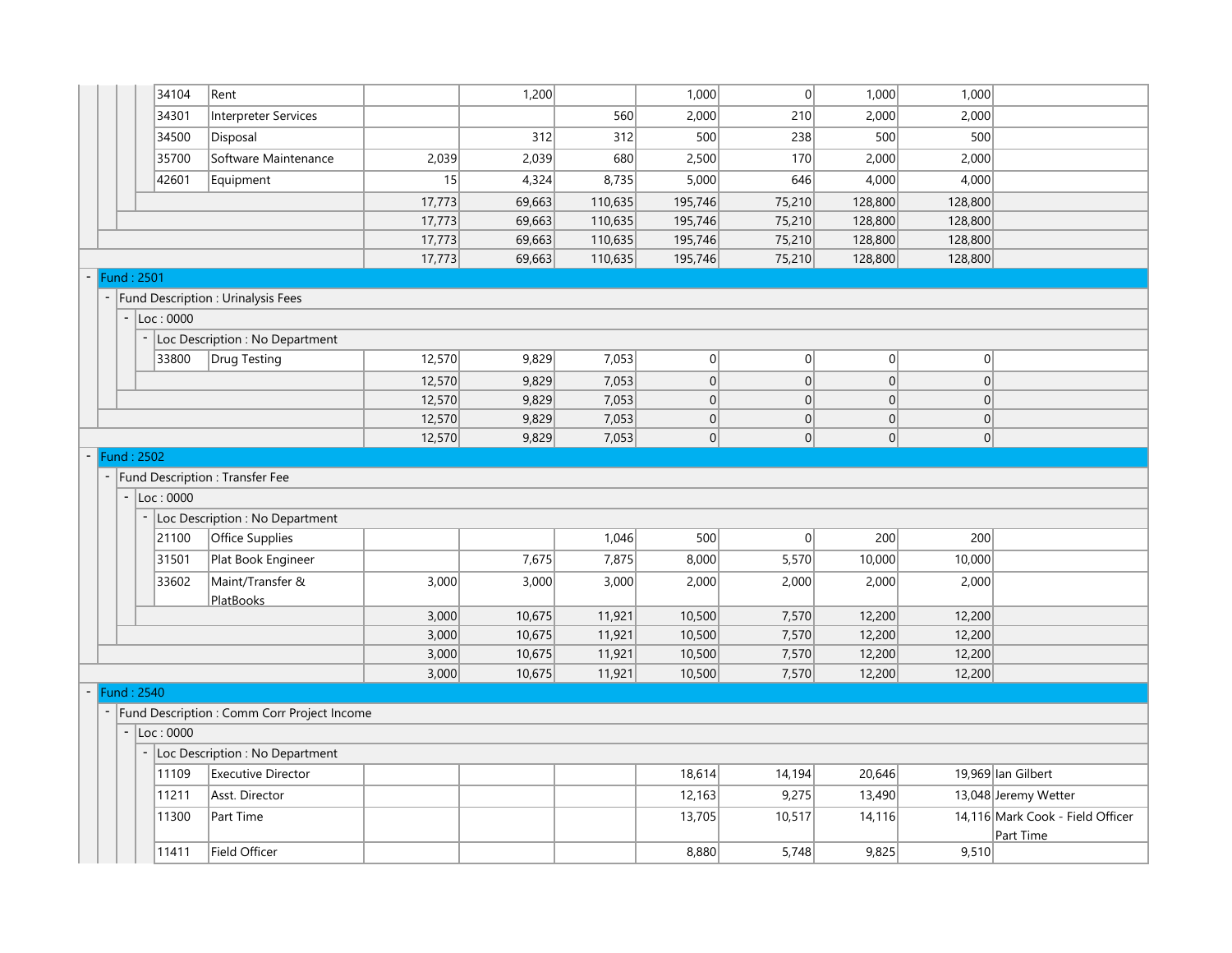| Account | Description | Col 1 | Col 2 | Col 3 | Col 4 | Col 5 | Col 6 | Col 7 | Notes |
|---|---|---|---|---|---|---|---|---|---|
| 34104 | Rent | | 1,200 | | 1,000 | 0 | 1,000 | 1,000 | |
| 34301 | Interpreter Services | | | 560 | 2,000 | 210 | 2,000 | 2,000 | |
| 34500 | Disposal | | 312 | 312 | 500 | 238 | 500 | 500 | |
| 35700 | Software Maintenance | 2,039 | 2,039 | 680 | 2,500 | 170 | 2,000 | 2,000 | |
| 42601 | Equipment | 15 | 4,324 | 8,735 | 5,000 | 646 | 4,000 | 4,000 | |
| | | 17,773 | 69,663 | 110,635 | 195,746 | 75,210 | 128,800 | 128,800 | |
| | | 17,773 | 69,663 | 110,635 | 195,746 | 75,210 | 128,800 | 128,800 | |
| | | 17,773 | 69,663 | 110,635 | 195,746 | 75,210 | 128,800 | 128,800 | |
| | | 17,773 | 69,663 | 110,635 | 195,746 | 75,210 | 128,800 | 128,800 | |
| **Fund : 2501** | | | | | | | | | |
| Fund Description : Urinalysis Fees | | | | | | | | | |
| Loc : 0000 | | | | | | | | | |
| Loc Description : No Department | | | | | | | | | |
| 33800 | Drug Testing | 12,570 | 9,829 | 7,053 | 0 | 0 | 0 | 0 | |
| | | 12,570 | 9,829 | 7,053 | 0 | 0 | 0 | 0 | |
| | | 12,570 | 9,829 | 7,053 | 0 | 0 | 0 | 0 | |
| | | 12,570 | 9,829 | 7,053 | 0 | 0 | 0 | 0 | |
| | | 12,570 | 9,829 | 7,053 | 0 | 0 | 0 | 0 | |
| **Fund : 2502** | | | | | | | | | |
| Fund Description : Transfer Fee | | | | | | | | | |
| Loc : 0000 | | | | | | | | | |
| Loc Description : No Department | | | | | | | | | |
| 21100 | Office Supplies | | | 1,046 | 500 | 0 | 200 | 200 | |
| 31501 | Plat Book Engineer | | 7,675 | 7,875 | 8,000 | 5,570 | 10,000 | 10,000 | |
| 33602 | Maint/Transfer & PlatBooks | 3,000 | 3,000 | 3,000 | 2,000 | 2,000 | 2,000 | 2,000 | |
| | | 3,000 | 10,675 | 11,921 | 10,500 | 7,570 | 12,200 | 12,200 | |
| | | 3,000 | 10,675 | 11,921 | 10,500 | 7,570 | 12,200 | 12,200 | |
| | | 3,000 | 10,675 | 11,921 | 10,500 | 7,570 | 12,200 | 12,200 | |
| | | 3,000 | 10,675 | 11,921 | 10,500 | 7,570 | 12,200 | 12,200 | |
| **Fund : 2540** | | | | | | | | | |
| Fund Description : Comm Corr Project Income | | | | | | | | | |
| Loc : 0000 | | | | | | | | | |
| Loc Description : No Department | | | | | | | | | |
| 11109 | Executive Director | | | | 18,614 | 14,194 | 20,646 | 19,969 | Ian Gilbert |
| 11211 | Asst. Director | | | | 12,163 | 9,275 | 13,490 | 13,048 | Jeremy Wetter |
| 11300 | Part Time | | | | 13,705 | 10,517 | 14,116 | 14,116 | Mark Cook - Field Officer Part Time |
| 11411 | Field Officer | | | | 8,880 | 5,748 | 9,825 | 9,510 | |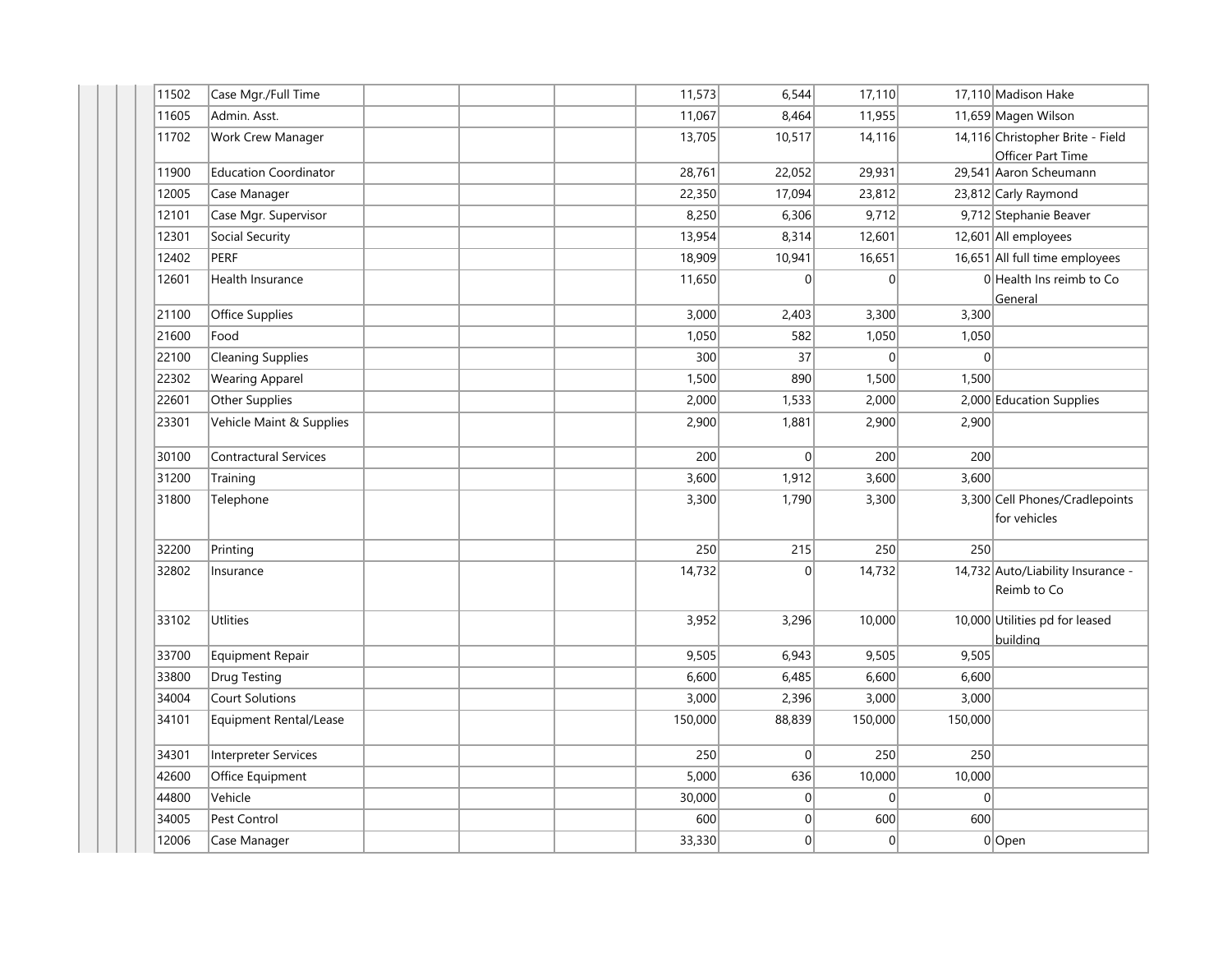| | | | | | | | | | | | | |
|---|---|---|---|---|---|---|---|---|---|---|---|---|
| | | | | 11502 | Case Mgr./Full Time | | | | 11,573 | 6,544 | 17,110 | 17,110 | Madison Hake |
| | | | | 11605 | Admin. Asst. | | | | 11,067 | 8,464 | 11,955 | 11,659 | Magen Wilson |
| | | | | 11702 | Work Crew Manager | | | | 13,705 | 10,517 | 14,116 | 14,116 | Christopher Brite - Field Officer Part Time |
| | | | | 11900 | Education Coordinator | | | | 28,761 | 22,052 | 29,931 | 29,541 | Aaron Scheumann |
| | | | | 12005 | Case Manager | | | | 22,350 | 17,094 | 23,812 | 23,812 | Carly Raymond |
| | | | | 12101 | Case Mgr. Supervisor | | | | 8,250 | 6,306 | 9,712 | 9,712 | Stephanie Beaver |
| | | | | 12301 | Social Security | | | | 13,954 | 8,314 | 12,601 | 12,601 | All employees |
| | | | | 12402 | PERF | | | | 18,909 | 10,941 | 16,651 | 16,651 | All full time employees |
| | | | | 12601 | Health Insurance | | | | 11,650 | 0 | 0 | 0 | Health Ins reimb to Co General |
| | | | | 21100 | Office Supplies | | | | 3,000 | 2,403 | 3,300 | 3,300 | |
| | | | | 21600 | Food | | | | 1,050 | 582 | 1,050 | 1,050 | |
| | | | | 22100 | Cleaning Supplies | | | | 300 | 37 | 0 | 0 | |
| | | | | 22302 | Wearing Apparel | | | | 1,500 | 890 | 1,500 | 1,500 | |
| | | | | 22601 | Other Supplies | | | | 2,000 | 1,533 | 2,000 | 2,000 | Education Supplies |
| | | | | 23301 | Vehicle Maint & Supplies | | | | 2,900 | 1,881 | 2,900 | 2,900 | |
| | | | | 30100 | Contractural Services | | | | 200 | 0 | 200 | 200 | |
| | | | | 31200 | Training | | | | 3,600 | 1,912 | 3,600 | 3,600 | |
| | | | | 31800 | Telephone | | | | 3,300 | 1,790 | 3,300 | 3,300 | Cell Phones/Cradlepoints for vehicles |
| | | | | 32200 | Printing | | | | 250 | 215 | 250 | 250 | |
| | | | | 32802 | Insurance | | | | 14,732 | 0 | 14,732 | 14,732 | Auto/Liability Insurance - Reimb to Co |
| | | | | 33102 | Utlities | | | | 3,952 | 3,296 | 10,000 | 10,000 | Utilities pd for leased building |
| | | | | 33700 | Equipment Repair | | | | 9,505 | 6,943 | 9,505 | 9,505 | |
| | | | | 33800 | Drug Testing | | | | 6,600 | 6,485 | 6,600 | 6,600 | |
| | | | | 34004 | Court Solutions | | | | 3,000 | 2,396 | 3,000 | 3,000 | |
| | | | | 34101 | Equipment Rental/Lease | | | | 150,000 | 88,839 | 150,000 | 150,000 | |
| | | | | 34301 | Interpreter Services | | | | 250 | 0 | 250 | 250 | |
| | | | | 42600 | Office Equipment | | | | 5,000 | 636 | 10,000 | 10,000 | |
| | | | | 44800 | Vehicle | | | | 30,000 | 0 | 0 | 0 | |
| | | | | 34005 | Pest Control | | | | 600 | 0 | 600 | 600 | |
| | | | | 12006 | Case Manager | | | | 33,330 | 0 | 0 | 0 | Open |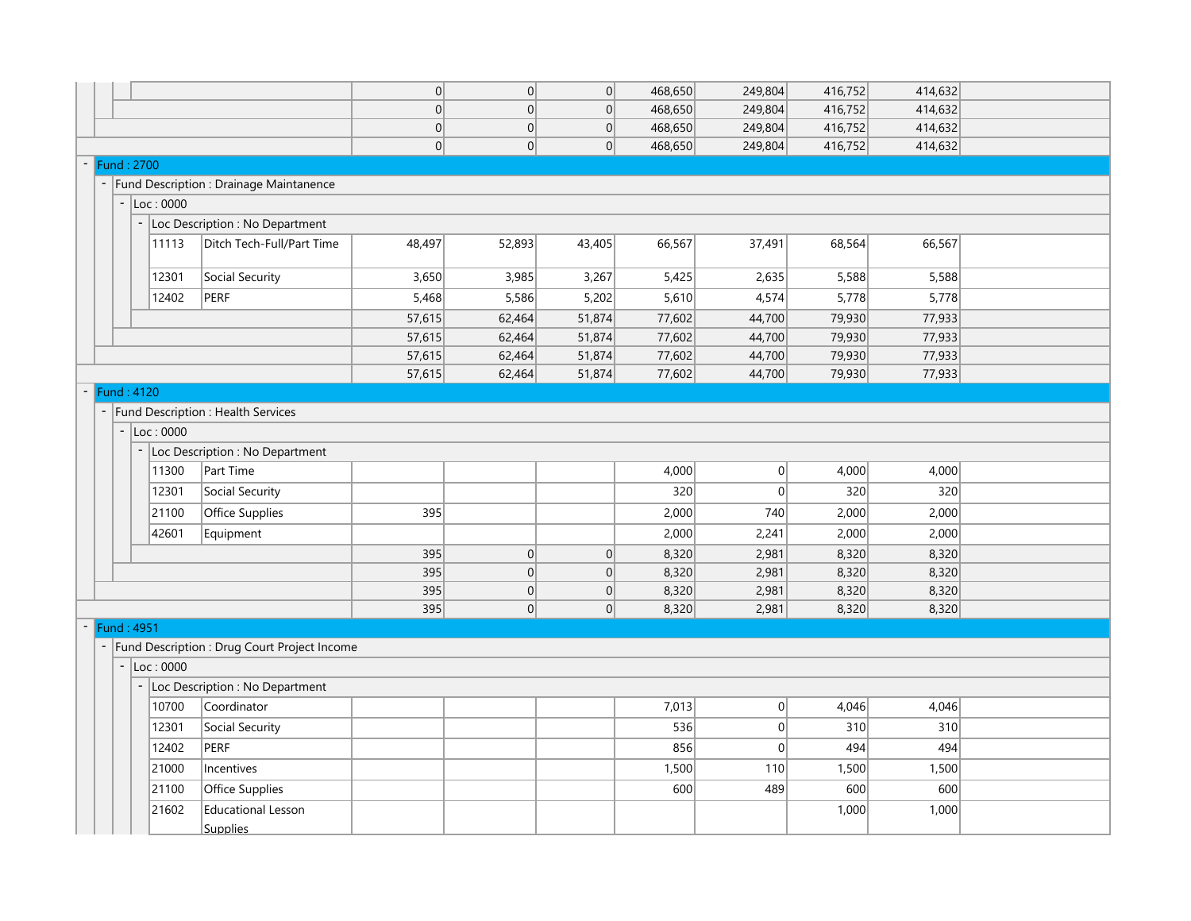| | | | | | | | | |
|---|---|---|---|---|---|---|---|---|
| | | 0 | 0 | 0 | 468,650 | 249,804 | 416,752 | 414,632 |
| | | 0 | 0 | 0 | 468,650 | 249,804 | 416,752 | 414,632 |
| | | 0 | 0 | 0 | 468,650 | 249,804 | 416,752 | 414,632 |
| | | 0 | 0 | 0 | 468,650 | 249,804 | 416,752 | 414,632 |
| **Fund : 2700** | | | | | | | | |
| Fund Description : Drainage Maintanence | | | | | | | | |
| Loc : 0000 | | | | | | | | |
| Loc Description : No Department | | | | | | | | |
| 11113 | Ditch Tech-Full/Part Time | 48,497 | 52,893 | 43,405 | 66,567 | 37,491 | 68,564 | 66,567 |
| 12301 | Social Security | 3,650 | 3,985 | 3,267 | 5,425 | 2,635 | 5,588 | 5,588 |
| 12402 | PERF | 5,468 | 5,586 | 5,202 | 5,610 | 4,574 | 5,778 | 5,778 |
| | | 57,615 | 62,464 | 51,874 | 77,602 | 44,700 | 79,930 | 77,933 |
| | | 57,615 | 62,464 | 51,874 | 77,602 | 44,700 | 79,930 | 77,933 |
| | | 57,615 | 62,464 | 51,874 | 77,602 | 44,700 | 79,930 | 77,933 |
| | | 57,615 | 62,464 | 51,874 | 77,602 | 44,700 | 79,930 | 77,933 |
| **Fund : 4120** | | | | | | | | |
| Fund Description : Health Services | | | | | | | | |
| Loc : 0000 | | | | | | | | |
| Loc Description : No Department | | | | | | | | |
| 11300 | Part Time | | | | 4,000 | 0 | 4,000 | 4,000 |
| 12301 | Social Security | | | | 320 | 0 | 320 | 320 |
| 21100 | Office Supplies | 395 | | | 2,000 | 740 | 2,000 | 2,000 |
| 42601 | Equipment | | | | 2,000 | 2,241 | 2,000 | 2,000 |
| | | 395 | 0 | 0 | 8,320 | 2,981 | 8,320 | 8,320 |
| | | 395 | 0 | 0 | 8,320 | 2,981 | 8,320 | 8,320 |
| | | 395 | 0 | 0 | 8,320 | 2,981 | 8,320 | 8,320 |
| | | 395 | 0 | 0 | 8,320 | 2,981 | 8,320 | 8,320 |
| **Fund : 4951** | | | | | | | | |
| Fund Description : Drug Court Project Income | | | | | | | | |
| Loc : 0000 | | | | | | | | |
| Loc Description : No Department | | | | | | | | |
| 10700 | Coordinator | | | | 7,013 | 0 | 4,046 | 4,046 |
| 12301 | Social Security | | | | 536 | 0 | 310 | 310 |
| 12402 | PERF | | | | 856 | 0 | 494 | 494 |
| 21000 | Incentives | | | | 1,500 | 110 | 1,500 | 1,500 |
| 21100 | Office Supplies | | | | 600 | 489 | 600 | 600 |
| 21602 | Educational Lesson Supplies | | | | | | 1,000 | 1,000 |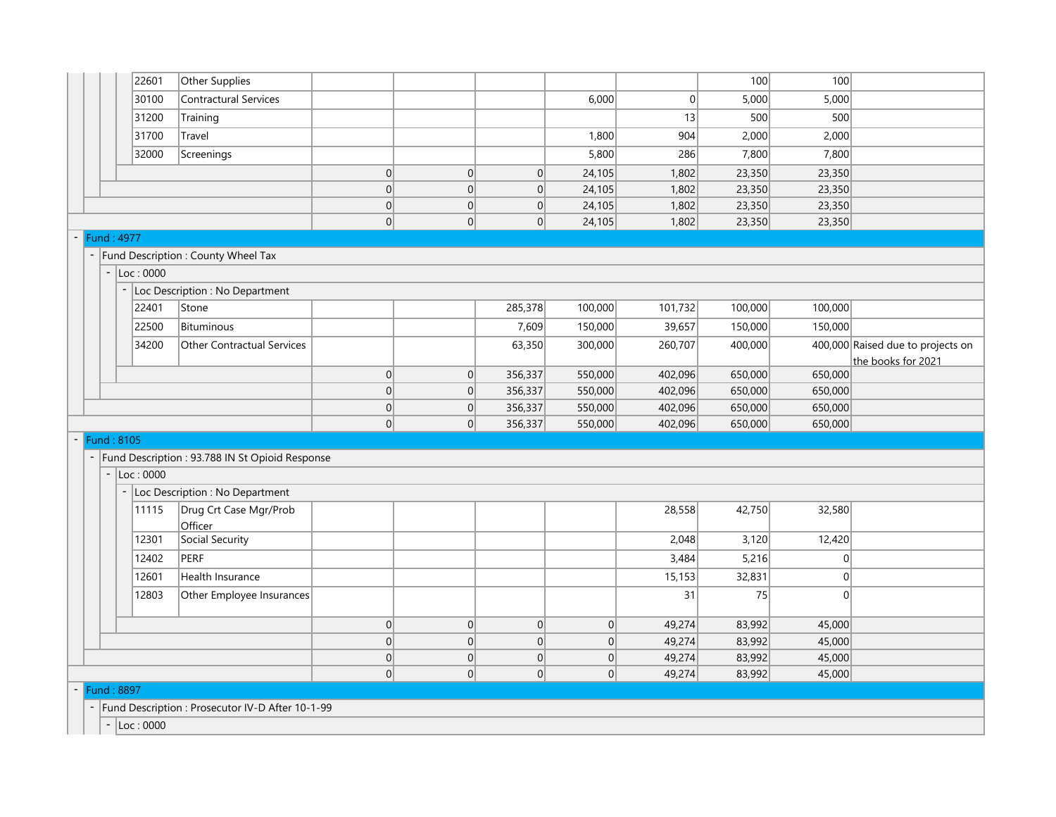| Account | Description | Col 1 | Col 2 | Col 3 | Col 4 | Col 5 | Col 6 | Col 7 | Comment |
|---|---|---|---|---|---|---|---|---|---|
| 22601 | Other Supplies | | | | | | 100 | 100 | |
| 30100 | Contractural Services | | | | 6,000 | 0 | 5,000 | 5,000 | |
| 31200 | Training | | | | | 13 | 500 | 500 | |
| 31700 | Travel | | | | 1,800 | 904 | 2,000 | 2,000 | |
| 32000 | Screenings | | | | 5,800 | 286 | 7,800 | 7,800 | |
| | | 0 | 0 | 0 | 24,105 | 1,802 | 23,350 | 23,350 | |
| | | 0 | 0 | 0 | 24,105 | 1,802 | 23,350 | 23,350 | |
| | | 0 | 0 | 0 | 24,105 | 1,802 | 23,350 | 23,350 | |
| | | 0 | 0 | 0 | 24,105 | 1,802 | 23,350 | 23,350 | |

- Fund : 4977
  - Fund Description : County Wheel Tax
    - Loc : 0000
      - Loc Description : No Department

| Account | Description | Col 1 | Col 2 | Col 3 | Col 4 | Col 5 | Col 6 | Col 7 | Comment |
|---|---|---|---|---|---|---|---|---|---|
| 22401 | Stone | | | 285,378 | 100,000 | 101,732 | 100,000 | 100,000 | |
| 22500 | Bituminous | | | 7,609 | 150,000 | 39,657 | 150,000 | 150,000 | |
| 34200 | Other Contractual Services | | | 63,350 | 300,000 | 260,707 | 400,000 | 400,000 | Raised due to projects on the books for 2021 |
| | | 0 | 0 | 356,337 | 550,000 | 402,096 | 650,000 | 650,000 | |
| | | 0 | 0 | 356,337 | 550,000 | 402,096 | 650,000 | 650,000 | |
| | | 0 | 0 | 356,337 | 550,000 | 402,096 | 650,000 | 650,000 | |
| | | 0 | 0 | 356,337 | 550,000 | 402,096 | 650,000 | 650,000 | |

- Fund : 8105
  - Fund Description : 93.788 IN St Opioid Response
    - Loc : 0000
      - Loc Description : No Department

| Account | Description | Col 1 | Col 2 | Col 3 | Col 4 | Col 5 | Col 6 | Col 7 | Comment |
|---|---|---|---|---|---|---|---|---|---|
| 11115 | Drug Crt Case Mgr/Prob Officer | | | | | 28,558 | 42,750 | 32,580 | |
| 12301 | Social Security | | | | | 2,048 | 3,120 | 12,420 | |
| 12402 | PERF | | | | | 3,484 | 5,216 | 0 | |
| 12601 | Health Insurance | | | | | 15,153 | 32,831 | 0 | |
| 12803 | Other Employee Insurances | | | | | 31 | 75 | 0 | |
| | | 0 | 0 | 0 | 0 | 49,274 | 83,992 | 45,000 | |
| | | 0 | 0 | 0 | 0 | 49,274 | 83,992 | 45,000 | |
| | | 0 | 0 | 0 | 0 | 49,274 | 83,992 | 45,000 | |
| | | 0 | 0 | 0 | 0 | 49,274 | 83,992 | 45,000 | |

- Fund : 8897
  - Fund Description : Prosecutor IV-D After 10-1-99
    - Loc : 0000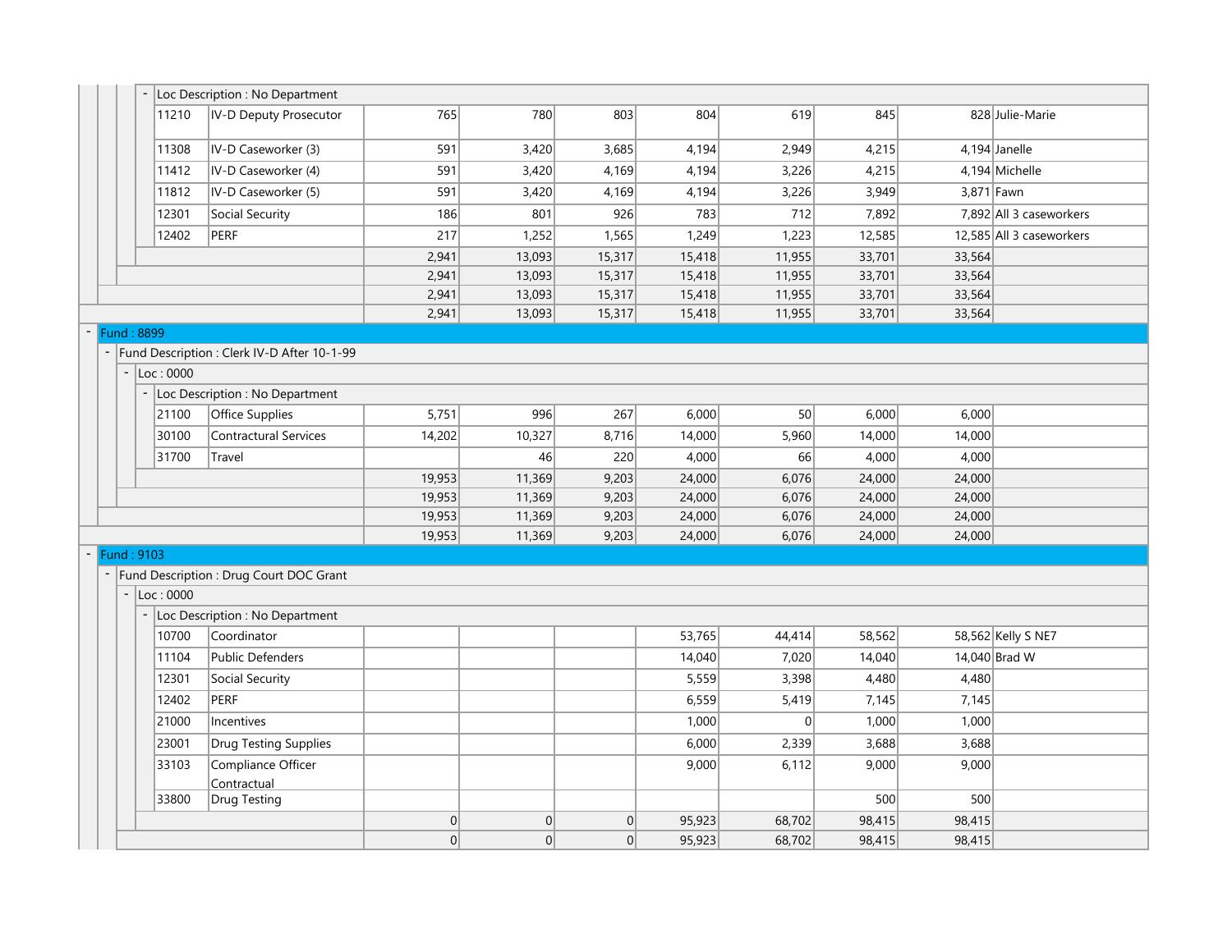| Code | Description | | | | | | | | Notes |
|---|---|---|---|---|---|---|---|---|---|
| - Loc Description : No Department | | | | | | | | | |
| 11210 | IV-D Deputy Prosecutor | 765 | 780 | 803 | 804 | 619 | 845 | 828 | Julie-Marie |
| 11308 | IV-D Caseworker (3) | 591 | 3,420 | 3,685 | 4,194 | 2,949 | 4,215 | 4,194 | Janelle |
| 11412 | IV-D Caseworker (4) | 591 | 3,420 | 4,169 | 4,194 | 3,226 | 4,215 | 4,194 | Michelle |
| 11812 | IV-D Caseworker (5) | 591 | 3,420 | 4,169 | 4,194 | 3,226 | 3,949 | 3,871 | Fawn |
| 12301 | Social Security | 186 | 801 | 926 | 783 | 712 | 7,892 | 7,892 | All 3 caseworkers |
| 12402 | PERF | 217 | 1,252 | 1,565 | 1,249 | 1,223 | 12,585 | 12,585 | All 3 caseworkers |
| | | 2,941 | 13,093 | 15,317 | 15,418 | 11,955 | 33,701 | 33,564 | |
| | | 2,941 | 13,093 | 15,317 | 15,418 | 11,955 | 33,701 | 33,564 | |
| | | 2,941 | 13,093 | 15,317 | 15,418 | 11,955 | 33,701 | 33,564 | |
| | | 2,941 | 13,093 | 15,317 | 15,418 | 11,955 | 33,701 | 33,564 | |
| - Fund : 8899 | | | | | | | | | |
| - Fund Description : Clerk IV-D After 10-1-99 | | | | | | | | | |
| - Loc : 0000 | | | | | | | | | |
| - Loc Description : No Department | | | | | | | | | |
| 21100 | Office Supplies | 5,751 | 996 | 267 | 6,000 | 50 | 6,000 | 6,000 | |
| 30100 | Contractural Services | 14,202 | 10,327 | 8,716 | 14,000 | 5,960 | 14,000 | 14,000 | |
| 31700 | Travel | | 46 | 220 | 4,000 | 66 | 4,000 | 4,000 | |
| | | 19,953 | 11,369 | 9,203 | 24,000 | 6,076 | 24,000 | 24,000 | |
| | | 19,953 | 11,369 | 9,203 | 24,000 | 6,076 | 24,000 | 24,000 | |
| | | 19,953 | 11,369 | 9,203 | 24,000 | 6,076 | 24,000 | 24,000 | |
| | | 19,953 | 11,369 | 9,203 | 24,000 | 6,076 | 24,000 | 24,000 | |
| - Fund : 9103 | | | | | | | | | |
| - Fund Description : Drug Court DOC Grant | | | | | | | | | |
| - Loc : 0000 | | | | | | | | | |
| - Loc Description : No Department | | | | | | | | | |
| 10700 | Coordinator | | | | 53,765 | 44,414 | 58,562 | 58,562 | Kelly S NE7 |
| 11104 | Public Defenders | | | | 14,040 | 7,020 | 14,040 | 14,040 | Brad W |
| 12301 | Social Security | | | | 5,559 | 3,398 | 4,480 | 4,480 | |
| 12402 | PERF | | | | 6,559 | 5,419 | 7,145 | 7,145 | |
| 21000 | Incentives | | | | 1,000 | 0 | 1,000 | 1,000 | |
| 23001 | Drug Testing Supplies | | | | 6,000 | 2,339 | 3,688 | 3,688 | |
| 33103 | Compliance Officer Contractual | | | | 9,000 | 6,112 | 9,000 | 9,000 | |
| 33800 | Drug Testing | | | | | | 500 | 500 | |
| | | 0 | 0 | 0 | 95,923 | 68,702 | 98,415 | 98,415 | |
| | | 0 | 0 | 0 | 95,923 | 68,702 | 98,415 | 98,415 | |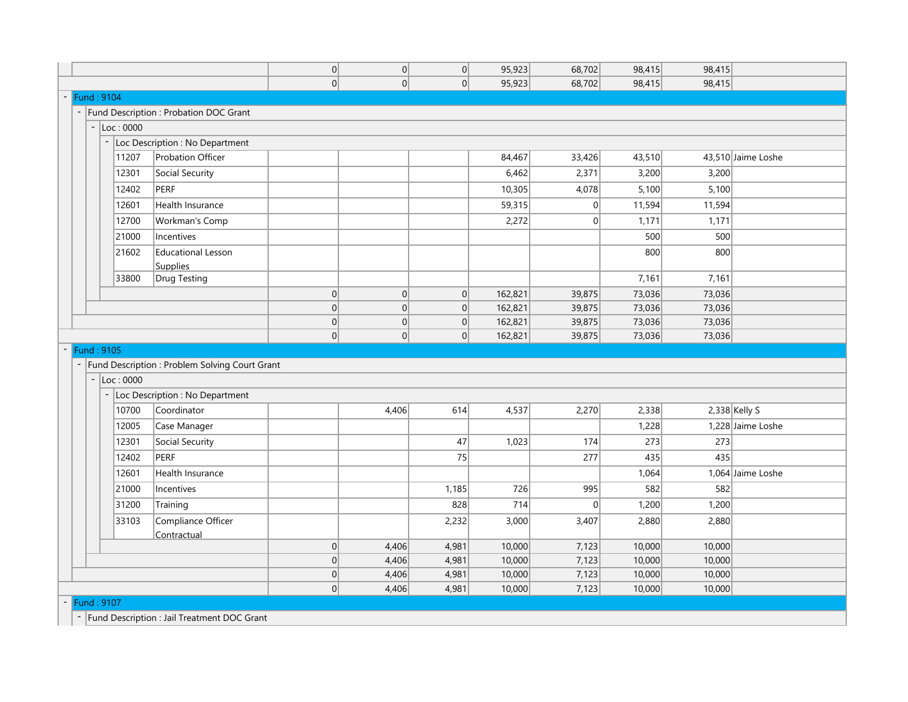| | | | | | | | | |
|---|---|---|---|---|---|---|---|---|
| | | 0 | 0 | 0 | 95,923 | 68,702 | 98,415 | 98,415 | |
| | | 0 | 0 | 0 | 95,923 | 68,702 | 98,415 | 98,415 | |

**Fund : 9104**

Fund Description : Probation DOC Grant

Loc : 0000

Loc Description : No Department

| | | | | | | | | | |
|---|---|---|---|---|---|---|---|---|---|
| 11207 | Probation Officer | | | | 84,467 | 33,426 | 43,510 | 43,510 | Jaime Loshe |
| 12301 | Social Security | | | | 6,462 | 2,371 | 3,200 | 3,200 | |
| 12402 | PERF | | | | 10,305 | 4,078 | 5,100 | 5,100 | |
| 12601 | Health Insurance | | | | 59,315 | 0 | 11,594 | 11,594 | |
| 12700 | Workman's Comp | | | | 2,272 | 0 | 1,171 | 1,171 | |
| 21000 | Incentives | | | | | | 500 | 500 | |
| 21602 | Educational Lesson Supplies | | | | | | 800 | 800 | |
| 33800 | Drug Testing | | | | | | 7,161 | 7,161 | |
| | | 0 | 0 | 0 | 162,821 | 39,875 | 73,036 | 73,036 | |
| | | 0 | 0 | 0 | 162,821 | 39,875 | 73,036 | 73,036 | |
| | | 0 | 0 | 0 | 162,821 | 39,875 | 73,036 | 73,036 | |
| | | 0 | 0 | 0 | 162,821 | 39,875 | 73,036 | 73,036 | |

**Fund : 9105**

Fund Description : Problem Solving Court Grant

Loc : 0000

Loc Description : No Department

| | | | | | | | | | |
|---|---|---|---|---|---|---|---|---|---|
| 10700 | Coordinator | | 4,406 | 614 | 4,537 | 2,270 | 2,338 | 2,338 | Kelly S |
| 12005 | Case Manager | | | | | | 1,228 | 1,228 | Jaime Loshe |
| 12301 | Social Security | | | 47 | 1,023 | 174 | 273 | 273 | |
| 12402 | PERF | | | 75 | | 277 | 435 | 435 | |
| 12601 | Health Insurance | | | | | | 1,064 | 1,064 | Jaime Loshe |
| 21000 | Incentives | | | 1,185 | 726 | 995 | 582 | 582 | |
| 31200 | Training | | | 828 | 714 | 0 | 1,200 | 1,200 | |
| 33103 | Compliance Officer Contractual | | | 2,232 | 3,000 | 3,407 | 2,880 | 2,880 | |
| | | 0 | 4,406 | 4,981 | 10,000 | 7,123 | 10,000 | 10,000 | |
| | | 0 | 4,406 | 4,981 | 10,000 | 7,123 | 10,000 | 10,000 | |
| | | 0 | 4,406 | 4,981 | 10,000 | 7,123 | 10,000 | 10,000 | |
| | | 0 | 4,406 | 4,981 | 10,000 | 7,123 | 10,000 | 10,000 | |

**Fund : 9107**

Fund Description : Jail Treatment DOC Grant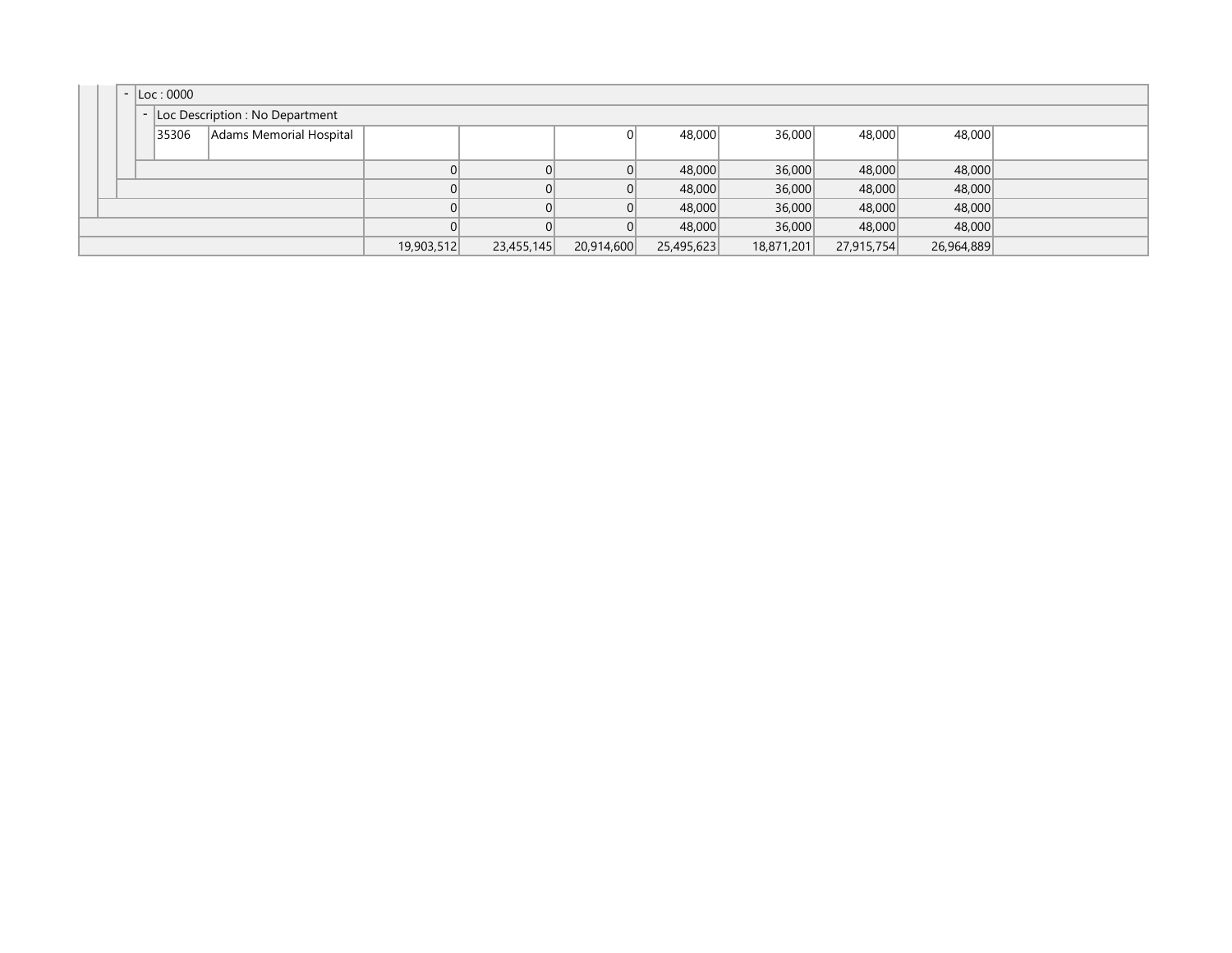| | | | | | | | | | |
|---|---|---|---|---|---|---|---|---|---|
| Loc : 0000 | | | | | | | | | |
| Loc Description : No Department | | | | | | | | | |
| 35306 | Adams Memorial Hospital | | | 0 | 48,000 | 36,000 | 48,000 | 48,000 | |
| | | 0 | 0 | 0 | 48,000 | 36,000 | 48,000 | 48,000 | |
| | | 0 | 0 | 0 | 48,000 | 36,000 | 48,000 | 48,000 | |
| | | 0 | 0 | 0 | 48,000 | 36,000 | 48,000 | 48,000 | |
| | | 0 | 0 | 0 | 48,000 | 36,000 | 48,000 | 48,000 | |
| | | 19,903,512 | 23,455,145 | 20,914,600 | 25,495,623 | 18,871,201 | 27,915,754 | 26,964,889 | |